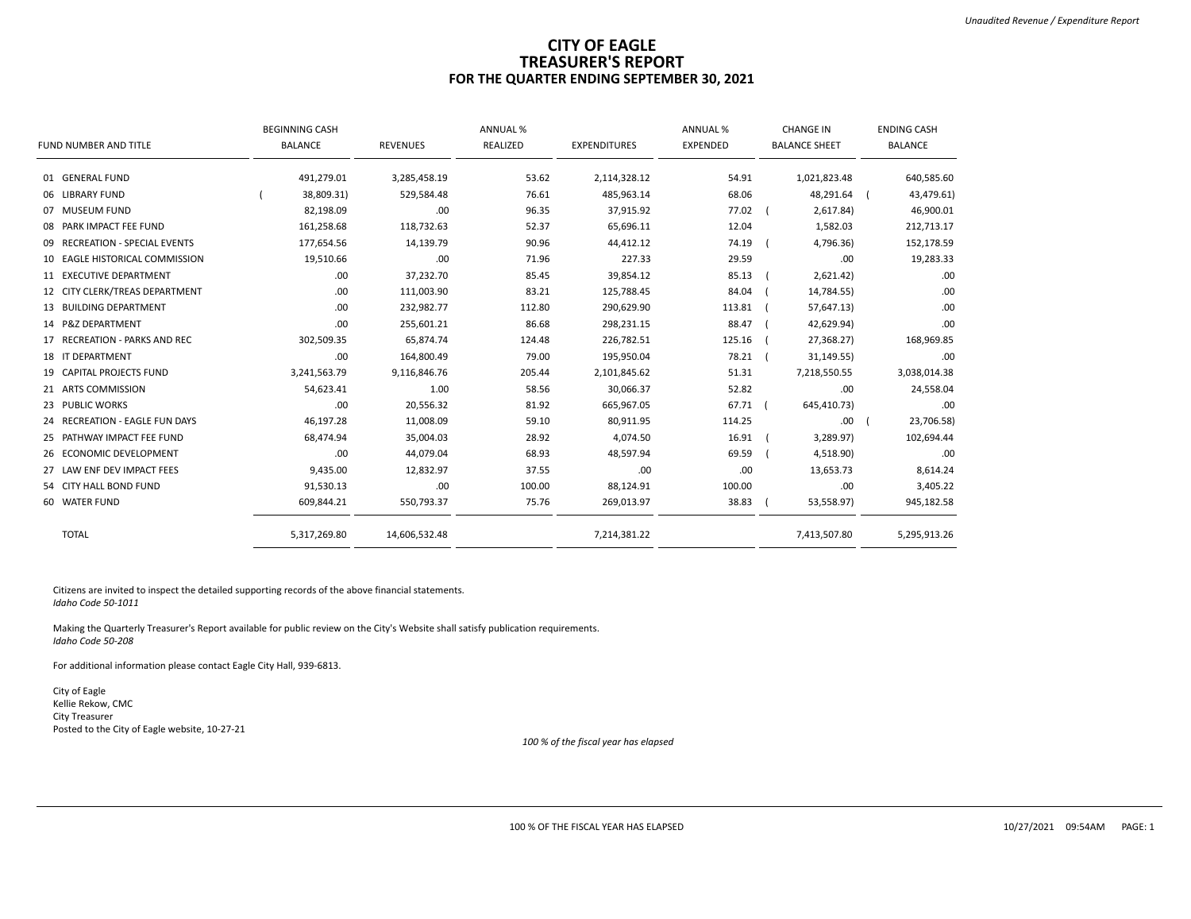# CITY OF EAGLE
# TREASURER'S REPORT
## FOR THE QUARTER ENDING SEPTEMBER 30, 2021

| FUND NUMBER AND TITLE | BEGINNING CASH BALANCE | REVENUES | ANNUAL % REALIZED | EXPENDITURES | ANNUAL % EXPENDED | CHANGE IN BALANCE SHEET | ENDING CASH BALANCE |
|---|---|---|---|---|---|---|---|
| 01 GENERAL FUND | 491,279.01 | 3,285,458.19 | 53.62 | 2,114,328.12 | 54.91 | 1,021,823.48 | 640,585.60 |
| 06 LIBRARY FUND | ( 38,809.31) | 529,584.48 | 76.61 | 485,963.14 | 68.06 | 48,291.64 | ( 43,479.61) |
| 07 MUSEUM FUND | 82,198.09 | .00 | 96.35 | 37,915.92 | 77.02 | ( 2,617.84) | 46,900.01 |
| 08 PARK IMPACT FEE FUND | 161,258.68 | 118,732.63 | 52.37 | 65,696.11 | 12.04 | 1,582.03 | 212,713.17 |
| 09 RECREATION - SPECIAL EVENTS | 177,654.56 | 14,139.79 | 90.96 | 44,412.12 | 74.19 | ( 4,796.36) | 152,178.59 |
| 10 EAGLE HISTORICAL COMMISSION | 19,510.66 | .00 | 71.96 | 227.33 | 29.59 | .00 | 19,283.33 |
| 11 EXECUTIVE DEPARTMENT | .00 | 37,232.70 | 85.45 | 39,854.12 | 85.13 | ( 2,621.42) | .00 |
| 12 CITY CLERK/TREAS DEPARTMENT | .00 | 111,003.90 | 83.21 | 125,788.45 | 84.04 | ( 14,784.55) | .00 |
| 13 BUILDING DEPARTMENT | .00 | 232,982.77 | 112.80 | 290,629.90 | 113.81 | ( 57,647.13) | .00 |
| 14 P&Z DEPARTMENT | .00 | 255,601.21 | 86.68 | 298,231.15 | 88.47 | ( 42,629.94) | .00 |
| 17 RECREATION - PARKS AND REC | 302,509.35 | 65,874.74 | 124.48 | 226,782.51 | 125.16 | ( 27,368.27) | 168,969.85 |
| 18 IT DEPARTMENT | .00 | 164,800.49 | 79.00 | 195,950.04 | 78.21 | ( 31,149.55) | .00 |
| 19 CAPITAL PROJECTS FUND | 3,241,563.79 | 9,116,846.76 | 205.44 | 2,101,845.62 | 51.31 | 7,218,550.55 | 3,038,014.38 |
| 21 ARTS COMMISSION | 54,623.41 | 1.00 | 58.56 | 30,066.37 | 52.82 | .00 | 24,558.04 |
| 23 PUBLIC WORKS | .00 | 20,556.32 | 81.92 | 665,967.05 | 67.71 | ( 645,410.73) | .00 |
| 24 RECREATION - EAGLE FUN DAYS | 46,197.28 | 11,008.09 | 59.10 | 80,911.95 | 114.25 | .00 | ( 23,706.58) |
| 25 PATHWAY IMPACT FEE FUND | 68,474.94 | 35,004.03 | 28.92 | 4,074.50 | 16.91 | ( 3,289.97) | 102,694.44 |
| 26 ECONOMIC DEVELOPMENT | .00 | 44,079.04 | 68.93 | 48,597.94 | 69.59 | ( 4,518.90) | .00 |
| 27 LAW ENF DEV IMPACT FEES | 9,435.00 | 12,832.97 | 37.55 | .00 | .00 | 13,653.73 | 8,614.24 |
| 54 CITY HALL BOND FUND | 91,530.13 | .00 | 100.00 | 88,124.91 | 100.00 | .00 | 3,405.22 |
| 60 WATER FUND | 609,844.21 | 550,793.37 | 75.76 | 269,013.97 | 38.83 | ( 53,558.97) | 945,182.58 |
| TOTAL | 5,317,269.80 | 14,606,532.48 | | 7,214,381.22 | | 7,413,507.80 | 5,295,913.26 |

Citizens are invited to inspect the detailed supporting records of the above financial statements.
*Idaho Code 50-1011*

Making the Quarterly Treasurer's Report available for public review on the City's Website shall satisfy publication requirements.
*Idaho Code 50-208*

For additional information please contact Eagle City Hall, 939-6813.

City of Eagle
Kellie Rekow, CMC
City Treasurer
Posted to the City of Eagle website, 10-27-21

*100 % of the fiscal year has elapsed*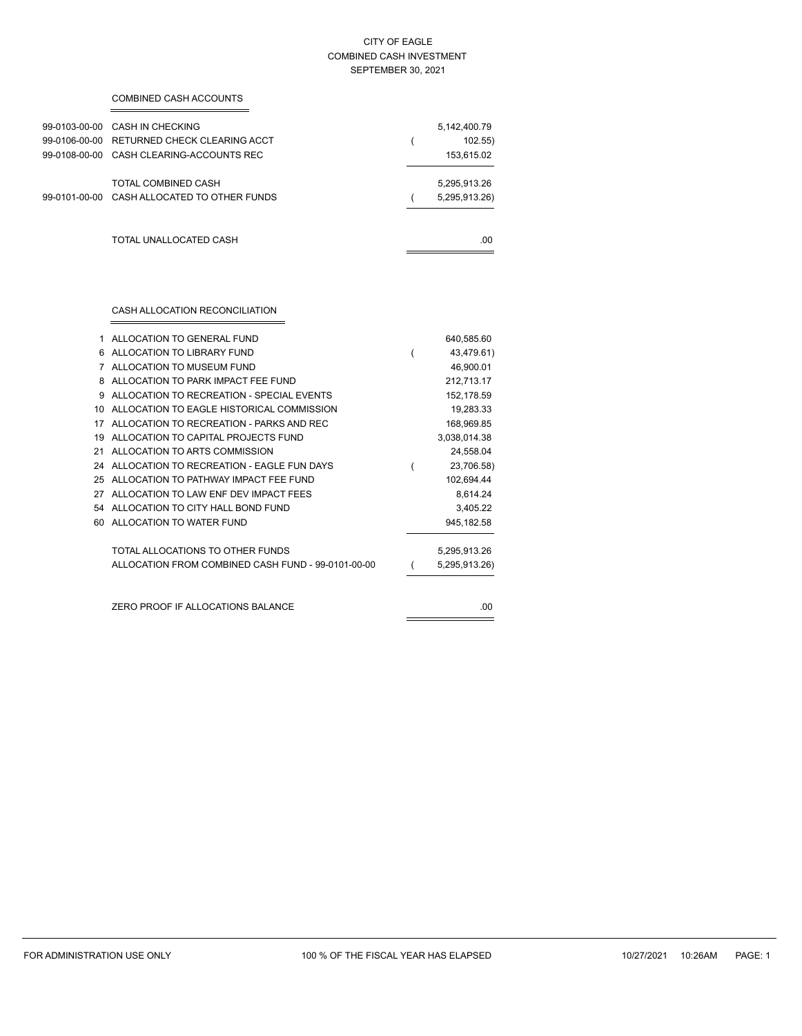# CITY OF EAGLE
## COMBINED CASH INVESTMENT
### SEPTEMBER 30, 2021

**COMBINED CASH ACCOUNTS**

| Account | Description | Amount |
|---|---|---|
| 99-0103-00-00 | CASH IN CHECKING | 5,142,400.79 |
| 99-0106-00-00 | RETURNED CHECK CLEARING ACCT | ( 102.55) |
| 99-0108-00-00 | CASH CLEARING-ACCOUNTS REC | 153,615.02 |
| | TOTAL COMBINED CASH | 5,295,913.26 |
| 99-0101-00-00 | CASH ALLOCATED TO OTHER FUNDS | ( 5,295,913.26) |
| | TOTAL UNALLOCATED CASH | .00 |

**CASH ALLOCATION RECONCILIATION**

| Fund | Description | Amount |
|---|---|---|
| 1 | ALLOCATION TO GENERAL FUND | 640,585.60 |
| 6 | ALLOCATION TO LIBRARY FUND | ( 43,479.61) |
| 7 | ALLOCATION TO MUSEUM FUND | 46,900.01 |
| 8 | ALLOCATION TO PARK IMPACT FEE FUND | 212,713.17 |
| 9 | ALLOCATION TO RECREATION - SPECIAL EVENTS | 152,178.59 |
| 10 | ALLOCATION TO EAGLE HISTORICAL COMMISSION | 19,283.33 |
| 17 | ALLOCATION TO RECREATION - PARKS AND REC | 168,969.85 |
| 19 | ALLOCATION TO CAPITAL PROJECTS FUND | 3,038,014.38 |
| 21 | ALLOCATION TO ARTS COMMISSION | 24,558.04 |
| 24 | ALLOCATION TO RECREATION - EAGLE FUN DAYS | ( 23,706.58) |
| 25 | ALLOCATION TO PATHWAY IMPACT FEE FUND | 102,694.44 |
| 27 | ALLOCATION TO LAW ENF DEV IMPACT FEES | 8,614.24 |
| 54 | ALLOCATION TO CITY HALL BOND FUND | 3,405.22 |
| 60 | ALLOCATION TO WATER FUND | 945,182.58 |
| | TOTAL ALLOCATIONS TO OTHER FUNDS | 5,295,913.26 |
| | ALLOCATION FROM COMBINED CASH FUND - 99-0101-00-00 | ( 5,295,913.26) |
| | ZERO PROOF IF ALLOCATIONS BALANCE | .00 |

FOR ADMINISTRATION USE ONLY — 100 % OF THE FISCAL YEAR HAS ELAPSED — 10/27/2021 10:26AM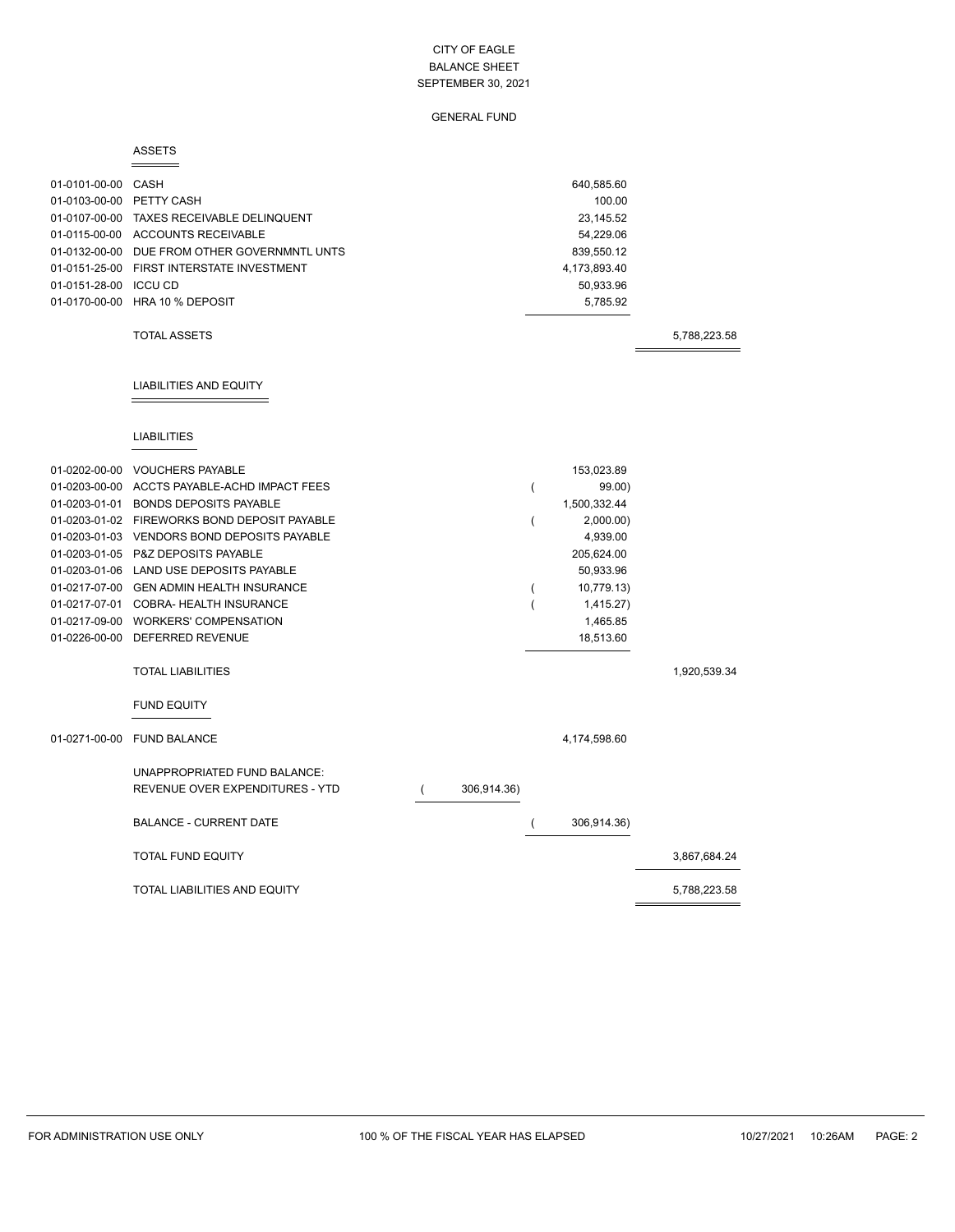# CITY OF EAGLE
## BALANCE SHEET
### SEPTEMBER 30, 2021

### GENERAL FUND

#### ASSETS

| Account | Description | | Amount | Total |
|---|---|---|---|---|
| 01-0101-00-00 | CASH | | 640,585.60 | |
| 01-0103-00-00 | PETTY CASH | | 100.00 | |
| 01-0107-00-00 | TAXES RECEIVABLE DELINQUENT | | 23,145.52 | |
| 01-0115-00-00 | ACCOUNTS RECEIVABLE | | 54,229.06 | |
| 01-0132-00-00 | DUE FROM OTHER GOVERNMNTL UNTS | | 839,550.12 | |
| 01-0151-25-00 | FIRST INTERSTATE INVESTMENT | | 4,173,893.40 | |
| 01-0151-28-00 | ICCU CD | | 50,933.96 | |
| 01-0170-00-00 | HRA 10 % DEPOSIT | | 5,785.92 | |
| | TOTAL ASSETS | | | 5,788,223.58 |

#### LIABILITIES AND EQUITY

##### LIABILITIES

| Account | Description | | Amount | Total |
|---|---|---|---|---|
| 01-0202-00-00 | VOUCHERS PAYABLE | | 153,023.89 | |
| 01-0203-00-00 | ACCTS PAYABLE-ACHD IMPACT FEES | | ( 99.00) | |
| 01-0203-01-01 | BONDS DEPOSITS PAYABLE | | 1,500,332.44 | |
| 01-0203-01-02 | FIREWORKS BOND DEPOSIT PAYABLE | | ( 2,000.00) | |
| 01-0203-01-03 | VENDORS BOND DEPOSITS PAYABLE | | 4,939.00 | |
| 01-0203-01-05 | P&Z DEPOSITS PAYABLE | | 205,624.00 | |
| 01-0203-01-06 | LAND USE DEPOSITS PAYABLE | | 50,933.96 | |
| 01-0217-07-00 | GEN ADMIN HEALTH INSURANCE | | ( 10,779.13) | |
| 01-0217-07-01 | COBRA- HEALTH INSURANCE | | ( 1,415.27) | |
| 01-0217-09-00 | WORKERS' COMPENSATION | | 1,465.85 | |
| 01-0226-00-00 | DEFERRED REVENUE | | 18,513.60 | |
| | TOTAL LIABILITIES | | | 1,920,539.34 |

##### FUND EQUITY

| Account | Description | | Amount | Total |
|---|---|---|---|---|
| 01-0271-00-00 | FUND BALANCE | | 4,174,598.60 | |
| | UNAPPROPRIATED FUND BALANCE: | | | |
| | REVENUE OVER EXPENDITURES - YTD | ( 306,914.36) | | |
| | BALANCE - CURRENT DATE | | ( 306,914.36) | |
| | TOTAL FUND EQUITY | | | 3,867,684.24 |
| | TOTAL LIABILITIES AND EQUITY | | | 5,788,223.58 |

FOR ADMINISTRATION USE ONLY — 100 % OF THE FISCAL YEAR HAS ELAPSED — 10/27/2021 10:26AM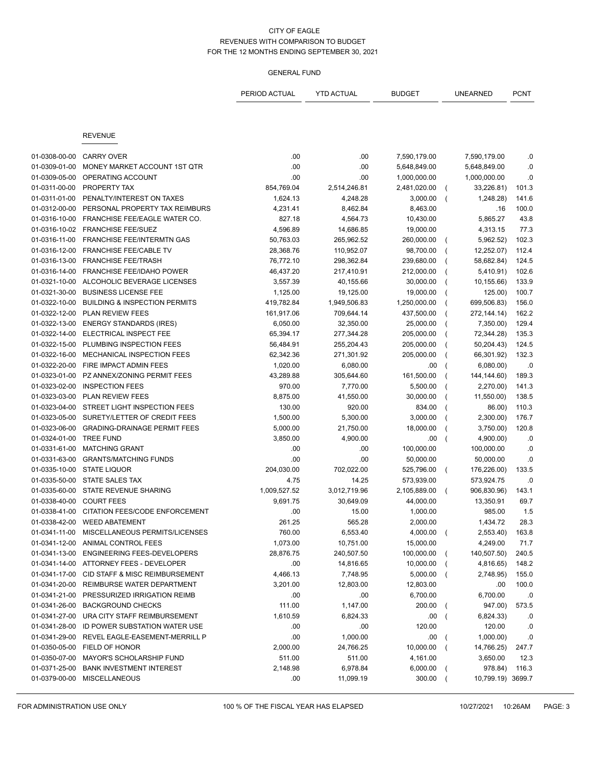CITY OF EAGLE
REVENUES WITH COMPARISON TO BUDGET
FOR THE 12 MONTHS ENDING SEPTEMBER 30, 2021

GENERAL FUND

| | | PERIOD ACTUAL | YTD ACTUAL | BUDGET | UNEARNED | PCNT |
|---|---|---|---|---|---|---|
| | **REVENUE** | | | | | |
| 01-0308-00-00 | CARRY OVER | .00 | .00 | 7,590,179.00 | 7,590,179.00 | .0 |
| 01-0309-01-00 | MONEY MARKET ACCOUNT 1ST QTR | .00 | .00 | 5,648,849.00 | 5,648,849.00 | .0 |
| 01-0309-05-00 | OPERATING ACCOUNT | .00 | .00 | 1,000,000.00 | 1,000,000.00 | .0 |
| 01-0311-00-00 | PROPERTY TAX | 854,769.04 | 2,514,246.81 | 2,481,020.00 | ( 33,226.81) | 101.3 |
| 01-0311-01-00 | PENALTY/INTEREST ON TAXES | 1,624.13 | 4,248.28 | 3,000.00 | ( 1,248.28) | 141.6 |
| 01-0312-00-00 | PERSONAL PROPERTY TAX REIMBURS | 4,231.41 | 8,462.84 | 8,463.00 | .16 | 100.0 |
| 01-0316-10-00 | FRANCHISE FEE/EAGLE WATER CO. | 827.18 | 4,564.73 | 10,430.00 | 5,865.27 | 43.8 |
| 01-0316-10-02 | FRANCHISE FEE/SUEZ | 4,596.89 | 14,686.85 | 19,000.00 | 4,313.15 | 77.3 |
| 01-0316-11-00 | FRANCHISE FEE/INTERMTN GAS | 50,763.03 | 265,962.52 | 260,000.00 | ( 5,962.52) | 102.3 |
| 01-0316-12-00 | FRANCHISE FEE/CABLE TV | 28,368.76 | 110,952.07 | 98,700.00 | ( 12,252.07) | 112.4 |
| 01-0316-13-00 | FRANCHISE FEE/TRASH | 76,772.10 | 298,362.84 | 239,680.00 | ( 58,682.84) | 124.5 |
| 01-0316-14-00 | FRANCHISE FEE/IDAHO POWER | 46,437.20 | 217,410.91 | 212,000.00 | ( 5,410.91) | 102.6 |
| 01-0321-10-00 | ALCOHOLIC BEVERAGE LICENSES | 3,557.39 | 40,155.66 | 30,000.00 | ( 10,155.66) | 133.9 |
| 01-0321-30-00 | BUSINESS LICENSE FEE | 1,125.00 | 19,125.00 | 19,000.00 | ( 125.00) | 100.7 |
| 01-0322-10-00 | BUILDING & INSPECTION PERMITS | 419,782.84 | 1,949,506.83 | 1,250,000.00 | ( 699,506.83) | 156.0 |
| 01-0322-12-00 | PLAN REVIEW FEES | 161,917.06 | 709,644.14 | 437,500.00 | ( 272,144.14) | 162.2 |
| 01-0322-13-00 | ENERGY STANDARDS (IRES) | 6,050.00 | 32,350.00 | 25,000.00 | ( 7,350.00) | 129.4 |
| 01-0322-14-00 | ELECTRICAL INSPECT FEE | 65,394.17 | 277,344.28 | 205,000.00 | ( 72,344.28) | 135.3 |
| 01-0322-15-00 | PLUMBING INSPECTION FEES | 56,484.91 | 255,204.43 | 205,000.00 | ( 50,204.43) | 124.5 |
| 01-0322-16-00 | MECHANICAL INSPECTION FEES | 62,342.36 | 271,301.92 | 205,000.00 | ( 66,301.92) | 132.3 |
| 01-0322-20-00 | FIRE IMPACT ADMIN FEES | 1,020.00 | 6,080.00 | .00 | ( 6,080.00) | .0 |
| 01-0323-01-00 | PZ ANNEX/ZONING PERMIT FEES | 43,289.88 | 305,644.60 | 161,500.00 | ( 144,144.60) | 189.3 |
| 01-0323-02-00 | INSPECTION FEES | 970.00 | 7,770.00 | 5,500.00 | ( 2,270.00) | 141.3 |
| 01-0323-03-00 | PLAN REVIEW FEES | 8,875.00 | 41,550.00 | 30,000.00 | ( 11,550.00) | 138.5 |
| 01-0323-04-00 | STREET LIGHT INSPECTION FEES | 130.00 | 920.00 | 834.00 | ( 86.00) | 110.3 |
| 01-0323-05-00 | SURETY/LETTER OF CREDIT FEES | 1,500.00 | 5,300.00 | 3,000.00 | ( 2,300.00) | 176.7 |
| 01-0323-06-00 | GRADING-DRAINAGE PERMIT FEES | 5,000.00 | 21,750.00 | 18,000.00 | ( 3,750.00) | 120.8 |
| 01-0324-01-00 | TREE FUND | 3,850.00 | 4,900.00 | .00 | ( 4,900.00) | .0 |
| 01-0331-61-00 | MATCHING GRANT | .00 | .00 | 100,000.00 | 100,000.00 | .0 |
| 01-0331-63-00 | GRANTS/MATCHING FUNDS | .00 | .00 | 50,000.00 | 50,000.00 | .0 |
| 01-0335-10-00 | STATE LIQUOR | 204,030.00 | 702,022.00 | 525,796.00 | ( 176,226.00) | 133.5 |
| 01-0335-50-00 | STATE SALES TAX | 4.75 | 14.25 | 573,939.00 | 573,924.75 | .0 |
| 01-0335-60-00 | STATE REVENUE SHARING | 1,009,527.52 | 3,012,719.96 | 2,105,889.00 | ( 906,830.96) | 143.1 |
| 01-0338-40-00 | COURT FEES | 9,691.75 | 30,649.09 | 44,000.00 | 13,350.91 | 69.7 |
| 01-0338-41-00 | CITATION FEES/CODE ENFORCEMENT | .00 | 15.00 | 1,000.00 | 985.00 | 1.5 |
| 01-0338-42-00 | WEED ABATEMENT | 261.25 | 565.28 | 2,000.00 | 1,434.72 | 28.3 |
| 01-0341-11-00 | MISCELLANEOUS PERMITS/LICENSES | 760.00 | 6,553.40 | 4,000.00 | ( 2,553.40) | 163.8 |
| 01-0341-12-00 | ANIMAL CONTROL FEES | 1,073.00 | 10,751.00 | 15,000.00 | 4,249.00 | 71.7 |
| 01-0341-13-00 | ENGINEERING FEES-DEVELOPERS | 28,876.75 | 240,507.50 | 100,000.00 | ( 140,507.50) | 240.5 |
| 01-0341-14-00 | ATTORNEY FEES - DEVELOPER | .00 | 14,816.65 | 10,000.00 | ( 4,816.65) | 148.2 |
| 01-0341-17-00 | CID STAFF & MISC REIMBURSEMENT | 4,466.13 | 7,748.95 | 5,000.00 | ( 2,748.95) | 155.0 |
| 01-0341-20-00 | REIMBURSE WATER DEPARTMENT | 3,201.00 | 12,803.00 | 12,803.00 | .00 | 100.0 |
| 01-0341-21-00 | PRESSURIZED IRRIGATION REIMB | .00 | .00 | 6,700.00 | 6,700.00 | .0 |
| 01-0341-26-00 | BACKGROUND CHECKS | 111.00 | 1,147.00 | 200.00 | ( 947.00) | 573.5 |
| 01-0341-27-00 | URA CITY STAFF REIMBURSEMENT | 1,610.59 | 6,824.33 | .00 | ( 6,824.33) | .0 |
| 01-0341-28-00 | ID POWER SUBSTATION WATER USE | .00 | .00 | 120.00 | 120.00 | .0 |
| 01-0341-29-00 | REVEL EAGLE-EASEMENT-MERRILL P | .00 | 1,000.00 | .00 | ( 1,000.00) | .0 |
| 01-0350-05-00 | FIELD OF HONOR | 2,000.00 | 24,766.25 | 10,000.00 | ( 14,766.25) | 247.7 |
| 01-0350-07-00 | MAYOR'S SCHOLARSHIP FUND | 511.00 | 511.00 | 4,161.00 | 3,650.00 | 12.3 |
| 01-0371-25-00 | BANK INVESTMENT INTEREST | 2,148.98 | 6,978.84 | 6,000.00 | ( 978.84) | 116.3 |
| 01-0379-00-00 | MISCELLANEOUS | .00 | 11,099.19 | 300.00 | ( 10,799.19) | 3699.7 |

FOR ADMINISTRATION USE ONLY — 100 % OF THE FISCAL YEAR HAS ELAPSED — 10/27/2021 10:26AM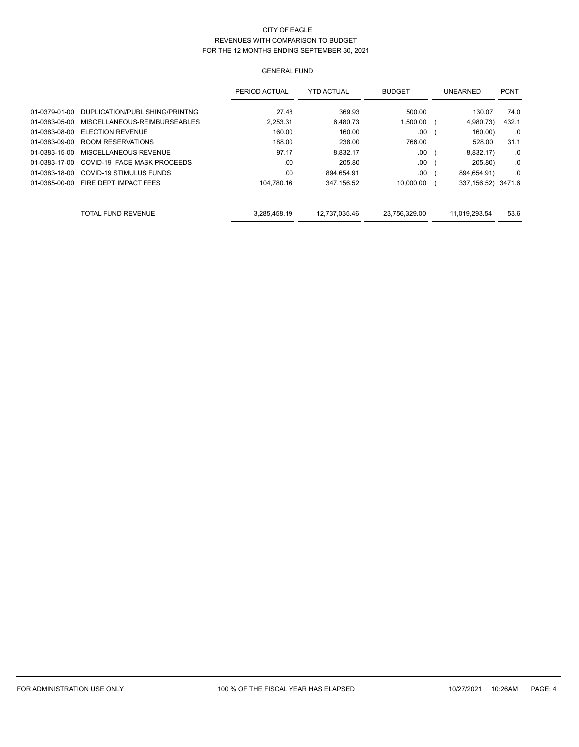CITY OF EAGLE
REVENUES WITH COMPARISON TO BUDGET
FOR THE 12 MONTHS ENDING SEPTEMBER 30, 2021

GENERAL FUND

| | | PERIOD ACTUAL | YTD ACTUAL | BUDGET | UNEARNED | PCNT |
|---|---|---|---|---|---|---|
| 01-0379-01-00 | DUPLICATION/PUBLISHING/PRINTNG | 27.48 | 369.93 | 500.00 | 130.07 | 74.0 |
| 01-0383-05-00 | MISCELLANEOUS-REIMBURSEABLES | 2,253.31 | 6,480.73 | 1,500.00 | ( 4,980.73) | 432.1 |
| 01-0383-08-00 | ELECTION REVENUE | 160.00 | 160.00 | .00 | ( 160.00) | .0 |
| 01-0383-09-00 | ROOM RESERVATIONS | 188.00 | 238.00 | 766.00 | 528.00 | 31.1 |
| 01-0383-15-00 | MISCELLANEOUS REVENUE | 97.17 | 8,832.17 | .00 | ( 8,832.17) | .0 |
| 01-0383-17-00 | COVID-19 FACE MASK PROCEEDS | .00 | 205.80 | .00 | ( 205.80) | .0 |
| 01-0383-18-00 | COVID-19 STIMULUS FUNDS | .00 | 894,654.91 | .00 | ( 894,654.91) | .0 |
| 01-0385-00-00 | FIRE DEPT IMPACT FEES | 104,780.16 | 347,156.52 | 10,000.00 | ( 337,156.52) | 3471.6 |
| | TOTAL FUND REVENUE | 3,285,458.19 | 12,737,035.46 | 23,756,329.00 | 11,019,293.54 | 53.6 |

FOR ADMINISTRATION USE ONLY 100 % OF THE FISCAL YEAR HAS ELAPSED 10/27/2021 10:26AM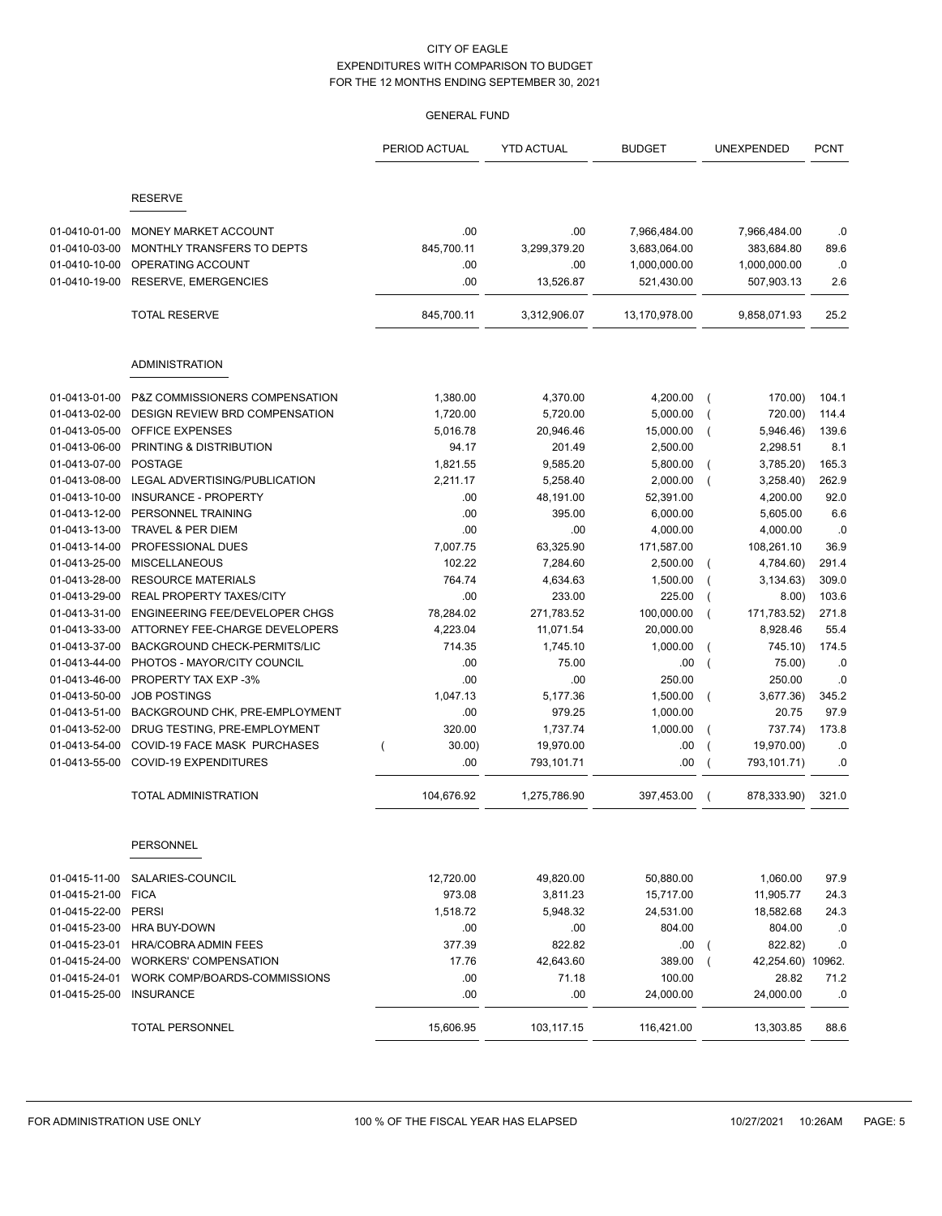CITY OF EAGLE
EXPENDITURES WITH COMPARISON TO BUDGET
FOR THE 12 MONTHS ENDING SEPTEMBER 30, 2021

GENERAL FUND

| | | PERIOD ACTUAL | YTD ACTUAL | BUDGET | UNEXPENDED | PCNT |
|---|---|---|---|---|---|---|
| | **RESERVE** | | | | | |
| 01-0410-01-00 | MONEY MARKET ACCOUNT | .00 | .00 | 7,966,484.00 | 7,966,484.00 | .0 |
| 01-0410-03-00 | MONTHLY TRANSFERS TO DEPTS | 845,700.11 | 3,299,379.20 | 3,683,064.00 | 383,684.80 | 89.6 |
| 01-0410-10-00 | OPERATING ACCOUNT | .00 | .00 | 1,000,000.00 | 1,000,000.00 | .0 |
| 01-0410-19-00 | RESERVE, EMERGENCIES | .00 | 13,526.87 | 521,430.00 | 507,903.13 | 2.6 |
| | TOTAL RESERVE | 845,700.11 | 3,312,906.07 | 13,170,978.00 | 9,858,071.93 | 25.2 |
| | **ADMINISTRATION** | | | | | |
| 01-0413-01-00 | P&Z COMMISSIONERS COMPENSATION | 1,380.00 | 4,370.00 | 4,200.00 | ( 170.00) | 104.1 |
| 01-0413-02-00 | DESIGN REVIEW BRD COMPENSATION | 1,720.00 | 5,720.00 | 5,000.00 | ( 720.00) | 114.4 |
| 01-0413-05-00 | OFFICE EXPENSES | 5,016.78 | 20,946.46 | 15,000.00 | ( 5,946.46) | 139.6 |
| 01-0413-06-00 | PRINTING & DISTRIBUTION | 94.17 | 201.49 | 2,500.00 | 2,298.51 | 8.1 |
| 01-0413-07-00 | POSTAGE | 1,821.55 | 9,585.20 | 5,800.00 | ( 3,785.20) | 165.3 |
| 01-0413-08-00 | LEGAL ADVERTISING/PUBLICATION | 2,211.17 | 5,258.40 | 2,000.00 | ( 3,258.40) | 262.9 |
| 01-0413-10-00 | INSURANCE - PROPERTY | .00 | 48,191.00 | 52,391.00 | 4,200.00 | 92.0 |
| 01-0413-12-00 | PERSONNEL TRAINING | .00 | 395.00 | 6,000.00 | 5,605.00 | 6.6 |
| 01-0413-13-00 | TRAVEL & PER DIEM | .00 | .00 | 4,000.00 | 4,000.00 | .0 |
| 01-0413-14-00 | PROFESSIONAL DUES | 7,007.75 | 63,325.90 | 171,587.00 | 108,261.10 | 36.9 |
| 01-0413-25-00 | MISCELLANEOUS | 102.22 | 7,284.60 | 2,500.00 | ( 4,784.60) | 291.4 |
| 01-0413-28-00 | RESOURCE MATERIALS | 764.74 | 4,634.63 | 1,500.00 | ( 3,134.63) | 309.0 |
| 01-0413-29-00 | REAL PROPERTY TAXES/CITY | .00 | 233.00 | 225.00 | ( 8.00) | 103.6 |
| 01-0413-31-00 | ENGINEERING FEE/DEVELOPER CHGS | 78,284.02 | 271,783.52 | 100,000.00 | ( 171,783.52) | 271.8 |
| 01-0413-33-00 | ATTORNEY FEE-CHARGE DEVELOPERS | 4,223.04 | 11,071.54 | 20,000.00 | 8,928.46 | 55.4 |
| 01-0413-37-00 | BACKGROUND CHECK-PERMITS/LIC | 714.35 | 1,745.10 | 1,000.00 | ( 745.10) | 174.5 |
| 01-0413-44-00 | PHOTOS - MAYOR/CITY COUNCIL | .00 | 75.00 | .00 | ( 75.00) | .0 |
| 01-0413-46-00 | PROPERTY TAX EXP -3% | .00 | .00 | 250.00 | 250.00 | .0 |
| 01-0413-50-00 | JOB POSTINGS | 1,047.13 | 5,177.36 | 1,500.00 | ( 3,677.36) | 345.2 |
| 01-0413-51-00 | BACKGROUND CHK, PRE-EMPLOYMENT | .00 | 979.25 | 1,000.00 | 20.75 | 97.9 |
| 01-0413-52-00 | DRUG TESTING, PRE-EMPLOYMENT | 320.00 | 1,737.74 | 1,000.00 | ( 737.74) | 173.8 |
| 01-0413-54-00 | COVID-19 FACE MASK PURCHASES | ( 30.00) | 19,970.00 | .00 | ( 19,970.00) | .0 |
| 01-0413-55-00 | COVID-19 EXPENDITURES | .00 | 793,101.71 | .00 | ( 793,101.71) | .0 |
| | TOTAL ADMINISTRATION | 104,676.92 | 1,275,786.90 | 397,453.00 | ( 878,333.90) | 321.0 |
| | **PERSONNEL** | | | | | |
| 01-0415-11-00 | SALARIES-COUNCIL | 12,720.00 | 49,820.00 | 50,880.00 | 1,060.00 | 97.9 |
| 01-0415-21-00 | FICA | 973.08 | 3,811.23 | 15,717.00 | 11,905.77 | 24.3 |
| 01-0415-22-00 | PERSI | 1,518.72 | 5,948.32 | 24,531.00 | 18,582.68 | 24.3 |
| 01-0415-23-00 | HRA BUY-DOWN | .00 | .00 | 804.00 | 804.00 | .0 |
| 01-0415-23-01 | HRA/COBRA ADMIN FEES | 377.39 | 822.82 | .00 | ( 822.82) | .0 |
| 01-0415-24-00 | WORKERS' COMPENSATION | 17.76 | 42,643.60 | 389.00 | ( 42,254.60) | 10962. |
| 01-0415-24-01 | WORK COMP/BOARDS-COMMISSIONS | .00 | 71.18 | 100.00 | 28.82 | 71.2 |
| 01-0415-25-00 | INSURANCE | .00 | .00 | 24,000.00 | 24,000.00 | .0 |
| | TOTAL PERSONNEL | 15,606.95 | 103,117.15 | 116,421.00 | 13,303.85 | 88.6 |

FOR ADMINISTRATION USE ONLY — 100 % OF THE FISCAL YEAR HAS ELAPSED — 10/27/2021 10:26AM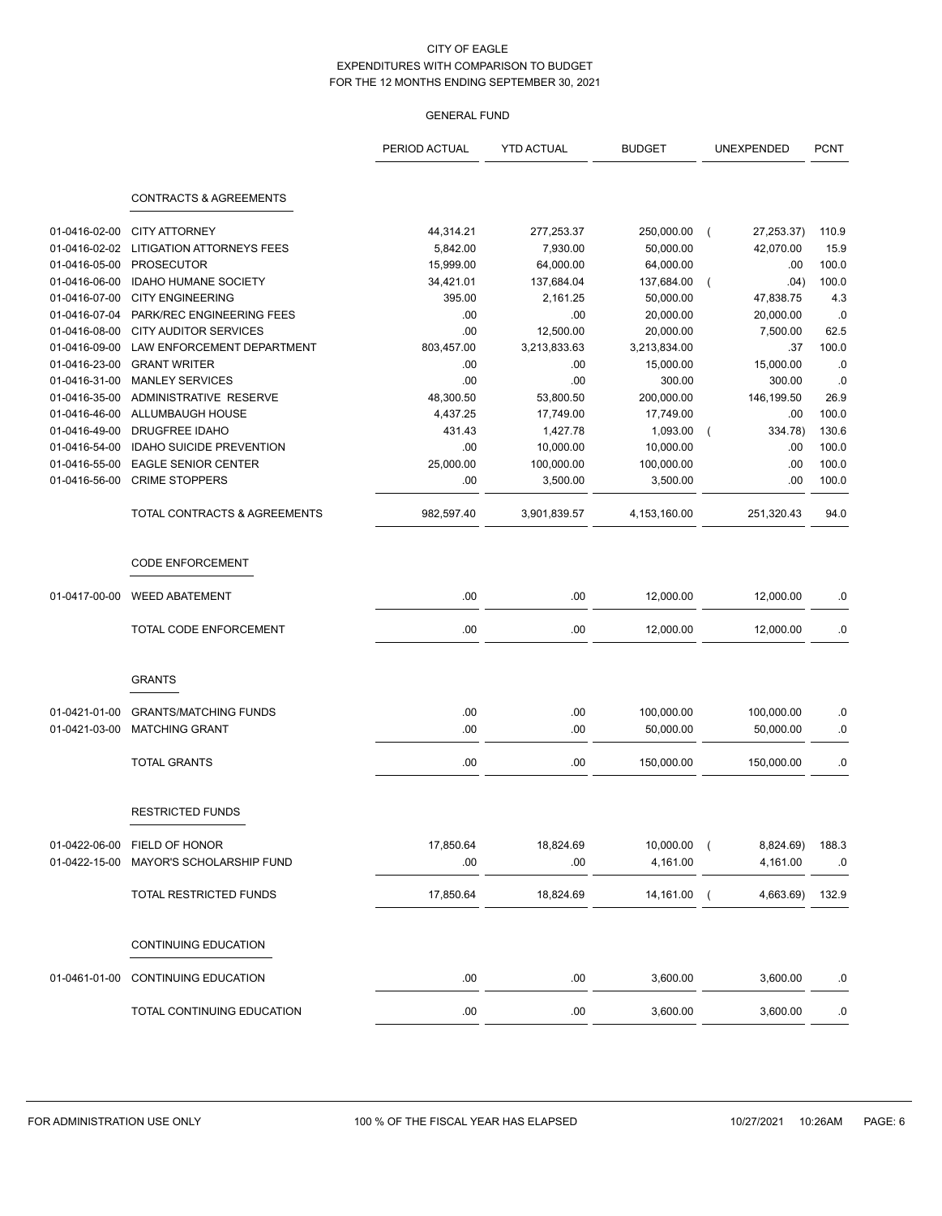CITY OF EAGLE
EXPENDITURES WITH COMPARISON TO BUDGET
FOR THE 12 MONTHS ENDING SEPTEMBER 30, 2021

GENERAL FUND

| | | PERIOD ACTUAL | YTD ACTUAL | BUDGET | UNEXPENDED | PCNT |
|---|---|---|---|---|---|---|
| | **CONTRACTS & AGREEMENTS** | | | | | |
| 01-0416-02-00 | CITY ATTORNEY | 44,314.21 | 277,253.37 | 250,000.00 | ( 27,253.37) | 110.9 |
| 01-0416-02-02 | LITIGATION ATTORNEYS FEES | 5,842.00 | 7,930.00 | 50,000.00 | 42,070.00 | 15.9 |
| 01-0416-05-00 | PROSECUTOR | 15,999.00 | 64,000.00 | 64,000.00 | .00 | 100.0 |
| 01-0416-06-00 | IDAHO HUMANE SOCIETY | 34,421.01 | 137,684.04 | 137,684.00 | ( .04) | 100.0 |
| 01-0416-07-00 | CITY ENGINEERING | 395.00 | 2,161.25 | 50,000.00 | 47,838.75 | 4.3 |
| 01-0416-07-04 | PARK/REC ENGINEERING FEES | .00 | .00 | 20,000.00 | 20,000.00 | .0 |
| 01-0416-08-00 | CITY AUDITOR SERVICES | .00 | 12,500.00 | 20,000.00 | 7,500.00 | 62.5 |
| 01-0416-09-00 | LAW ENFORCEMENT DEPARTMENT | 803,457.00 | 3,213,833.63 | 3,213,834.00 | .37 | 100.0 |
| 01-0416-23-00 | GRANT WRITER | .00 | .00 | 15,000.00 | 15,000.00 | .0 |
| 01-0416-31-00 | MANLEY SERVICES | .00 | .00 | 300.00 | 300.00 | .0 |
| 01-0416-35-00 | ADMINISTRATIVE RESERVE | 48,300.50 | 53,800.50 | 200,000.00 | 146,199.50 | 26.9 |
| 01-0416-46-00 | ALLUMBAUGH HOUSE | 4,437.25 | 17,749.00 | 17,749.00 | .00 | 100.0 |
| 01-0416-49-00 | DRUGFREE IDAHO | 431.43 | 1,427.78 | 1,093.00 | ( 334.78) | 130.6 |
| 01-0416-54-00 | IDAHO SUICIDE PREVENTION | .00 | 10,000.00 | 10,000.00 | .00 | 100.0 |
| 01-0416-55-00 | EAGLE SENIOR CENTER | 25,000.00 | 100,000.00 | 100,000.00 | .00 | 100.0 |
| 01-0416-56-00 | CRIME STOPPERS | .00 | 3,500.00 | 3,500.00 | .00 | 100.0 |
| | TOTAL CONTRACTS & AGREEMENTS | 982,597.40 | 3,901,839.57 | 4,153,160.00 | 251,320.43 | 94.0 |
| | **CODE ENFORCEMENT** | | | | | |
| 01-0417-00-00 | WEED ABATEMENT | .00 | .00 | 12,000.00 | 12,000.00 | .0 |
| | TOTAL CODE ENFORCEMENT | .00 | .00 | 12,000.00 | 12,000.00 | .0 |
| | **GRANTS** | | | | | |
| 01-0421-01-00 | GRANTS/MATCHING FUNDS | .00 | .00 | 100,000.00 | 100,000.00 | .0 |
| 01-0421-03-00 | MATCHING GRANT | .00 | .00 | 50,000.00 | 50,000.00 | .0 |
| | TOTAL GRANTS | .00 | .00 | 150,000.00 | 150,000.00 | .0 |
| | **RESTRICTED FUNDS** | | | | | |
| 01-0422-06-00 | FIELD OF HONOR | 17,850.64 | 18,824.69 | 10,000.00 | ( 8,824.69) | 188.3 |
| 01-0422-15-00 | MAYOR'S SCHOLARSHIP FUND | .00 | .00 | 4,161.00 | 4,161.00 | .0 |
| | TOTAL RESTRICTED FUNDS | 17,850.64 | 18,824.69 | 14,161.00 | ( 4,663.69) | 132.9 |
| | **CONTINUING EDUCATION** | | | | | |
| 01-0461-01-00 | CONTINUING EDUCATION | .00 | .00 | 3,600.00 | 3,600.00 | .0 |
| | TOTAL CONTINUING EDUCATION | .00 | .00 | 3,600.00 | 3,600.00 | .0 |

FOR ADMINISTRATION USE ONLY — 100 % OF THE FISCAL YEAR HAS ELAPSED — 10/27/2021 10:26AM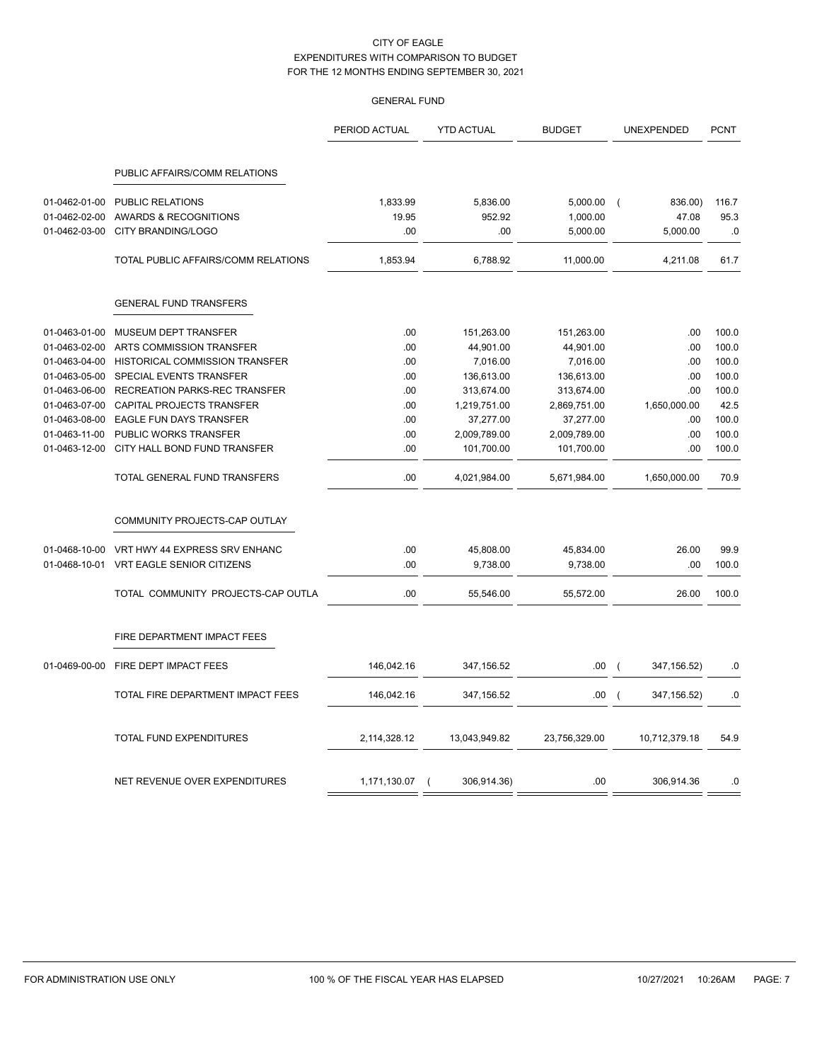CITY OF EAGLE
EXPENDITURES WITH COMPARISON TO BUDGET
FOR THE 12 MONTHS ENDING SEPTEMBER 30, 2021

GENERAL FUND

| | | PERIOD ACTUAL | YTD ACTUAL | BUDGET | UNEXPENDED | PCNT |
|---|---|---|---|---|---|---|
| | **PUBLIC AFFAIRS/COMM RELATIONS** | | | | | |
| 01-0462-01-00 | PUBLIC RELATIONS | 1,833.99 | 5,836.00 | 5,000.00 | ( 836.00) | 116.7 |
| 01-0462-02-00 | AWARDS & RECOGNITIONS | 19.95 | 952.92 | 1,000.00 | 47.08 | 95.3 |
| 01-0462-03-00 | CITY BRANDING/LOGO | .00 | .00 | 5,000.00 | 5,000.00 | .0 |
| | TOTAL PUBLIC AFFAIRS/COMM RELATIONS | 1,853.94 | 6,788.92 | 11,000.00 | 4,211.08 | 61.7 |
| | **GENERAL FUND TRANSFERS** | | | | | |
| 01-0463-01-00 | MUSEUM DEPT TRANSFER | .00 | 151,263.00 | 151,263.00 | .00 | 100.0 |
| 01-0463-02-00 | ARTS COMMISSION TRANSFER | .00 | 44,901.00 | 44,901.00 | .00 | 100.0 |
| 01-0463-04-00 | HISTORICAL COMMISSION TRANSFER | .00 | 7,016.00 | 7,016.00 | .00 | 100.0 |
| 01-0463-05-00 | SPECIAL EVENTS TRANSFER | .00 | 136,613.00 | 136,613.00 | .00 | 100.0 |
| 01-0463-06-00 | RECREATION PARKS-REC TRANSFER | .00 | 313,674.00 | 313,674.00 | .00 | 100.0 |
| 01-0463-07-00 | CAPITAL PROJECTS TRANSFER | .00 | 1,219,751.00 | 2,869,751.00 | 1,650,000.00 | 42.5 |
| 01-0463-08-00 | EAGLE FUN DAYS TRANSFER | .00 | 37,277.00 | 37,277.00 | .00 | 100.0 |
| 01-0463-11-00 | PUBLIC WORKS TRANSFER | .00 | 2,009,789.00 | 2,009,789.00 | .00 | 100.0 |
| 01-0463-12-00 | CITY HALL BOND FUND TRANSFER | .00 | 101,700.00 | 101,700.00 | .00 | 100.0 |
| | TOTAL GENERAL FUND TRANSFERS | .00 | 4,021,984.00 | 5,671,984.00 | 1,650,000.00 | 70.9 |
| | **COMMUNITY PROJECTS-CAP OUTLAY** | | | | | |
| 01-0468-10-00 | VRT HWY 44 EXPRESS SRV ENHANC | .00 | 45,808.00 | 45,834.00 | 26.00 | 99.9 |
| 01-0468-10-01 | VRT EAGLE SENIOR CITIZENS | .00 | 9,738.00 | 9,738.00 | .00 | 100.0 |
| | TOTAL COMMUNITY PROJECTS-CAP OUTLA | .00 | 55,546.00 | 55,572.00 | 26.00 | 100.0 |
| | **FIRE DEPARTMENT IMPACT FEES** | | | | | |
| 01-0469-00-00 | FIRE DEPT IMPACT FEES | 146,042.16 | 347,156.52 | .00 | ( 347,156.52) | .0 |
| | TOTAL FIRE DEPARTMENT IMPACT FEES | 146,042.16 | 347,156.52 | .00 | ( 347,156.52) | .0 |
| | TOTAL FUND EXPENDITURES | 2,114,328.12 | 13,043,949.82 | 23,756,329.00 | 10,712,379.18 | 54.9 |
| | NET REVENUE OVER EXPENDITURES | 1,171,130.07 | ( 306,914.36) | .00 | 306,914.36 | .0 |

FOR ADMINISTRATION USE ONLY    100 % OF THE FISCAL YEAR HAS ELAPSED    10/27/2021 10:26AM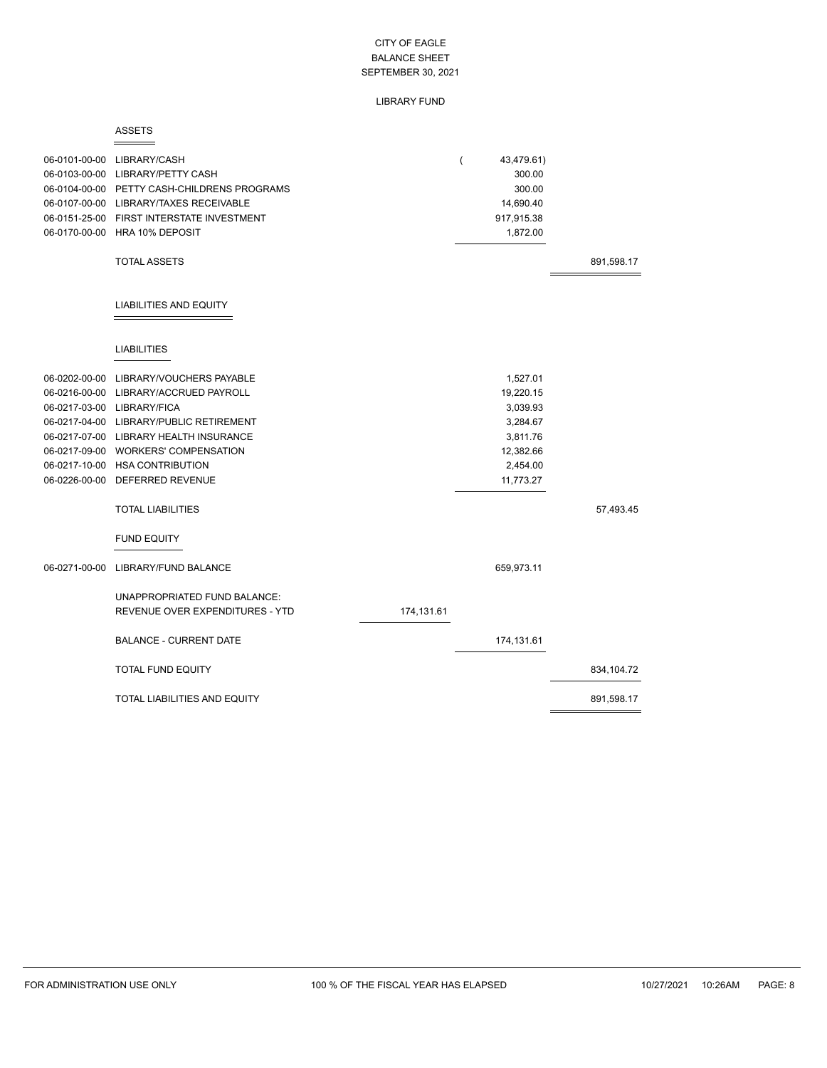# CITY OF EAGLE
## BALANCE SHEET
## SEPTEMBER 30, 2021

### LIBRARY FUND

#### ASSETS

| Account | Description | | | |
|---|---|---|---|---|
| 06-0101-00-00 | LIBRARY/CASH | | ( 43,479.61) | |
| 06-0103-00-00 | LIBRARY/PETTY CASH | | 300.00 | |
| 06-0104-00-00 | PETTY CASH-CHILDRENS PROGRAMS | | 300.00 | |
| 06-0107-00-00 | LIBRARY/TAXES RECEIVABLE | | 14,690.40 | |
| 06-0151-25-00 | FIRST INTERSTATE INVESTMENT | | 917,915.38 | |
| 06-0170-00-00 | HRA 10% DEPOSIT | | 1,872.00 | |
| | TOTAL ASSETS | | | 891,598.17 |

#### LIABILITIES AND EQUITY

#### LIABILITIES

| Account | Description | | | |
|---|---|---|---|---|
| 06-0202-00-00 | LIBRARY/VOUCHERS PAYABLE | | 1,527.01 | |
| 06-0216-00-00 | LIBRARY/ACCRUED PAYROLL | | 19,220.15 | |
| 06-0217-03-00 | LIBRARY/FICA | | 3,039.93 | |
| 06-0217-04-00 | LIBRARY/PUBLIC RETIREMENT | | 3,284.67 | |
| 06-0217-07-00 | LIBRARY HEALTH INSURANCE | | 3,811.76 | |
| 06-0217-09-00 | WORKERS' COMPENSATION | | 12,382.66 | |
| 06-0217-10-00 | HSA CONTRIBUTION | | 2,454.00 | |
| 06-0226-00-00 | DEFERRED REVENUE | | 11,773.27 | |
| | TOTAL LIABILITIES | | | 57,493.45 |

#### FUND EQUITY

| Account | Description | | | |
|---|---|---|---|---|
| 06-0271-00-00 | LIBRARY/FUND BALANCE | | 659,973.11 | |
| | UNAPPROPRIATED FUND BALANCE: | | | |
| | REVENUE OVER EXPENDITURES - YTD | 174,131.61 | | |
| | BALANCE - CURRENT DATE | | 174,131.61 | |
| | TOTAL FUND EQUITY | | | 834,104.72 |
| | TOTAL LIABILITIES AND EQUITY | | | 891,598.17 |

FOR ADMINISTRATION USE ONLY — 100 % OF THE FISCAL YEAR HAS ELAPSED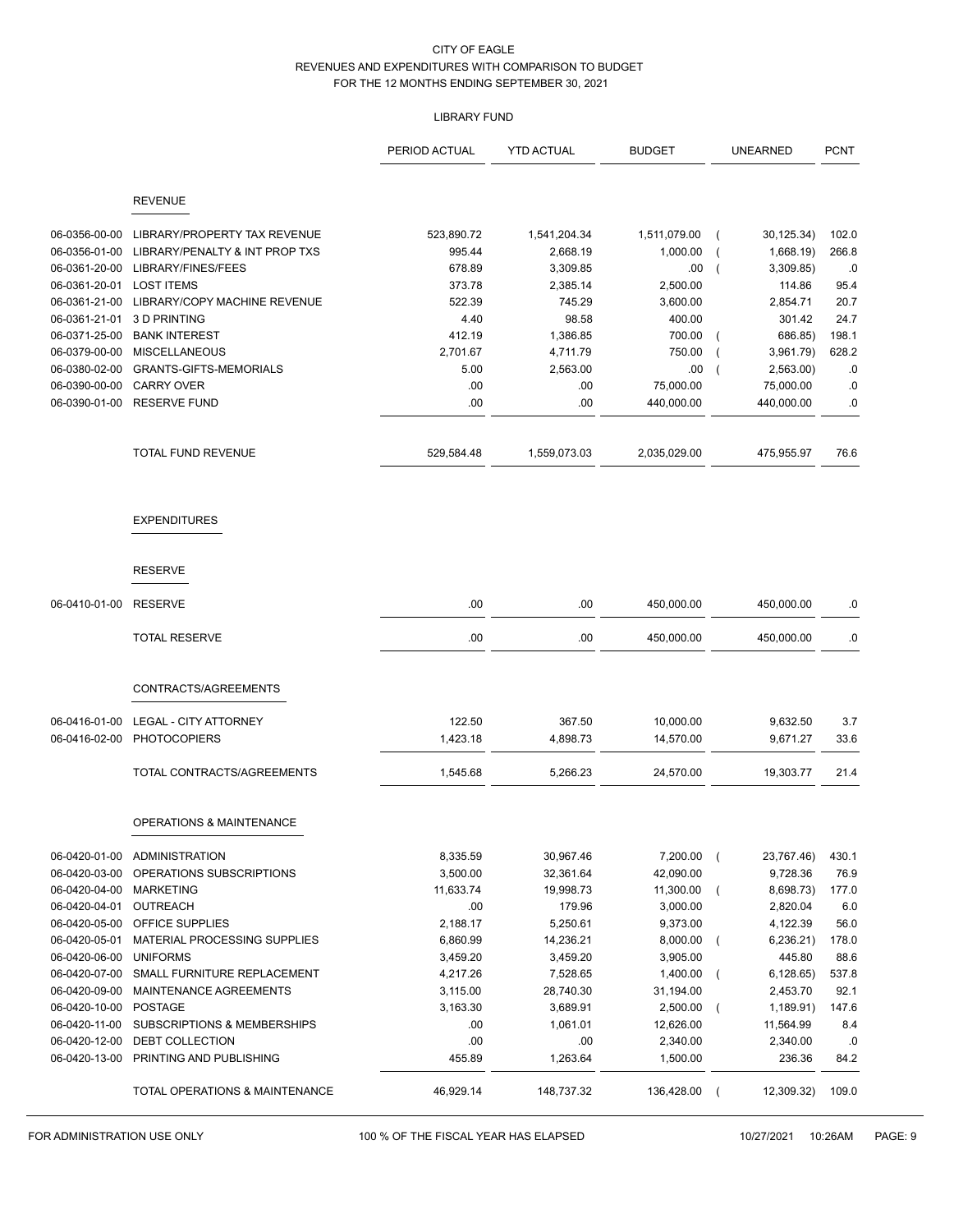CITY OF EAGLE
REVENUES AND EXPENDITURES WITH COMPARISON TO BUDGET
FOR THE 12 MONTHS ENDING SEPTEMBER 30, 2021

LIBRARY FUND

| | | PERIOD ACTUAL | YTD ACTUAL | BUDGET | UNEARNED | PCNT |
|---|---|---|---|---|---|---|
| | **REVENUE** | | | | | |
| 06-0356-00-00 | LIBRARY/PROPERTY TAX REVENUE | 523,890.72 | 1,541,204.34 | 1,511,079.00 | ( 30,125.34) | 102.0 |
| 06-0356-01-00 | LIBRARY/PENALTY & INT PROP TXS | 995.44 | 2,668.19 | 1,000.00 | ( 1,668.19) | 266.8 |
| 06-0361-20-00 | LIBRARY/FINES/FEES | 678.89 | 3,309.85 | .00 | ( 3,309.85) | .0 |
| 06-0361-20-01 | LOST ITEMS | 373.78 | 2,385.14 | 2,500.00 | 114.86 | 95.4 |
| 06-0361-21-00 | LIBRARY/COPY MACHINE REVENUE | 522.39 | 745.29 | 3,600.00 | 2,854.71 | 20.7 |
| 06-0361-21-01 | 3 D PRINTING | 4.40 | 98.58 | 400.00 | 301.42 | 24.7 |
| 06-0371-25-00 | BANK INTEREST | 412.19 | 1,386.85 | 700.00 | ( 686.85) | 198.1 |
| 06-0379-00-00 | MISCELLANEOUS | 2,701.67 | 4,711.79 | 750.00 | ( 3,961.79) | 628.2 |
| 06-0380-02-00 | GRANTS-GIFTS-MEMORIALS | 5.00 | 2,563.00 | .00 | ( 2,563.00) | .0 |
| 06-0390-00-00 | CARRY OVER | .00 | .00 | 75,000.00 | 75,000.00 | .0 |
| 06-0390-01-00 | RESERVE FUND | .00 | .00 | 440,000.00 | 440,000.00 | .0 |
| | TOTAL FUND REVENUE | 529,584.48 | 1,559,073.03 | 2,035,029.00 | 475,955.97 | 76.6 |
| | **EXPENDITURES** | | | | | |
| | **RESERVE** | | | | | |
| 06-0410-01-00 | RESERVE | .00 | .00 | 450,000.00 | 450,000.00 | .0 |
| | TOTAL RESERVE | .00 | .00 | 450,000.00 | 450,000.00 | .0 |
| | **CONTRACTS/AGREEMENTS** | | | | | |
| 06-0416-01-00 | LEGAL - CITY ATTORNEY | 122.50 | 367.50 | 10,000.00 | 9,632.50 | 3.7 |
| 06-0416-02-00 | PHOTOCOPIERS | 1,423.18 | 4,898.73 | 14,570.00 | 9,671.27 | 33.6 |
| | TOTAL CONTRACTS/AGREEMENTS | 1,545.68 | 5,266.23 | 24,570.00 | 19,303.77 | 21.4 |
| | **OPERATIONS & MAINTENANCE** | | | | | |
| 06-0420-01-00 | ADMINISTRATION | 8,335.59 | 30,967.46 | 7,200.00 | ( 23,767.46) | 430.1 |
| 06-0420-03-00 | OPERATIONS SUBSCRIPTIONS | 3,500.00 | 32,361.64 | 42,090.00 | 9,728.36 | 76.9 |
| 06-0420-04-00 | MARKETING | 11,633.74 | 19,998.73 | 11,300.00 | ( 8,698.73) | 177.0 |
| 06-0420-04-01 | OUTREACH | .00 | 179.96 | 3,000.00 | 2,820.04 | 6.0 |
| 06-0420-05-00 | OFFICE SUPPLIES | 2,188.17 | 5,250.61 | 9,373.00 | 4,122.39 | 56.0 |
| 06-0420-05-01 | MATERIAL PROCESSING SUPPLIES | 6,860.99 | 14,236.21 | 8,000.00 | ( 6,236.21) | 178.0 |
| 06-0420-06-00 | UNIFORMS | 3,459.20 | 3,459.20 | 3,905.00 | 445.80 | 88.6 |
| 06-0420-07-00 | SMALL FURNITURE REPLACEMENT | 4,217.26 | 7,528.65 | 1,400.00 | ( 6,128.65) | 537.8 |
| 06-0420-09-00 | MAINTENANCE AGREEMENTS | 3,115.00 | 28,740.30 | 31,194.00 | 2,453.70 | 92.1 |
| 06-0420-10-00 | POSTAGE | 3,163.30 | 3,689.91 | 2,500.00 | ( 1,189.91) | 147.6 |
| 06-0420-11-00 | SUBSCRIPTIONS & MEMBERSHIPS | .00 | 1,061.01 | 12,626.00 | 11,564.99 | 8.4 |
| 06-0420-12-00 | DEBT COLLECTION | .00 | .00 | 2,340.00 | 2,340.00 | .0 |
| 06-0420-13-00 | PRINTING AND PUBLISHING | 455.89 | 1,263.64 | 1,500.00 | 236.36 | 84.2 |
| | TOTAL OPERATIONS & MAINTENANCE | 46,929.14 | 148,737.32 | 136,428.00 | ( 12,309.32) | 109.0 |

FOR ADMINISTRATION USE ONLY — 100 % OF THE FISCAL YEAR HAS ELAPSED — 10/27/2021 10:26AM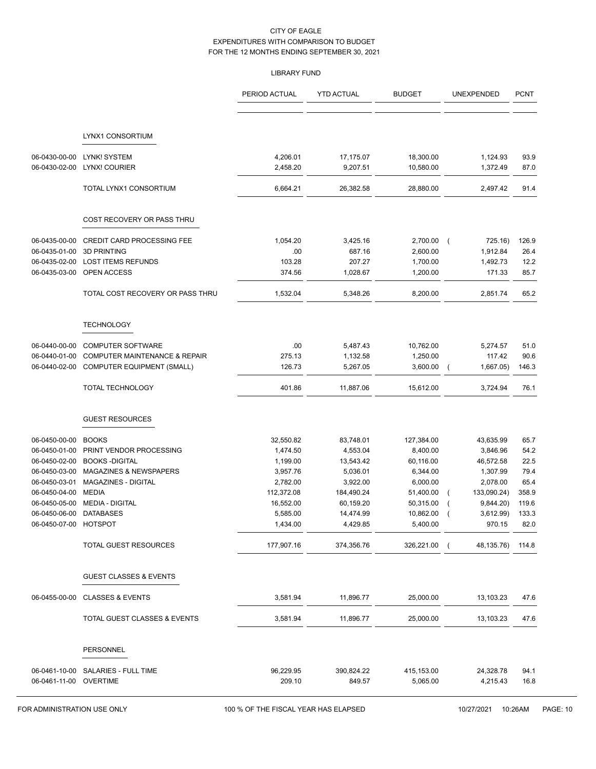CITY OF EAGLE
EXPENDITURES WITH COMPARISON TO BUDGET
FOR THE 12 MONTHS ENDING SEPTEMBER 30, 2021

LIBRARY FUND

| | | PERIOD ACTUAL | YTD ACTUAL | BUDGET | UNEXPENDED | PCNT |
|---|---|---|---|---|---|---|
| | **LYNX1 CONSORTIUM** | | | | | |
| 06-0430-00-00 | LYNK! SYSTEM | 4,206.01 | 17,175.07 | 18,300.00 | 1,124.93 | 93.9 |
| 06-0430-02-00 | LYNX! COURIER | 2,458.20 | 9,207.51 | 10,580.00 | 1,372.49 | 87.0 |
| | TOTAL LYNX1 CONSORTIUM | 6,664.21 | 26,382.58 | 28,880.00 | 2,497.42 | 91.4 |
| | **COST RECOVERY OR PASS THRU** | | | | | |
| 06-0435-00-00 | CREDIT CARD PROCESSING FEE | 1,054.20 | 3,425.16 | 2,700.00 | ( 725.16) | 126.9 |
| 06-0435-01-00 | 3D PRINTING | .00 | 687.16 | 2,600.00 | 1,912.84 | 26.4 |
| 06-0435-02-00 | LOST ITEMS REFUNDS | 103.28 | 207.27 | 1,700.00 | 1,492.73 | 12.2 |
| 06-0435-03-00 | OPEN ACCESS | 374.56 | 1,028.67 | 1,200.00 | 171.33 | 85.7 |
| | TOTAL COST RECOVERY OR PASS THRU | 1,532.04 | 5,348.26 | 8,200.00 | 2,851.74 | 65.2 |
| | **TECHNOLOGY** | | | | | |
| 06-0440-00-00 | COMPUTER SOFTWARE | .00 | 5,487.43 | 10,762.00 | 5,274.57 | 51.0 |
| 06-0440-01-00 | COMPUTER MAINTENANCE & REPAIR | 275.13 | 1,132.58 | 1,250.00 | 117.42 | 90.6 |
| 06-0440-02-00 | COMPUTER EQUIPMENT (SMALL) | 126.73 | 5,267.05 | 3,600.00 | ( 1,667.05) | 146.3 |
| | TOTAL TECHNOLOGY | 401.86 | 11,887.06 | 15,612.00 | 3,724.94 | 76.1 |
| | **GUEST RESOURCES** | | | | | |
| 06-0450-00-00 | BOOKS | 32,550.82 | 83,748.01 | 127,384.00 | 43,635.99 | 65.7 |
| 06-0450-01-00 | PRINT VENDOR PROCESSING | 1,474.50 | 4,553.04 | 8,400.00 | 3,846.96 | 54.2 |
| 06-0450-02-00 | BOOKS -DIGITAL | 1,199.00 | 13,543.42 | 60,116.00 | 46,572.58 | 22.5 |
| 06-0450-03-00 | MAGAZINES & NEWSPAPERS | 3,957.76 | 5,036.01 | 6,344.00 | 1,307.99 | 79.4 |
| 06-0450-03-01 | MAGAZINES - DIGITAL | 2,782.00 | 3,922.00 | 6,000.00 | 2,078.00 | 65.4 |
| 06-0450-04-00 | MEDIA | 112,372.08 | 184,490.24 | 51,400.00 | ( 133,090.24) | 358.9 |
| 06-0450-05-00 | MEDIA - DIGITAL | 16,552.00 | 60,159.20 | 50,315.00 | ( 9,844.20) | 119.6 |
| 06-0450-06-00 | DATABASES | 5,585.00 | 14,474.99 | 10,862.00 | ( 3,612.99) | 133.3 |
| 06-0450-07-00 | HOTSPOT | 1,434.00 | 4,429.85 | 5,400.00 | 970.15 | 82.0 |
| | TOTAL GUEST RESOURCES | 177,907.16 | 374,356.76 | 326,221.00 | ( 48,135.76) | 114.8 |
| | **GUEST CLASSES & EVENTS** | | | | | |
| 06-0455-00-00 | CLASSES & EVENTS | 3,581.94 | 11,896.77 | 25,000.00 | 13,103.23 | 47.6 |
| | TOTAL GUEST CLASSES & EVENTS | 3,581.94 | 11,896.77 | 25,000.00 | 13,103.23 | 47.6 |
| | **PERSONNEL** | | | | | |
| 06-0461-10-00 | SALARIES - FULL TIME | 96,229.95 | 390,824.22 | 415,153.00 | 24,328.78 | 94.1 |
| 06-0461-11-00 | OVERTIME | 209.10 | 849.57 | 5,065.00 | 4,215.43 | 16.8 |

FOR ADMINISTRATION USE ONLY — 100 % OF THE FISCAL YEAR HAS ELAPSED — 10/27/2021 10:26AM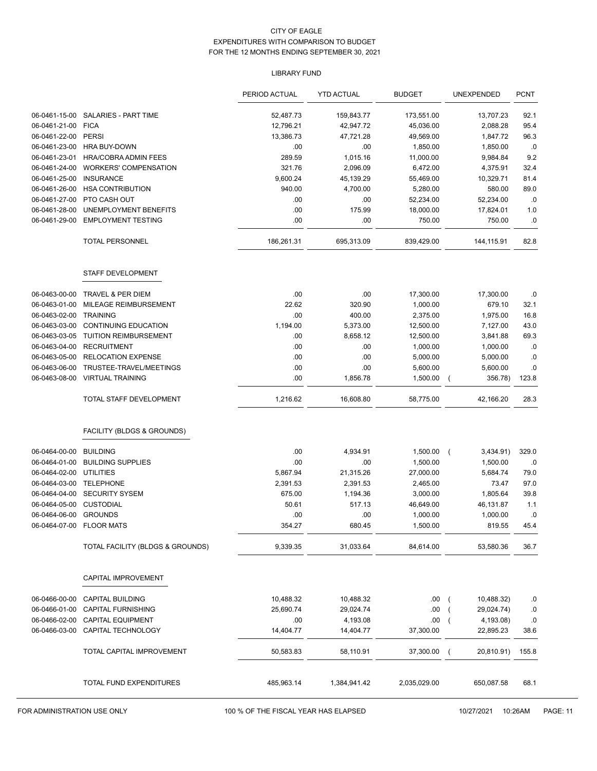CITY OF EAGLE
EXPENDITURES WITH COMPARISON TO BUDGET
FOR THE 12 MONTHS ENDING SEPTEMBER 30, 2021

LIBRARY FUND

| | | PERIOD ACTUAL | YTD ACTUAL | BUDGET | UNEXPENDED | PCNT |
|---|---|---|---|---|---|---|
| 06-0461-15-00 | SALARIES - PART TIME | 52,487.73 | 159,843.77 | 173,551.00 | 13,707.23 | 92.1 |
| 06-0461-21-00 | FICA | 12,796.21 | 42,947.72 | 45,036.00 | 2,088.28 | 95.4 |
| 06-0461-22-00 | PERSI | 13,386.73 | 47,721.28 | 49,569.00 | 1,847.72 | 96.3 |
| 06-0461-23-00 | HRA BUY-DOWN | .00 | .00 | 1,850.00 | 1,850.00 | .0 |
| 06-0461-23-01 | HRA/COBRA ADMIN FEES | 289.59 | 1,015.16 | 11,000.00 | 9,984.84 | 9.2 |
| 06-0461-24-00 | WORKERS' COMPENSATION | 321.76 | 2,096.09 | 6,472.00 | 4,375.91 | 32.4 |
| 06-0461-25-00 | INSURANCE | 9,600.24 | 45,139.29 | 55,469.00 | 10,329.71 | 81.4 |
| 06-0461-26-00 | HSA CONTRIBUTION | 940.00 | 4,700.00 | 5,280.00 | 580.00 | 89.0 |
| 06-0461-27-00 | PTO CASH OUT | .00 | .00 | 52,234.00 | 52,234.00 | .0 |
| 06-0461-28-00 | UNEMPLOYMENT BENEFITS | .00 | 175.99 | 18,000.00 | 17,824.01 | 1.0 |
| 06-0461-29-00 | EMPLOYMENT TESTING | .00 | .00 | 750.00 | 750.00 | .0 |
| | TOTAL PERSONNEL | 186,261.31 | 695,313.09 | 839,429.00 | 144,115.91 | 82.8 |
| | **STAFF DEVELOPMENT** | | | | | |
| 06-0463-00-00 | TRAVEL & PER DIEM | .00 | .00 | 17,300.00 | 17,300.00 | .0 |
| 06-0463-01-00 | MILEAGE REIMBURSEMENT | 22.62 | 320.90 | 1,000.00 | 679.10 | 32.1 |
| 06-0463-02-00 | TRAINING | .00 | 400.00 | 2,375.00 | 1,975.00 | 16.8 |
| 06-0463-03-00 | CONTINUING EDUCATION | 1,194.00 | 5,373.00 | 12,500.00 | 7,127.00 | 43.0 |
| 06-0463-03-05 | TUITION REIMBURSEMENT | .00 | 8,658.12 | 12,500.00 | 3,841.88 | 69.3 |
| 06-0463-04-00 | RECRUITMENT | .00 | .00 | 1,000.00 | 1,000.00 | .0 |
| 06-0463-05-00 | RELOCATION EXPENSE | .00 | .00 | 5,000.00 | 5,000.00 | .0 |
| 06-0463-06-00 | TRUSTEE-TRAVEL/MEETINGS | .00 | .00 | 5,600.00 | 5,600.00 | .0 |
| 06-0463-08-00 | VIRTUAL TRAINING | .00 | 1,856.78 | 1,500.00 | ( 356.78) | 123.8 |
| | TOTAL STAFF DEVELOPMENT | 1,216.62 | 16,608.80 | 58,775.00 | 42,166.20 | 28.3 |
| | **FACILITY (BLDGS & GROUNDS)** | | | | | |
| 06-0464-00-00 | BUILDING | .00 | 4,934.91 | 1,500.00 | ( 3,434.91) | 329.0 |
| 06-0464-01-00 | BUILDING SUPPLIES | .00 | .00 | 1,500.00 | 1,500.00 | .0 |
| 06-0464-02-00 | UTILITIES | 5,867.94 | 21,315.26 | 27,000.00 | 5,684.74 | 79.0 |
| 06-0464-03-00 | TELEPHONE | 2,391.53 | 2,391.53 | 2,465.00 | 73.47 | 97.0 |
| 06-0464-04-00 | SECURITY SYSEM | 675.00 | 1,194.36 | 3,000.00 | 1,805.64 | 39.8 |
| 06-0464-05-00 | CUSTODIAL | 50.61 | 517.13 | 46,649.00 | 46,131.87 | 1.1 |
| 06-0464-06-00 | GROUNDS | .00 | .00 | 1,000.00 | 1,000.00 | .0 |
| 06-0464-07-00 | FLOOR MATS | 354.27 | 680.45 | 1,500.00 | 819.55 | 45.4 |
| | TOTAL FACILITY (BLDGS & GROUNDS) | 9,339.35 | 31,033.64 | 84,614.00 | 53,580.36 | 36.7 |
| | **CAPITAL IMPROVEMENT** | | | | | |
| 06-0466-00-00 | CAPITAL BUILDING | 10,488.32 | 10,488.32 | .00 | ( 10,488.32) | .0 |
| 06-0466-01-00 | CAPITAL FURNISHING | 25,690.74 | 29,024.74 | .00 | ( 29,024.74) | .0 |
| 06-0466-02-00 | CAPITAL EQUIPMENT | .00 | 4,193.08 | .00 | ( 4,193.08) | .0 |
| 06-0466-03-00 | CAPITAL TECHNOLOGY | 14,404.77 | 14,404.77 | 37,300.00 | 22,895.23 | 38.6 |
| | TOTAL CAPITAL IMPROVEMENT | 50,583.83 | 58,110.91 | 37,300.00 | ( 20,810.91) | 155.8 |
| | TOTAL FUND EXPENDITURES | 485,963.14 | 1,384,941.42 | 2,035,029.00 | 650,087.58 | 68.1 |

FOR ADMINISTRATION USE ONLY — 100 % OF THE FISCAL YEAR HAS ELAPSED — 10/27/2021 10:26AM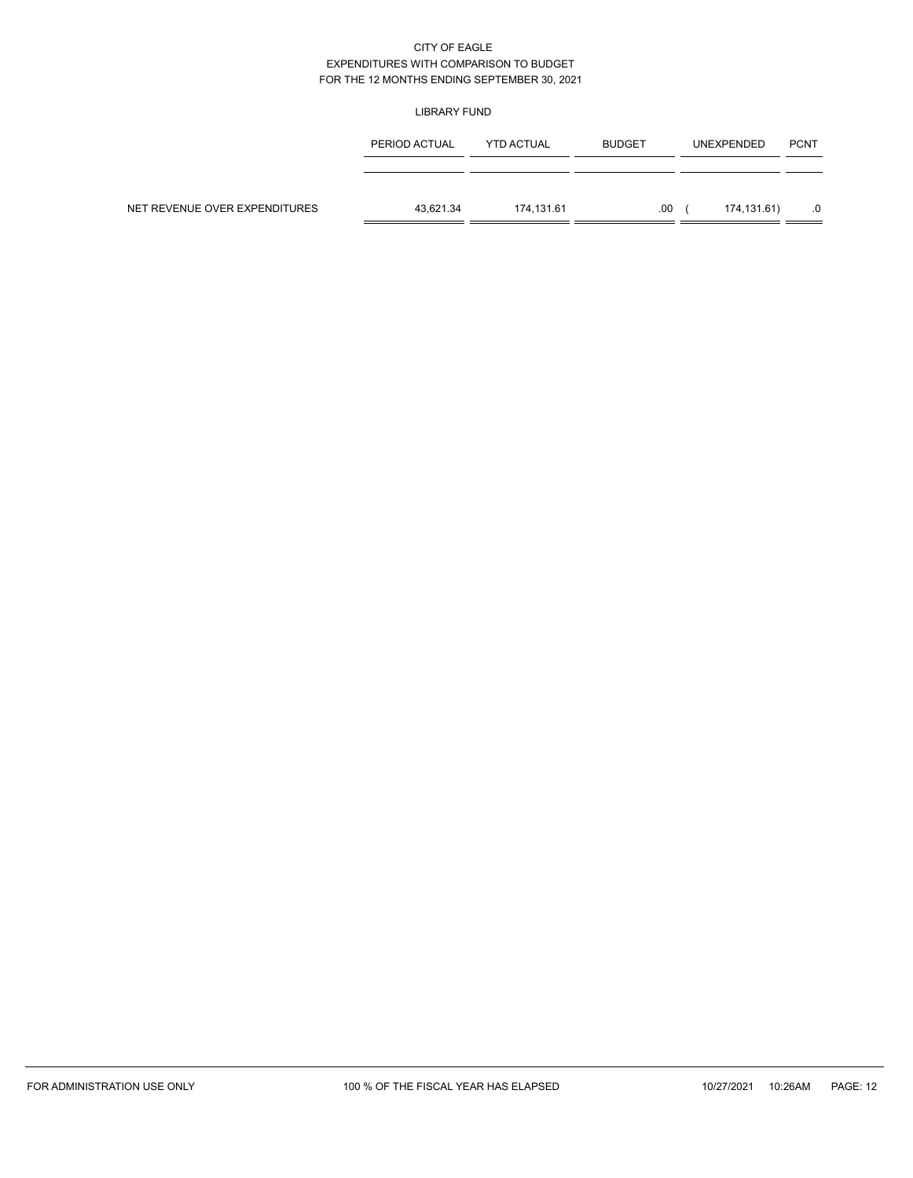CITY OF EAGLE
EXPENDITURES WITH COMPARISON TO BUDGET
FOR THE 12 MONTHS ENDING SEPTEMBER 30, 2021

LIBRARY FUND

| | PERIOD ACTUAL | YTD ACTUAL | BUDGET | UNEXPENDED | PCNT |
|---|---|---|---|---|---|
| NET REVENUE OVER EXPENDITURES | 43,621.34 | 174,131.61 | .00 | ( 174,131.61) | .0 |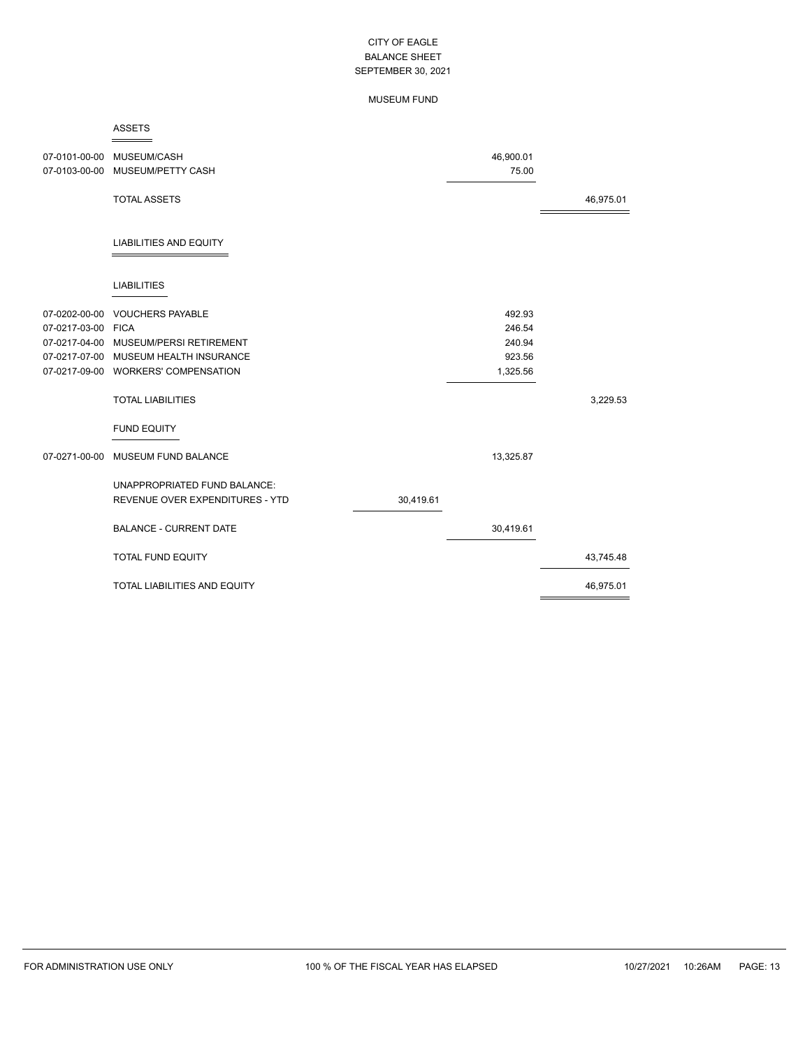# CITY OF EAGLE
## BALANCE SHEET
### SEPTEMBER 30, 2021

#### MUSEUM FUND

| Account | Description | | | |
|---|---|---|---|---|
| | **ASSETS** | | | |
| 07-0101-00-00 | MUSEUM/CASH | | 46,900.01 | |
| 07-0103-00-00 | MUSEUM/PETTY CASH | | 75.00 | |
| | TOTAL ASSETS | | | 46,975.01 |
| | **LIABILITIES AND EQUITY** | | | |
| | **LIABILITIES** | | | |
| 07-0202-00-00 | VOUCHERS PAYABLE | | 492.93 | |
| 07-0217-03-00 | FICA | | 246.54 | |
| 07-0217-04-00 | MUSEUM/PERSI RETIREMENT | | 240.94 | |
| 07-0217-07-00 | MUSEUM HEALTH INSURANCE | | 923.56 | |
| 07-0217-09-00 | WORKERS' COMPENSATION | | 1,325.56 | |
| | TOTAL LIABILITIES | | | 3,229.53 |
| | **FUND EQUITY** | | | |
| 07-0271-00-00 | MUSEUM FUND BALANCE | | 13,325.87 | |
| | UNAPPROPRIATED FUND BALANCE: | | | |
| | REVENUE OVER EXPENDITURES - YTD | 30,419.61 | | |
| | BALANCE - CURRENT DATE | | 30,419.61 | |
| | TOTAL FUND EQUITY | | | 43,745.48 |
| | TOTAL LIABILITIES AND EQUITY | | | 46,975.01 |

FOR ADMINISTRATION USE ONLY    100 % OF THE FISCAL YEAR HAS ELAPSED    10/27/2021 10:26AM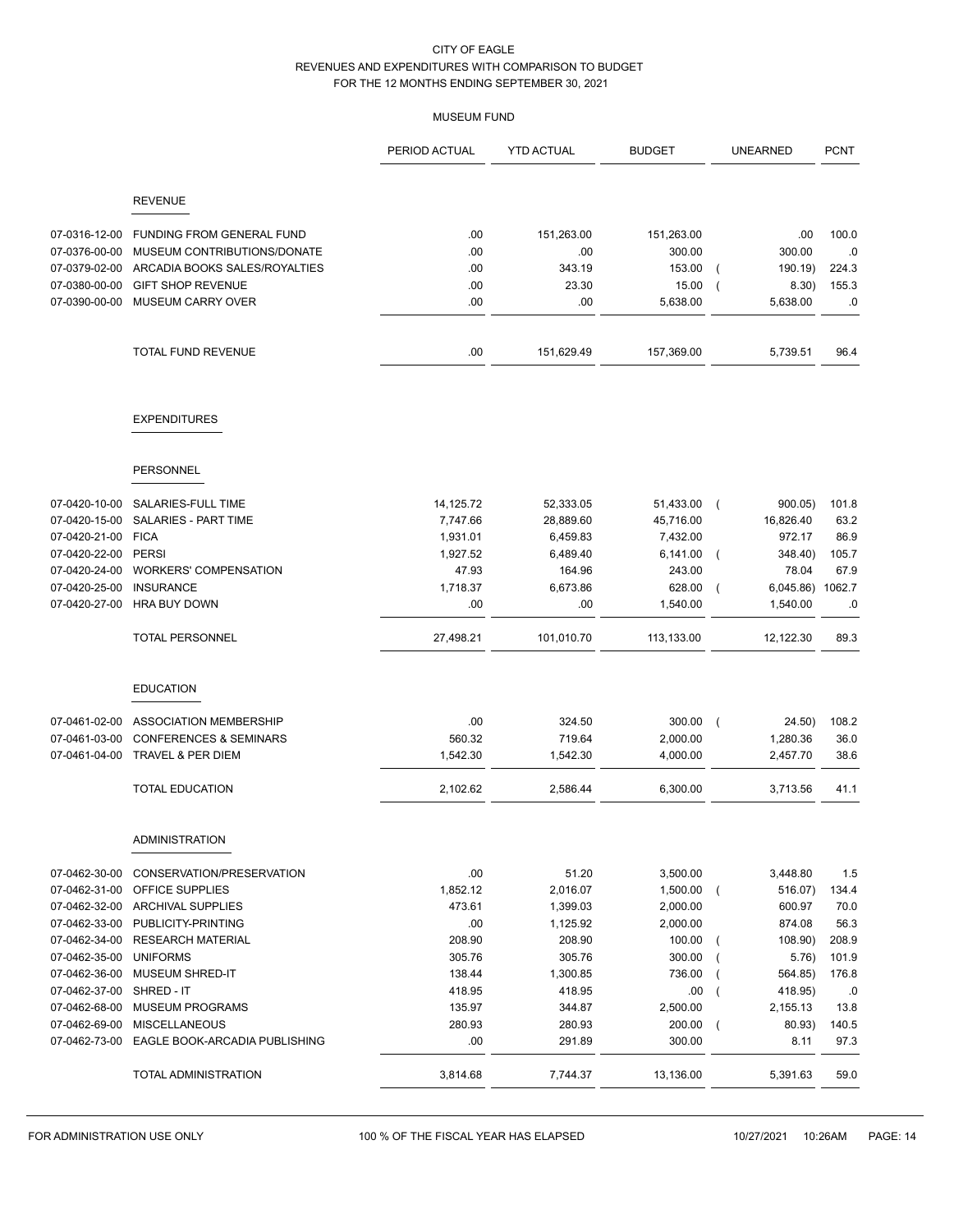CITY OF EAGLE
REVENUES AND EXPENDITURES WITH COMPARISON TO BUDGET
FOR THE 12 MONTHS ENDING SEPTEMBER 30, 2021

MUSEUM FUND

| | | PERIOD ACTUAL | YTD ACTUAL | BUDGET | UNEARNED | PCNT |
|---|---|---|---|---|---|---|
| | **REVENUE** | | | | | |
| 07-0316-12-00 | FUNDING FROM GENERAL FUND | .00 | 151,263.00 | 151,263.00 | .00 | 100.0 |
| 07-0376-00-00 | MUSEUM CONTRIBUTIONS/DONATE | .00 | .00 | 300.00 | 300.00 | .0 |
| 07-0379-02-00 | ARCADIA BOOKS SALES/ROYALTIES | .00 | 343.19 | 153.00 | ( 190.19) | 224.3 |
| 07-0380-00-00 | GIFT SHOP REVENUE | .00 | 23.30 | 15.00 | ( 8.30) | 155.3 |
| 07-0390-00-00 | MUSEUM CARRY OVER | .00 | .00 | 5,638.00 | 5,638.00 | .0 |
| | TOTAL FUND REVENUE | .00 | 151,629.49 | 157,369.00 | 5,739.51 | 96.4 |
| | **EXPENDITURES** | | | | | |
| | **PERSONNEL** | | | | | |
| 07-0420-10-00 | SALARIES-FULL TIME | 14,125.72 | 52,333.05 | 51,433.00 | ( 900.05) | 101.8 |
| 07-0420-15-00 | SALARIES - PART TIME | 7,747.66 | 28,889.60 | 45,716.00 | 16,826.40 | 63.2 |
| 07-0420-21-00 | FICA | 1,931.01 | 6,459.83 | 7,432.00 | 972.17 | 86.9 |
| 07-0420-22-00 | PERSI | 1,927.52 | 6,489.40 | 6,141.00 | ( 348.40) | 105.7 |
| 07-0420-24-00 | WORKERS' COMPENSATION | 47.93 | 164.96 | 243.00 | 78.04 | 67.9 |
| 07-0420-25-00 | INSURANCE | 1,718.37 | 6,673.86 | 628.00 | ( 6,045.86) | 1062.7 |
| 07-0420-27-00 | HRA BUY DOWN | .00 | .00 | 1,540.00 | 1,540.00 | .0 |
| | TOTAL PERSONNEL | 27,498.21 | 101,010.70 | 113,133.00 | 12,122.30 | 89.3 |
| | **EDUCATION** | | | | | |
| 07-0461-02-00 | ASSOCIATION MEMBERSHIP | .00 | 324.50 | 300.00 | ( 24.50) | 108.2 |
| 07-0461-03-00 | CONFERENCES & SEMINARS | 560.32 | 719.64 | 2,000.00 | 1,280.36 | 36.0 |
| 07-0461-04-00 | TRAVEL & PER DIEM | 1,542.30 | 1,542.30 | 4,000.00 | 2,457.70 | 38.6 |
| | TOTAL EDUCATION | 2,102.62 | 2,586.44 | 6,300.00 | 3,713.56 | 41.1 |
| | **ADMINISTRATION** | | | | | |
| 07-0462-30-00 | CONSERVATION/PRESERVATION | .00 | 51.20 | 3,500.00 | 3,448.80 | 1.5 |
| 07-0462-31-00 | OFFICE SUPPLIES | 1,852.12 | 2,016.07 | 1,500.00 | ( 516.07) | 134.4 |
| 07-0462-32-00 | ARCHIVAL SUPPLIES | 473.61 | 1,399.03 | 2,000.00 | 600.97 | 70.0 |
| 07-0462-33-00 | PUBLICITY-PRINTING | .00 | 1,125.92 | 2,000.00 | 874.08 | 56.3 |
| 07-0462-34-00 | RESEARCH MATERIAL | 208.90 | 208.90 | 100.00 | ( 108.90) | 208.9 |
| 07-0462-35-00 | UNIFORMS | 305.76 | 305.76 | 300.00 | ( 5.76) | 101.9 |
| 07-0462-36-00 | MUSEUM SHRED-IT | 138.44 | 1,300.85 | 736.00 | ( 564.85) | 176.8 |
| 07-0462-37-00 | SHRED - IT | 418.95 | 418.95 | .00 | ( 418.95) | .0 |
| 07-0462-68-00 | MUSEUM PROGRAMS | 135.97 | 344.87 | 2,500.00 | 2,155.13 | 13.8 |
| 07-0462-69-00 | MISCELLANEOUS | 280.93 | 280.93 | 200.00 | ( 80.93) | 140.5 |
| 07-0462-73-00 | EAGLE BOOK-ARCADIA PUBLISHING | .00 | 291.89 | 300.00 | 8.11 | 97.3 |
| | TOTAL ADMINISTRATION | 3,814.68 | 7,744.37 | 13,136.00 | 5,391.63 | 59.0 |

FOR ADMINISTRATION USE ONLY 100 % OF THE FISCAL YEAR HAS ELAPSED 10/27/2021 10:26AM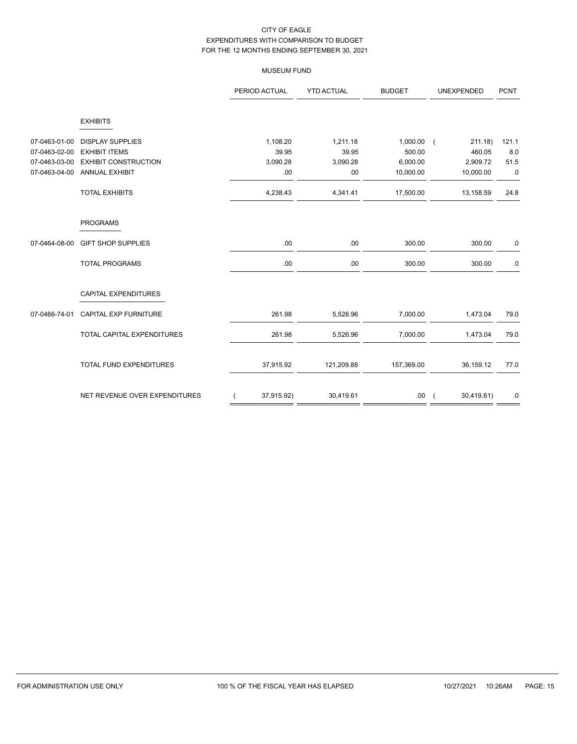CITY OF EAGLE
EXPENDITURES WITH COMPARISON TO BUDGET
FOR THE 12 MONTHS ENDING SEPTEMBER 30, 2021

MUSEUM FUND

| | | PERIOD ACTUAL | YTD ACTUAL | BUDGET | UNEXPENDED | PCNT |
|---|---|---|---|---|---|---|
| | **EXHIBITS** | | | | | |
| 07-0463-01-00 | DISPLAY SUPPLIES | 1,108.20 | 1,211.18 | 1,000.00 | ( 211.18) | 121.1 |
| 07-0463-02-00 | EXHIBIT ITEMS | 39.95 | 39.95 | 500.00 | 460.05 | 8.0 |
| 07-0463-03-00 | EXHIBIT CONSTRUCTION | 3,090.28 | 3,090.28 | 6,000.00 | 2,909.72 | 51.5 |
| 07-0463-04-00 | ANNUAL EXHIBIT | .00 | .00 | 10,000.00 | 10,000.00 | .0 |
| | TOTAL EXHIBITS | 4,238.43 | 4,341.41 | 17,500.00 | 13,158.59 | 24.8 |
| | **PROGRAMS** | | | | | |
| 07-0464-08-00 | GIFT SHOP SUPPLIES | .00 | .00 | 300.00 | 300.00 | .0 |
| | TOTAL PROGRAMS | .00 | .00 | 300.00 | 300.00 | .0 |
| | **CAPITAL EXPENDITURES** | | | | | |
| 07-0466-74-01 | CAPITAL EXP FURNITURE | 261.98 | 5,526.96 | 7,000.00 | 1,473.04 | 79.0 |
| | TOTAL CAPITAL EXPENDITURES | 261.98 | 5,526.96 | 7,000.00 | 1,473.04 | 79.0 |
| | TOTAL FUND EXPENDITURES | 37,915.92 | 121,209.88 | 157,369.00 | 36,159.12 | 77.0 |
| | NET REVENUE OVER EXPENDITURES | ( 37,915.92) | 30,419.61 | .00 | ( 30,419.61) | .0 |

FOR ADMINISTRATION USE ONLY 100 % OF THE FISCAL YEAR HAS ELAPSED 10/27/2021 10:26AM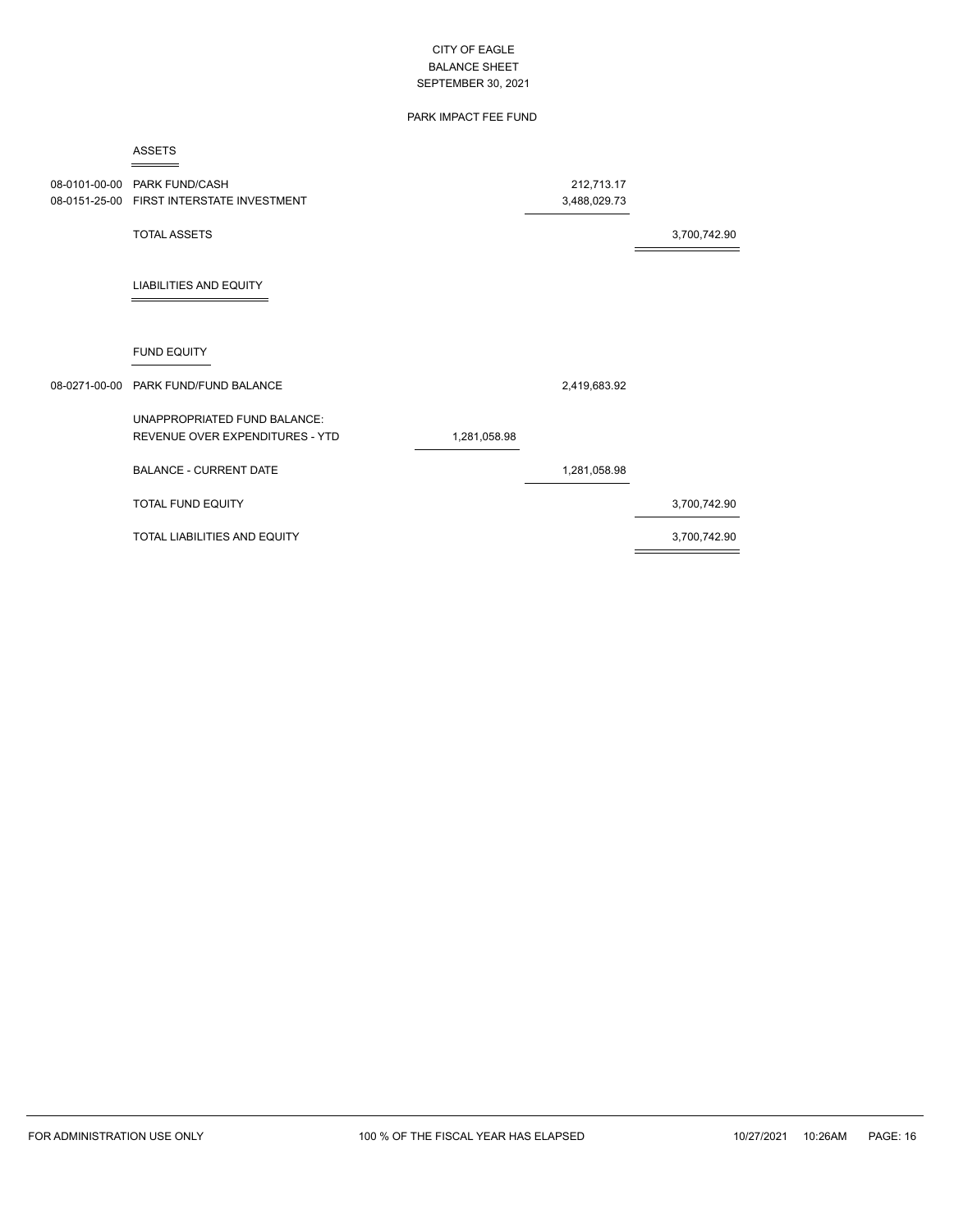CITY OF EAGLE
BALANCE SHEET
SEPTEMBER 30, 2021

PARK IMPACT FEE FUND

**ASSETS**

| Account | Description | | | |
|---|---|---|---|---|
| 08-0101-00-00 | PARK FUND/CASH | | 212,713.17 | |
| 08-0151-25-00 | FIRST INTERSTATE INVESTMENT | | 3,488,029.73 | |
| | TOTAL ASSETS | | | 3,700,742.90 |

**LIABILITIES AND EQUITY**

**FUND EQUITY**

| Account | Description | | | |
|---|---|---|---|---|
| 08-0271-00-00 | PARK FUND/FUND BALANCE | | 2,419,683.92 | |
| | UNAPPROPRIATED FUND BALANCE: | | | |
| | REVENUE OVER EXPENDITURES - YTD | 1,281,058.98 | | |
| | BALANCE - CURRENT DATE | | 1,281,058.98 | |
| | TOTAL FUND EQUITY | | | 3,700,742.90 |
| | TOTAL LIABILITIES AND EQUITY | | | 3,700,742.90 |

FOR ADMINISTRATION USE ONLY 100 % OF THE FISCAL YEAR HAS ELAPSED 10/27/2021 10:26AM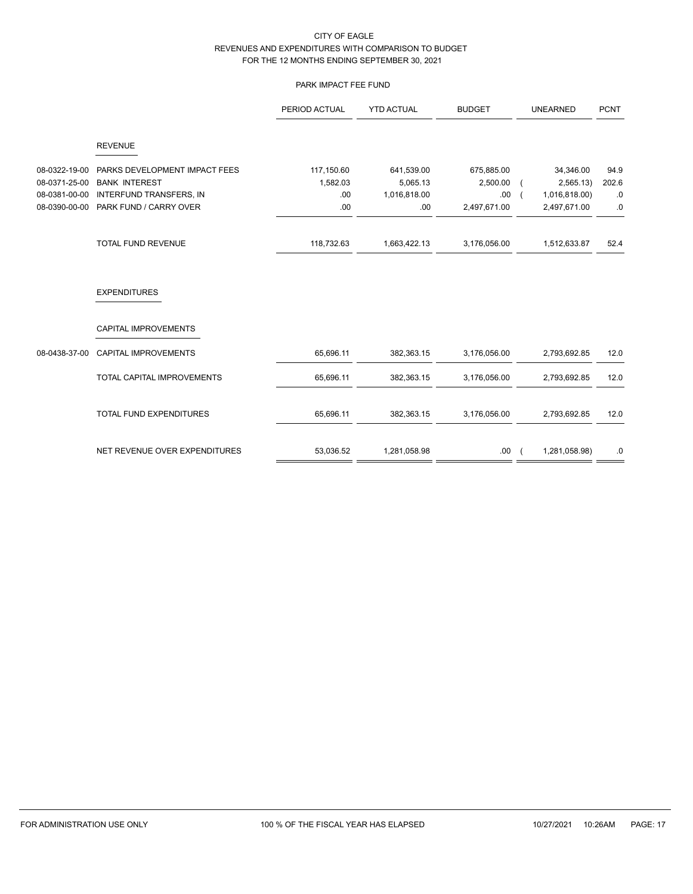CITY OF EAGLE
REVENUES AND EXPENDITURES WITH COMPARISON TO BUDGET
FOR THE 12 MONTHS ENDING SEPTEMBER 30, 2021

PARK IMPACT FEE FUND

| | | PERIOD ACTUAL | YTD ACTUAL | BUDGET | UNEARNED | PCNT |
|---|---|---|---|---|---|---|
| | **REVENUE** | | | | | |
| 08-0322-19-00 | PARKS DEVELOPMENT IMPACT FEES | 117,150.60 | 641,539.00 | 675,885.00 | 34,346.00 | 94.9 |
| 08-0371-25-00 | BANK INTEREST | 1,582.03 | 5,065.13 | 2,500.00 | ( 2,565.13) | 202.6 |
| 08-0381-00-00 | INTERFUND TRANSFERS, IN | .00 | 1,016,818.00 | .00 | ( 1,016,818.00) | .0 |
| 08-0390-00-00 | PARK FUND / CARRY OVER | .00 | .00 | 2,497,671.00 | 2,497,671.00 | .0 |
| | TOTAL FUND REVENUE | 118,732.63 | 1,663,422.13 | 3,176,056.00 | 1,512,633.87 | 52.4 |
| | **EXPENDITURES** | | | | | |
| | **CAPITAL IMPROVEMENTS** | | | | | |
| 08-0438-37-00 | CAPITAL IMPROVEMENTS | 65,696.11 | 382,363.15 | 3,176,056.00 | 2,793,692.85 | 12.0 |
| | TOTAL CAPITAL IMPROVEMENTS | 65,696.11 | 382,363.15 | 3,176,056.00 | 2,793,692.85 | 12.0 |
| | TOTAL FUND EXPENDITURES | 65,696.11 | 382,363.15 | 3,176,056.00 | 2,793,692.85 | 12.0 |
| | NET REVENUE OVER EXPENDITURES | 53,036.52 | 1,281,058.98 | .00 | ( 1,281,058.98) | .0 |

FOR ADMINISTRATION USE ONLY — 100 % OF THE FISCAL YEAR HAS ELAPSED — 10/27/2021 10:26AM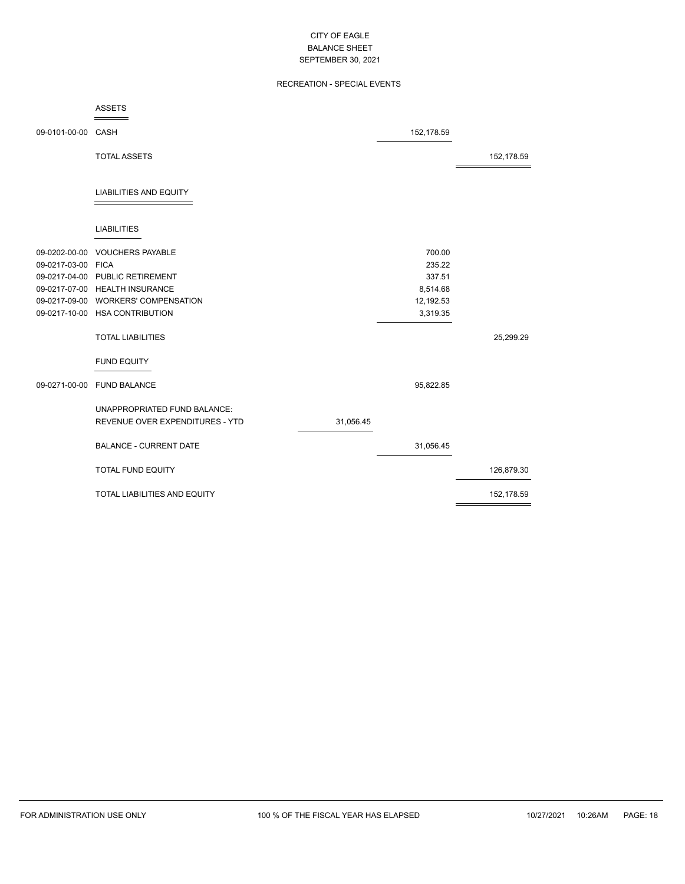CITY OF EAGLE
BALANCE SHEET
SEPTEMBER 30, 2021

RECREATION - SPECIAL EVENTS

| Account | Description | | | |
|---|---|---|---|---|
| | **ASSETS** | | | |
| 09-0101-00-00 | CASH | | 152,178.59 | |
| | TOTAL ASSETS | | | 152,178.59 |
| | **LIABILITIES AND EQUITY** | | | |
| | **LIABILITIES** | | | |
| 09-0202-00-00 | VOUCHERS PAYABLE | | 700.00 | |
| 09-0217-03-00 | FICA | | 235.22 | |
| 09-0217-04-00 | PUBLIC RETIREMENT | | 337.51 | |
| 09-0217-07-00 | HEALTH INSURANCE | | 8,514.68 | |
| 09-0217-09-00 | WORKERS' COMPENSATION | | 12,192.53 | |
| 09-0217-10-00 | HSA CONTRIBUTION | | 3,319.35 | |
| | TOTAL LIABILITIES | | | 25,299.29 |
| | **FUND EQUITY** | | | |
| 09-0271-00-00 | FUND BALANCE | | 95,822.85 | |
| | UNAPPROPRIATED FUND BALANCE: | | | |
| | REVENUE OVER EXPENDITURES - YTD | 31,056.45 | | |
| | BALANCE - CURRENT DATE | | 31,056.45 | |
| | TOTAL FUND EQUITY | | | 126,879.30 |
| | TOTAL LIABILITIES AND EQUITY | | | 152,178.59 |

FOR ADMINISTRATION USE ONLY — 100 % OF THE FISCAL YEAR HAS ELAPSED — 10/27/2021 10:26AM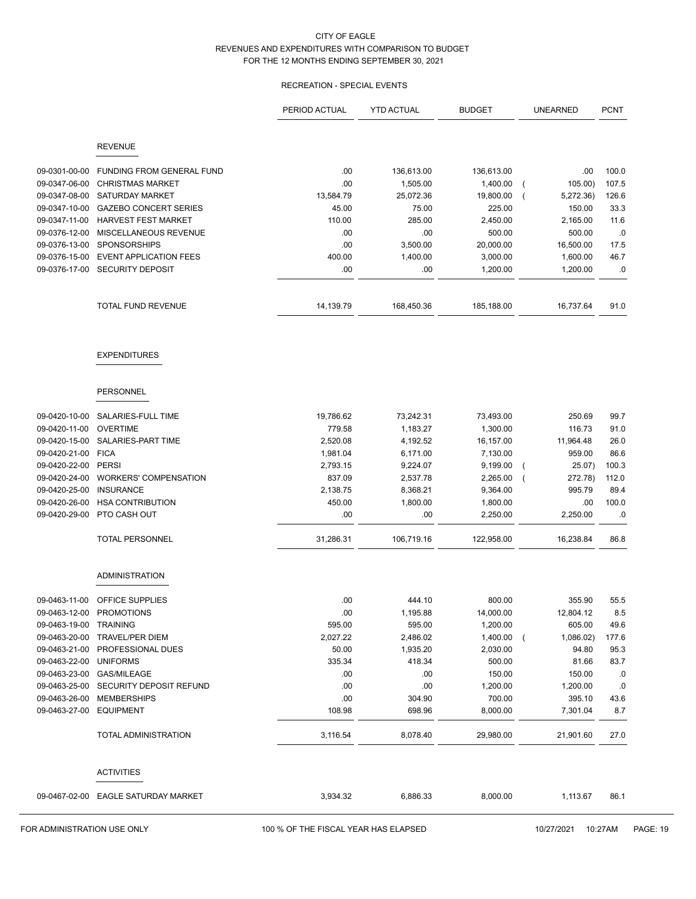CITY OF EAGLE
REVENUES AND EXPENDITURES WITH COMPARISON TO BUDGET
FOR THE 12 MONTHS ENDING SEPTEMBER 30, 2021

RECREATION - SPECIAL EVENTS

| | | PERIOD ACTUAL | YTD ACTUAL | BUDGET | UNEARNED | PCNT |
|---|---|---|---|---|---|---|
| | **REVENUE** | | | | | |
| 09-0301-00-00 | FUNDING FROM GENERAL FUND | .00 | 136,613.00 | 136,613.00 | .00 | 100.0 |
| 09-0347-06-00 | CHRISTMAS MARKET | .00 | 1,505.00 | 1,400.00 | ( 105.00) | 107.5 |
| 09-0347-08-00 | SATURDAY MARKET | 13,584.79 | 25,072.36 | 19,800.00 | ( 5,272.36) | 126.6 |
| 09-0347-10-00 | GAZEBO CONCERT SERIES | 45.00 | 75.00 | 225.00 | 150.00 | 33.3 |
| 09-0347-11-00 | HARVEST FEST MARKET | 110.00 | 285.00 | 2,450.00 | 2,165.00 | 11.6 |
| 09-0376-12-00 | MISCELLANEOUS REVENUE | .00 | .00 | 500.00 | 500.00 | .0 |
| 09-0376-13-00 | SPONSORSHIPS | .00 | 3,500.00 | 20,000.00 | 16,500.00 | 17.5 |
| 09-0376-15-00 | EVENT APPLICATION FEES | 400.00 | 1,400.00 | 3,000.00 | 1,600.00 | 46.7 |
| 09-0376-17-00 | SECURITY DEPOSIT | .00 | .00 | 1,200.00 | 1,200.00 | .0 |
| | TOTAL FUND REVENUE | 14,139.79 | 168,450.36 | 185,188.00 | 16,737.64 | 91.0 |
| | **EXPENDITURES** | | | | | |
| | **PERSONNEL** | | | | | |
| 09-0420-10-00 | SALARIES-FULL TIME | 19,786.62 | 73,242.31 | 73,493.00 | 250.69 | 99.7 |
| 09-0420-11-00 | OVERTIME | 779.58 | 1,183.27 | 1,300.00 | 116.73 | 91.0 |
| 09-0420-15-00 | SALARIES-PART TIME | 2,520.08 | 4,192.52 | 16,157.00 | 11,964.48 | 26.0 |
| 09-0420-21-00 | FICA | 1,981.04 | 6,171.00 | 7,130.00 | 959.00 | 86.6 |
| 09-0420-22-00 | PERSI | 2,793.15 | 9,224.07 | 9,199.00 | ( 25.07) | 100.3 |
| 09-0420-24-00 | WORKERS' COMPENSATION | 837.09 | 2,537.78 | 2,265.00 | ( 272.78) | 112.0 |
| 09-0420-25-00 | INSURANCE | 2,138.75 | 8,368.21 | 9,364.00 | 995.79 | 89.4 |
| 09-0420-26-00 | HSA CONTRIBUTION | 450.00 | 1,800.00 | 1,800.00 | .00 | 100.0 |
| 09-0420-29-00 | PTO CASH OUT | .00 | .00 | 2,250.00 | 2,250.00 | .0 |
| | TOTAL PERSONNEL | 31,286.31 | 106,719.16 | 122,958.00 | 16,238.84 | 86.8 |
| | **ADMINISTRATION** | | | | | |
| 09-0463-11-00 | OFFICE SUPPLIES | .00 | 444.10 | 800.00 | 355.90 | 55.5 |
| 09-0463-12-00 | PROMOTIONS | .00 | 1,195.88 | 14,000.00 | 12,804.12 | 8.5 |
| 09-0463-19-00 | TRAINING | 595.00 | 595.00 | 1,200.00 | 605.00 | 49.6 |
| 09-0463-20-00 | TRAVEL/PER DIEM | 2,027.22 | 2,486.02 | 1,400.00 | ( 1,086.02) | 177.6 |
| 09-0463-21-00 | PROFESSIONAL DUES | 50.00 | 1,935.20 | 2,030.00 | 94.80 | 95.3 |
| 09-0463-22-00 | UNIFORMS | 335.34 | 418.34 | 500.00 | 81.66 | 83.7 |
| 09-0463-23-00 | GAS/MILEAGE | .00 | .00 | 150.00 | 150.00 | .0 |
| 09-0463-25-00 | SECURITY DEPOSIT REFUND | .00 | .00 | 1,200.00 | 1,200.00 | .0 |
| 09-0463-26-00 | MEMBERSHIPS | .00 | 304.90 | 700.00 | 395.10 | 43.6 |
| 09-0463-27-00 | EQUIPMENT | 108.98 | 698.96 | 8,000.00 | 7,301.04 | 8.7 |
| | TOTAL ADMINISTRATION | 3,116.54 | 8,078.40 | 29,980.00 | 21,901.60 | 27.0 |
| | **ACTIVITIES** | | | | | |
| 09-0467-02-00 | EAGLE SATURDAY MARKET | 3,934.32 | 6,886.33 | 8,000.00 | 1,113.67 | 86.1 |

FOR ADMINISTRATION USE ONLY — 100 % OF THE FISCAL YEAR HAS ELAPSED — 10/27/2021 10:27AM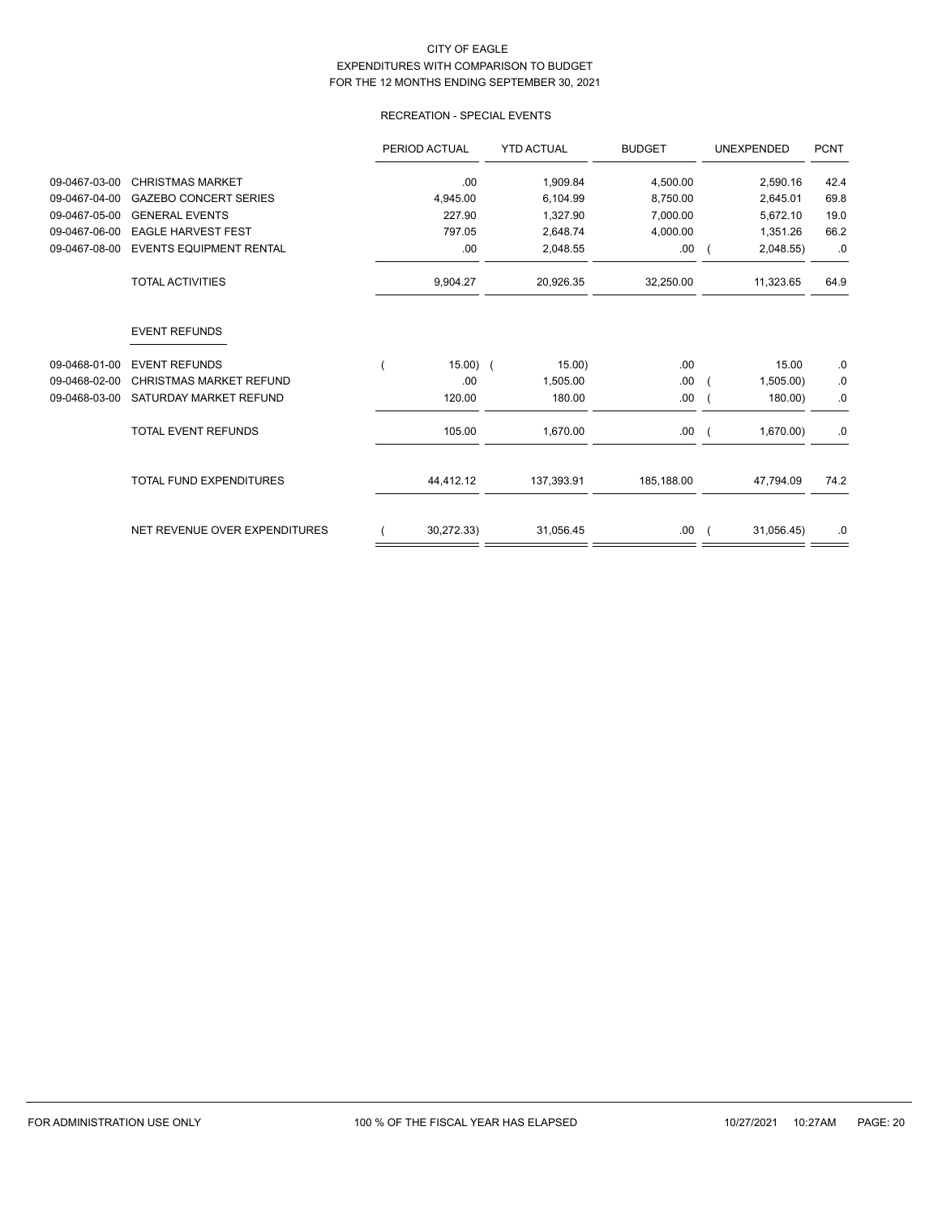CITY OF EAGLE
EXPENDITURES WITH COMPARISON TO BUDGET
FOR THE 12 MONTHS ENDING SEPTEMBER 30, 2021

RECREATION - SPECIAL EVENTS

| | | PERIOD ACTUAL | YTD ACTUAL | BUDGET | UNEXPENDED | PCNT |
|---|---|---|---|---|---|---|
| 09-0467-03-00 | CHRISTMAS MARKET | .00 | 1,909.84 | 4,500.00 | 2,590.16 | 42.4 |
| 09-0467-04-00 | GAZEBO CONCERT SERIES | 4,945.00 | 6,104.99 | 8,750.00 | 2,645.01 | 69.8 |
| 09-0467-05-00 | GENERAL EVENTS | 227.90 | 1,327.90 | 7,000.00 | 5,672.10 | 19.0 |
| 09-0467-06-00 | EAGLE HARVEST FEST | 797.05 | 2,648.74 | 4,000.00 | 1,351.26 | 66.2 |
| 09-0467-08-00 | EVENTS EQUIPMENT RENTAL | .00 | 2,048.55 | .00 | ( 2,048.55) | .0 |
| | TOTAL ACTIVITIES | 9,904.27 | 20,926.35 | 32,250.00 | 11,323.65 | 64.9 |
| | EVENT REFUNDS | | | | | |
| 09-0468-01-00 | EVENT REFUNDS | ( 15.00) | ( 15.00) | .00 | 15.00 | .0 |
| 09-0468-02-00 | CHRISTMAS MARKET REFUND | .00 | 1,505.00 | .00 | ( 1,505.00) | .0 |
| 09-0468-03-00 | SATURDAY MARKET REFUND | 120.00 | 180.00 | .00 | ( 180.00) | .0 |
| | TOTAL EVENT REFUNDS | 105.00 | 1,670.00 | .00 | ( 1,670.00) | .0 |
| | TOTAL FUND EXPENDITURES | 44,412.12 | 137,393.91 | 185,188.00 | 47,794.09 | 74.2 |
| | NET REVENUE OVER EXPENDITURES | ( 30,272.33) | 31,056.45 | .00 | ( 31,056.45) | .0 |

FOR ADMINISTRATION USE ONLY — 100 % OF THE FISCAL YEAR HAS ELAPSED — 10/27/2021 10:27AM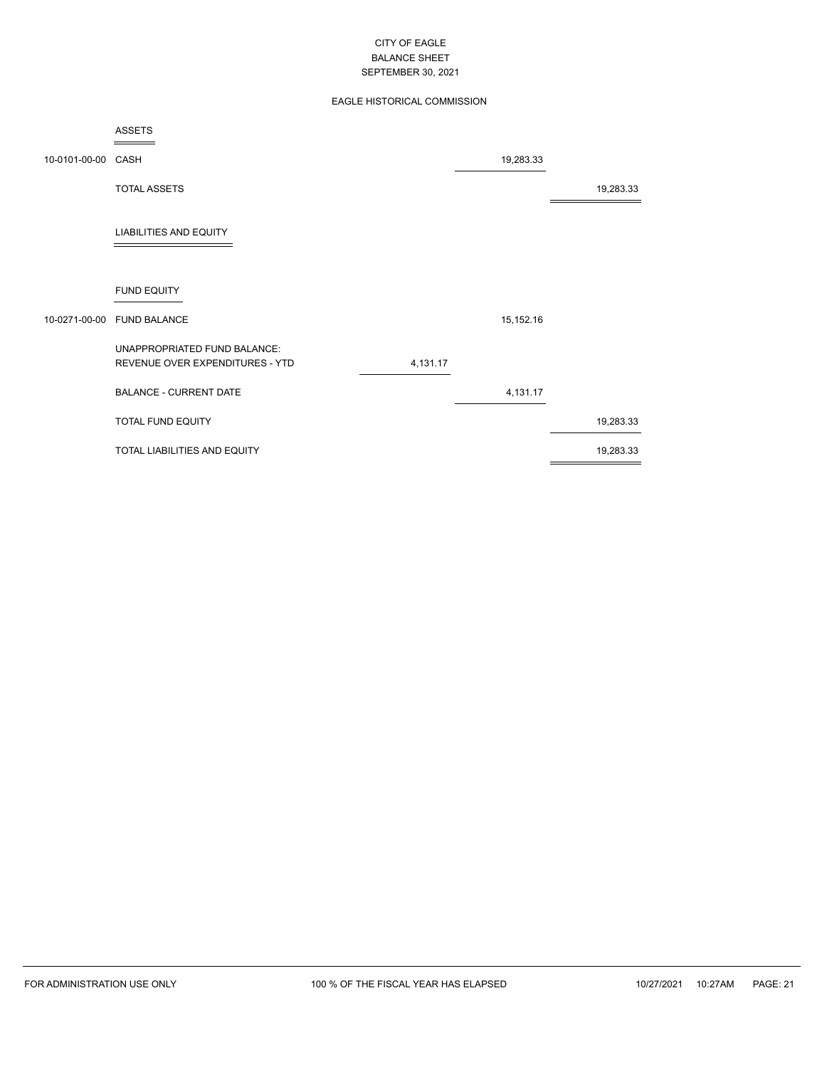CITY OF EAGLE
BALANCE SHEET
SEPTEMBER 30, 2021

EAGLE HISTORICAL COMMISSION

| Account | Description | | | |
|---|---|---|---|---|
| | **ASSETS** | | | |
| 10-0101-00-00 | CASH | | 19,283.33 | |
| | TOTAL ASSETS | | | 19,283.33 |
| | **LIABILITIES AND EQUITY** | | | |
| | **FUND EQUITY** | | | |
| 10-0271-00-00 | FUND BALANCE | | 15,152.16 | |
| | UNAPPROPRIATED FUND BALANCE: | | | |
| | REVENUE OVER EXPENDITURES - YTD | 4,131.17 | | |
| | BALANCE - CURRENT DATE | | 4,131.17 | |
| | TOTAL FUND EQUITY | | | 19,283.33 |
| | TOTAL LIABILITIES AND EQUITY | | | 19,283.33 |

FOR ADMINISTRATION USE ONLY    100 % OF THE FISCAL YEAR HAS ELAPSED    10/27/2021 10:27AM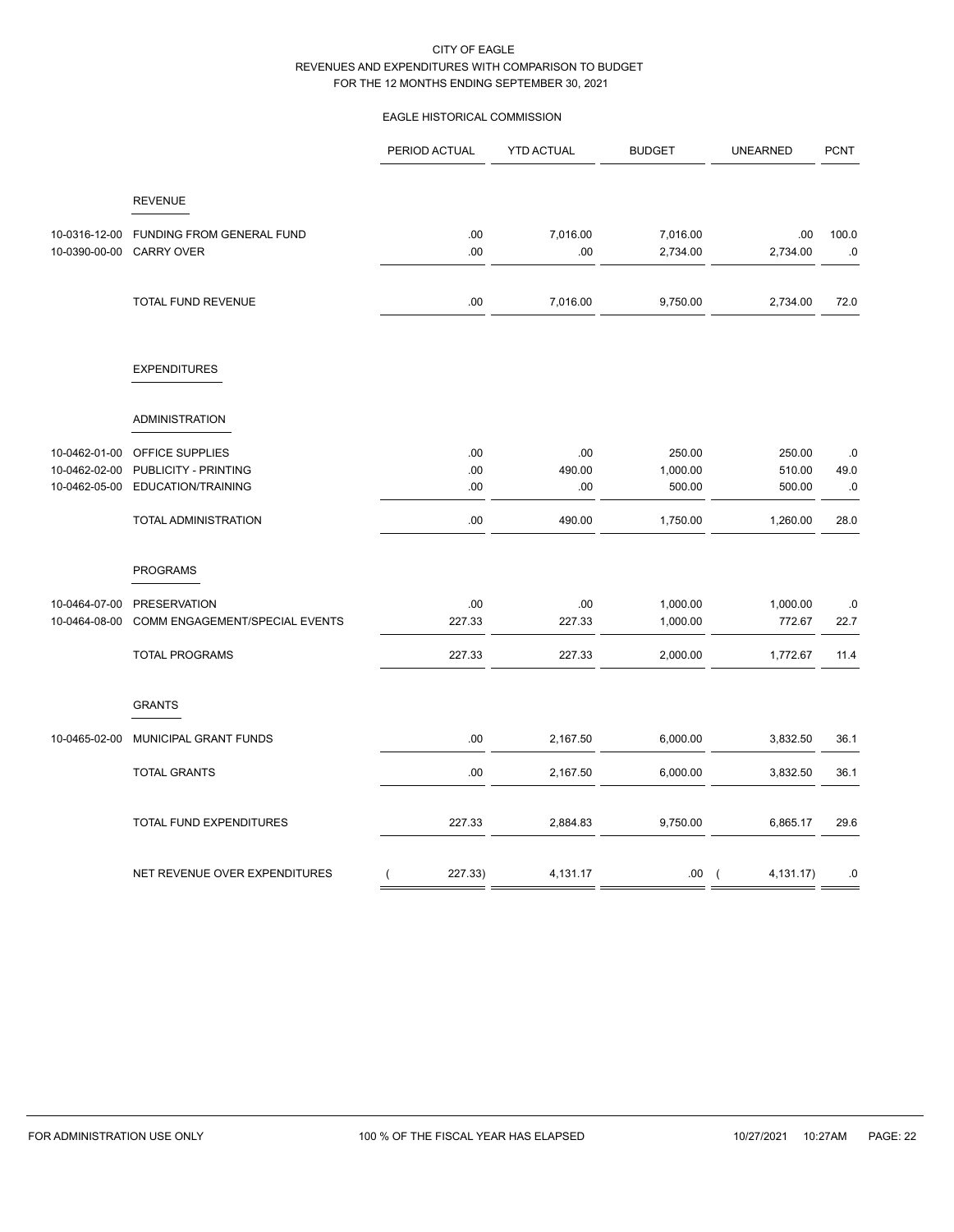CITY OF EAGLE
REVENUES AND EXPENDITURES WITH COMPARISON TO BUDGET
FOR THE 12 MONTHS ENDING SEPTEMBER 30, 2021

EAGLE HISTORICAL COMMISSION

| | | PERIOD ACTUAL | YTD ACTUAL | BUDGET | UNEARNED | PCNT |
|---|---|---|---|---|---|---|
| | **REVENUE** | | | | | |
| 10-0316-12-00 | FUNDING FROM GENERAL FUND | .00 | 7,016.00 | 7,016.00 | .00 | 100.0 |
| 10-0390-00-00 | CARRY OVER | .00 | .00 | 2,734.00 | 2,734.00 | .0 |
| | TOTAL FUND REVENUE | .00 | 7,016.00 | 9,750.00 | 2,734.00 | 72.0 |
| | **EXPENDITURES** | | | | | |
| | **ADMINISTRATION** | | | | | |
| 10-0462-01-00 | OFFICE SUPPLIES | .00 | .00 | 250.00 | 250.00 | .0 |
| 10-0462-02-00 | PUBLICITY - PRINTING | .00 | 490.00 | 1,000.00 | 510.00 | 49.0 |
| 10-0462-05-00 | EDUCATION/TRAINING | .00 | .00 | 500.00 | 500.00 | .0 |
| | TOTAL ADMINISTRATION | .00 | 490.00 | 1,750.00 | 1,260.00 | 28.0 |
| | **PROGRAMS** | | | | | |
| 10-0464-07-00 | PRESERVATION | .00 | .00 | 1,000.00 | 1,000.00 | .0 |
| 10-0464-08-00 | COMM ENGAGEMENT/SPECIAL EVENTS | 227.33 | 227.33 | 1,000.00 | 772.67 | 22.7 |
| | TOTAL PROGRAMS | 227.33 | 227.33 | 2,000.00 | 1,772.67 | 11.4 |
| | **GRANTS** | | | | | |
| 10-0465-02-00 | MUNICIPAL GRANT FUNDS | .00 | 2,167.50 | 6,000.00 | 3,832.50 | 36.1 |
| | TOTAL GRANTS | .00 | 2,167.50 | 6,000.00 | 3,832.50 | 36.1 |
| | TOTAL FUND EXPENDITURES | 227.33 | 2,884.83 | 9,750.00 | 6,865.17 | 29.6 |
| | NET REVENUE OVER EXPENDITURES | ( 227.33) | 4,131.17 | .00 | ( 4,131.17) | .0 |

FOR ADMINISTRATION USE ONLY    100 % OF THE FISCAL YEAR HAS ELAPSED    10/27/2021 10:27AM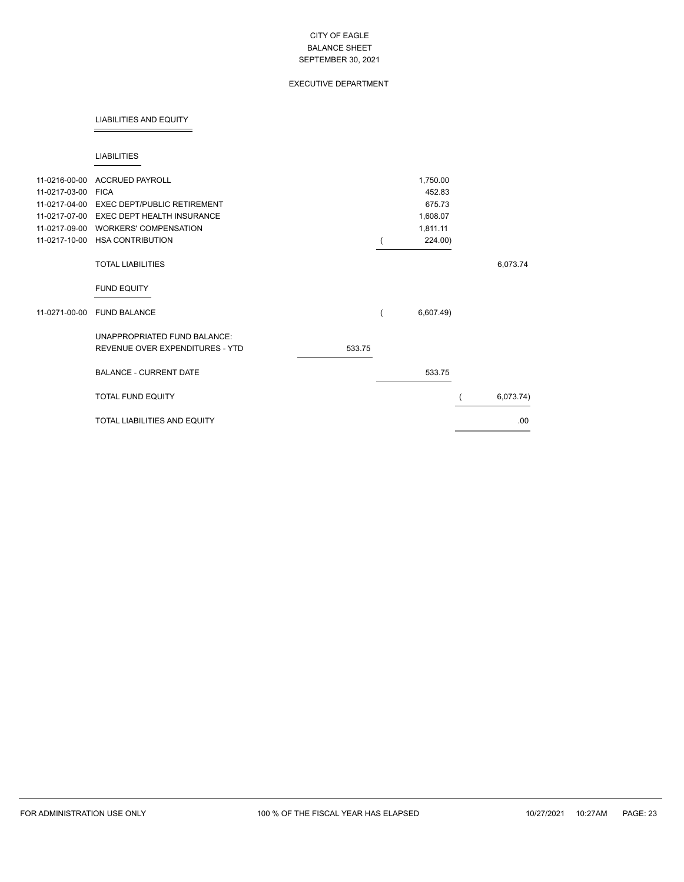CITY OF EAGLE
BALANCE SHEET
SEPTEMBER 30, 2021

EXECUTIVE DEPARTMENT

LIABILITIES AND EQUITY

LIABILITIES

| Account | Description | | | |
|---|---|---|---|---|
| 11-0216-00-00 | ACCRUED PAYROLL | | 1,750.00 | |
| 11-0217-03-00 | FICA | | 452.83 | |
| 11-0217-04-00 | EXEC DEPT/PUBLIC RETIREMENT | | 675.73 | |
| 11-0217-07-00 | EXEC DEPT HEALTH INSURANCE | | 1,608.07 | |
| 11-0217-09-00 | WORKERS' COMPENSATION | | 1,811.11 | |
| 11-0217-10-00 | HSA CONTRIBUTION | | ( 224.00) | |
| | TOTAL LIABILITIES | | | 6,073.74 |
| | FUND EQUITY | | | |
| 11-0271-00-00 | FUND BALANCE | | ( 6,607.49) | |
| | UNAPPROPRIATED FUND BALANCE: | | | |
| | REVENUE OVER EXPENDITURES - YTD | 533.75 | | |
| | BALANCE - CURRENT DATE | | 533.75 | |
| | TOTAL FUND EQUITY | | | ( 6,073.74) |
| | TOTAL LIABILITIES AND EQUITY | | | .00 |

FOR ADMINISTRATION USE ONLY 100 % OF THE FISCAL YEAR HAS ELAPSED 10/27/2021 10:27AM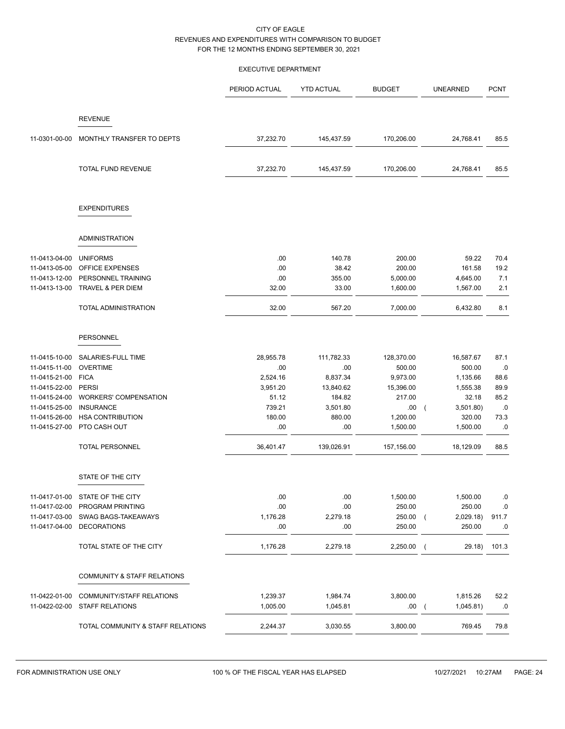CITY OF EAGLE
REVENUES AND EXPENDITURES WITH COMPARISON TO BUDGET
FOR THE 12 MONTHS ENDING SEPTEMBER 30, 2021

EXECUTIVE DEPARTMENT

| | | PERIOD ACTUAL | YTD ACTUAL | BUDGET | UNEARNED | PCNT |
|---|---|---|---|---|---|---|
| | **REVENUE** | | | | | |
| 11-0301-00-00 | MONTHLY TRANSFER TO DEPTS | 37,232.70 | 145,437.59 | 170,206.00 | 24,768.41 | 85.5 |
| | TOTAL FUND REVENUE | 37,232.70 | 145,437.59 | 170,206.00 | 24,768.41 | 85.5 |
| | **EXPENDITURES** | | | | | |
| | **ADMINISTRATION** | | | | | |
| 11-0413-04-00 | UNIFORMS | .00 | 140.78 | 200.00 | 59.22 | 70.4 |
| 11-0413-05-00 | OFFICE EXPENSES | .00 | 38.42 | 200.00 | 161.58 | 19.2 |
| 11-0413-12-00 | PERSONNEL TRAINING | .00 | 355.00 | 5,000.00 | 4,645.00 | 7.1 |
| 11-0413-13-00 | TRAVEL & PER DIEM | 32.00 | 33.00 | 1,600.00 | 1,567.00 | 2.1 |
| | TOTAL ADMINISTRATION | 32.00 | 567.20 | 7,000.00 | 6,432.80 | 8.1 |
| | **PERSONNEL** | | | | | |
| 11-0415-10-00 | SALARIES-FULL TIME | 28,955.78 | 111,782.33 | 128,370.00 | 16,587.67 | 87.1 |
| 11-0415-11-00 | OVERTIME | .00 | .00 | 500.00 | 500.00 | .0 |
| 11-0415-21-00 | FICA | 2,524.16 | 8,837.34 | 9,973.00 | 1,135.66 | 88.6 |
| 11-0415-22-00 | PERSI | 3,951.20 | 13,840.62 | 15,396.00 | 1,555.38 | 89.9 |
| 11-0415-24-00 | WORKERS' COMPENSATION | 51.12 | 184.82 | 217.00 | 32.18 | 85.2 |
| 11-0415-25-00 | INSURANCE | 739.21 | 3,501.80 | .00 | ( 3,501.80) | .0 |
| 11-0415-26-00 | HSA CONTRIBUTION | 180.00 | 880.00 | 1,200.00 | 320.00 | 73.3 |
| 11-0415-27-00 | PTO CASH OUT | .00 | .00 | 1,500.00 | 1,500.00 | .0 |
| | TOTAL PERSONNEL | 36,401.47 | 139,026.91 | 157,156.00 | 18,129.09 | 88.5 |
| | **STATE OF THE CITY** | | | | | |
| 11-0417-01-00 | STATE OF THE CITY | .00 | .00 | 1,500.00 | 1,500.00 | .0 |
| 11-0417-02-00 | PROGRAM PRINTING | .00 | .00 | 250.00 | 250.00 | .0 |
| 11-0417-03-00 | SWAG BAGS-TAKEAWAYS | 1,176.28 | 2,279.18 | 250.00 | ( 2,029.18) | 911.7 |
| 11-0417-04-00 | DECORATIONS | .00 | .00 | 250.00 | 250.00 | .0 |
| | TOTAL STATE OF THE CITY | 1,176.28 | 2,279.18 | 2,250.00 | ( 29.18) | 101.3 |
| | **COMMUNITY & STAFF RELATIONS** | | | | | |
| 11-0422-01-00 | COMMUNITY/STAFF RELATIONS | 1,239.37 | 1,984.74 | 3,800.00 | 1,815.26 | 52.2 |
| 11-0422-02-00 | STAFF RELATIONS | 1,005.00 | 1,045.81 | .00 | ( 1,045.81) | .0 |
| | TOTAL COMMUNITY & STAFF RELATIONS | 2,244.37 | 3,030.55 | 3,800.00 | 769.45 | 79.8 |

FOR ADMINISTRATION USE ONLY — 100 % OF THE FISCAL YEAR HAS ELAPSED — 10/27/2021 10:27AM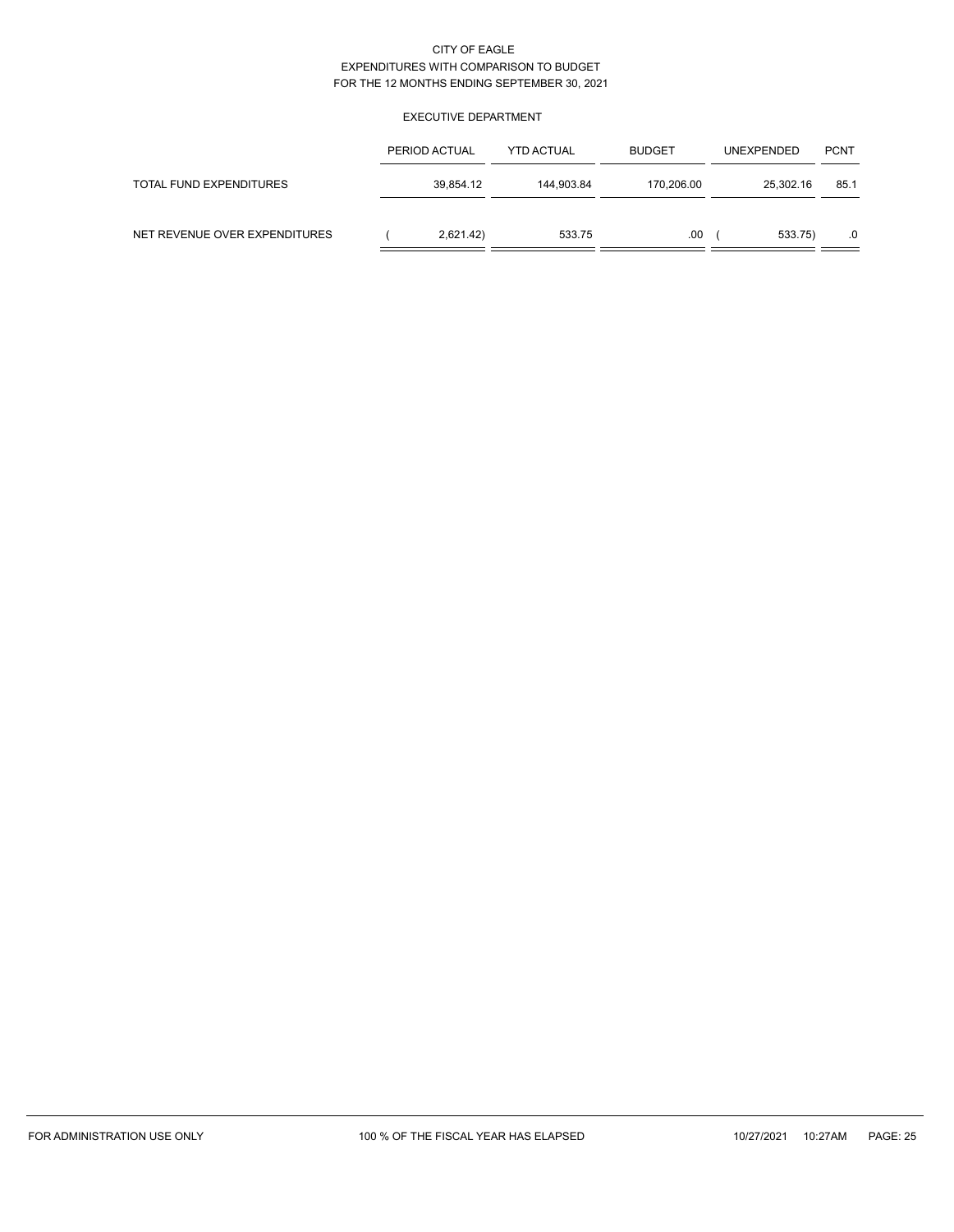CITY OF EAGLE
EXPENDITURES WITH COMPARISON TO BUDGET
FOR THE 12 MONTHS ENDING SEPTEMBER 30, 2021

EXECUTIVE DEPARTMENT

| | PERIOD ACTUAL | YTD ACTUAL | BUDGET | UNEXPENDED | PCNT |
|---|---|---|---|---|---|
| TOTAL FUND EXPENDITURES | 39,854.12 | 144,903.84 | 170,206.00 | 25,302.16 | 85.1 |
| NET REVENUE OVER EXPENDITURES | ( 2,621.42) | 533.75 | .00 | ( 533.75) | .0 |

FOR ADMINISTRATION USE ONLY — 100 % OF THE FISCAL YEAR HAS ELAPSED — 10/27/2021 10:27AM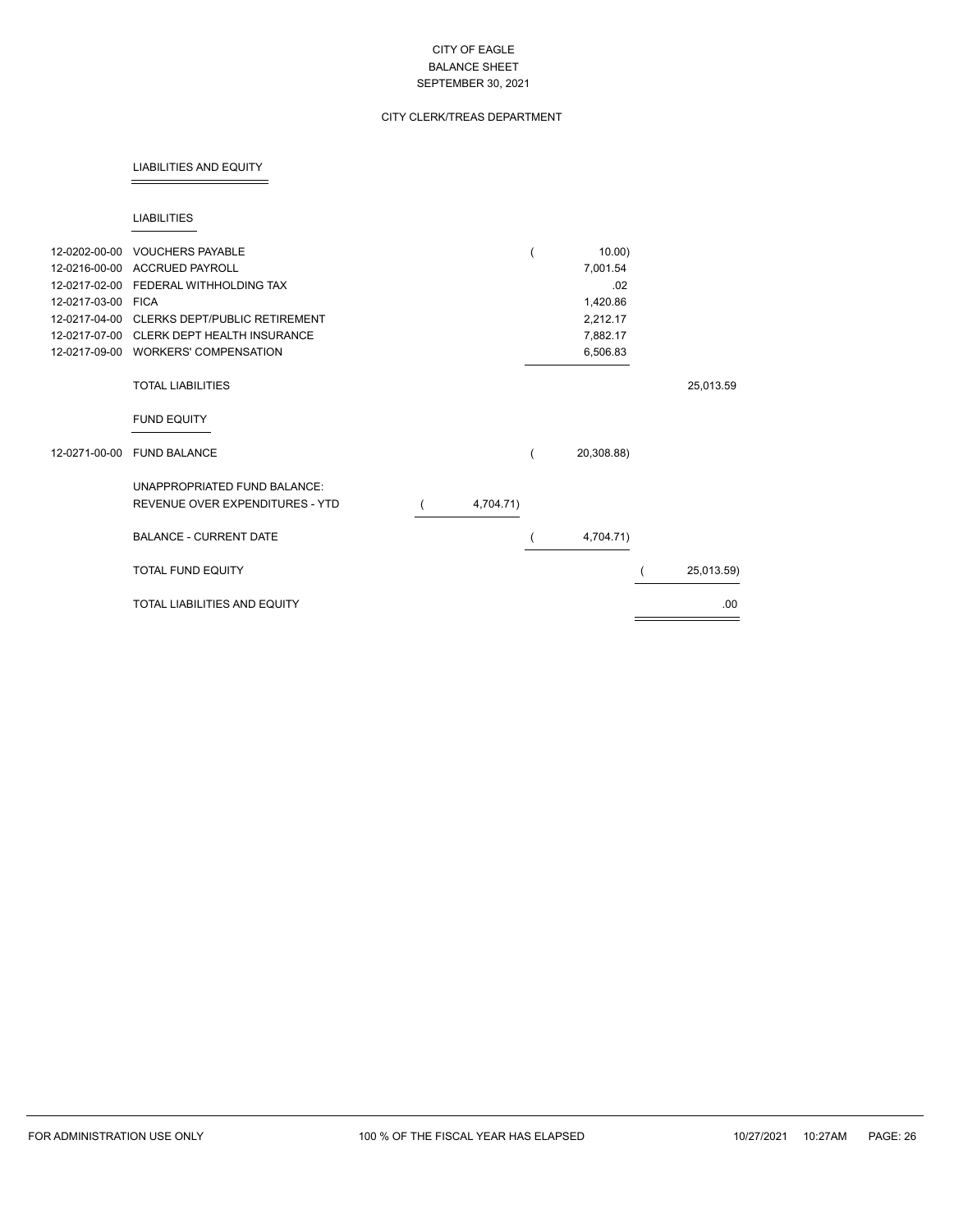# CITY OF EAGLE
## BALANCE SHEET
## SEPTEMBER 30, 2021

### CITY CLERK/TREAS DEPARTMENT

**LIABILITIES AND EQUITY**

**LIABILITIES**

| Account | Description | | | |
|---|---|---|---|---|
| 12-0202-00-00 | VOUCHERS PAYABLE | | ( 10.00) | |
| 12-0216-00-00 | ACCRUED PAYROLL | | 7,001.54 | |
| 12-0217-02-00 | FEDERAL WITHHOLDING TAX | | .02 | |
| 12-0217-03-00 | FICA | | 1,420.86 | |
| 12-0217-04-00 | CLERKS DEPT/PUBLIC RETIREMENT | | 2,212.17 | |
| 12-0217-07-00 | CLERK DEPT HEALTH INSURANCE | | 7,882.17 | |
| 12-0217-09-00 | WORKERS' COMPENSATION | | 6,506.83 | |
| | TOTAL LIABILITIES | | | 25,013.59 |

**FUND EQUITY**

| Account | Description | | | |
|---|---|---|---|---|
| 12-0271-00-00 | FUND BALANCE | | ( 20,308.88) | |
| | UNAPPROPRIATED FUND BALANCE: | | | |
| | REVENUE OVER EXPENDITURES - YTD | ( 4,704.71) | | |
| | BALANCE - CURRENT DATE | | ( 4,704.71) | |
| | TOTAL FUND EQUITY | | | ( 25,013.59) |
| | TOTAL LIABILITIES AND EQUITY | | | .00 |

FOR ADMINISTRATION USE ONLY — 100 % OF THE FISCAL YEAR HAS ELAPSED — 10/27/2021 10:27AM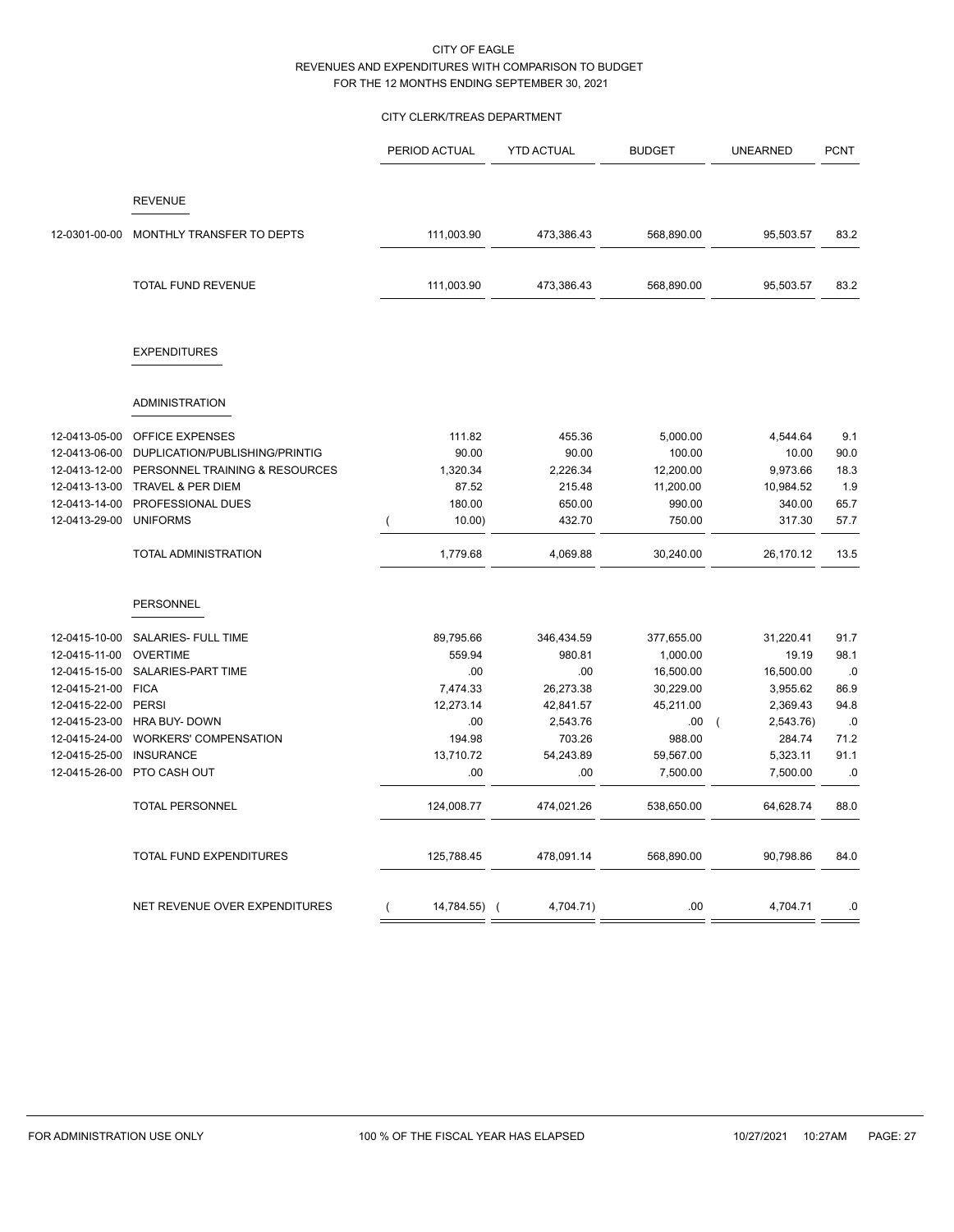CITY OF EAGLE
REVENUES AND EXPENDITURES WITH COMPARISON TO BUDGET
FOR THE 12 MONTHS ENDING SEPTEMBER 30, 2021

CITY CLERK/TREAS DEPARTMENT

| | | PERIOD ACTUAL | YTD ACTUAL | BUDGET | UNEARNED | PCNT |
|---|---|---|---|---|---|---|
| | **REVENUE** | | | | | |
| 12-0301-00-00 | MONTHLY TRANSFER TO DEPTS | 111,003.90 | 473,386.43 | 568,890.00 | 95,503.57 | 83.2 |
| | TOTAL FUND REVENUE | 111,003.90 | 473,386.43 | 568,890.00 | 95,503.57 | 83.2 |
| | **EXPENDITURES** | | | | | |
| | **ADMINISTRATION** | | | | | |
| 12-0413-05-00 | OFFICE EXPENSES | 111.82 | 455.36 | 5,000.00 | 4,544.64 | 9.1 |
| 12-0413-06-00 | DUPLICATION/PUBLISHING/PRINTIG | 90.00 | 90.00 | 100.00 | 10.00 | 90.0 |
| 12-0413-12-00 | PERSONNEL TRAINING & RESOURCES | 1,320.34 | 2,226.34 | 12,200.00 | 9,973.66 | 18.3 |
| 12-0413-13-00 | TRAVEL & PER DIEM | 87.52 | 215.48 | 11,200.00 | 10,984.52 | 1.9 |
| 12-0413-14-00 | PROFESSIONAL DUES | 180.00 | 650.00 | 990.00 | 340.00 | 65.7 |
| 12-0413-29-00 | UNIFORMS | ( 10.00) | 432.70 | 750.00 | 317.30 | 57.7 |
| | TOTAL ADMINISTRATION | 1,779.68 | 4,069.88 | 30,240.00 | 26,170.12 | 13.5 |
| | **PERSONNEL** | | | | | |
| 12-0415-10-00 | SALARIES- FULL TIME | 89,795.66 | 346,434.59 | 377,655.00 | 31,220.41 | 91.7 |
| 12-0415-11-00 | OVERTIME | 559.94 | 980.81 | 1,000.00 | 19.19 | 98.1 |
| 12-0415-15-00 | SALARIES-PART TIME | .00 | .00 | 16,500.00 | 16,500.00 | .0 |
| 12-0415-21-00 | FICA | 7,474.33 | 26,273.38 | 30,229.00 | 3,955.62 | 86.9 |
| 12-0415-22-00 | PERSI | 12,273.14 | 42,841.57 | 45,211.00 | 2,369.43 | 94.8 |
| 12-0415-23-00 | HRA BUY- DOWN | .00 | 2,543.76 | .00 | ( 2,543.76) | .0 |
| 12-0415-24-00 | WORKERS' COMPENSATION | 194.98 | 703.26 | 988.00 | 284.74 | 71.2 |
| 12-0415-25-00 | INSURANCE | 13,710.72 | 54,243.89 | 59,567.00 | 5,323.11 | 91.1 |
| 12-0415-26-00 | PTO CASH OUT | .00 | .00 | 7,500.00 | 7,500.00 | .0 |
| | TOTAL PERSONNEL | 124,008.77 | 474,021.26 | 538,650.00 | 64,628.74 | 88.0 |
| | TOTAL FUND EXPENDITURES | 125,788.45 | 478,091.14 | 568,890.00 | 90,798.86 | 84.0 |
| | NET REVENUE OVER EXPENDITURES | ( 14,784.55) | ( 4,704.71) | .00 | 4,704.71 | .0 |

FOR ADMINISTRATION USE ONLY — 100 % OF THE FISCAL YEAR HAS ELAPSED — 10/27/2021 10:27AM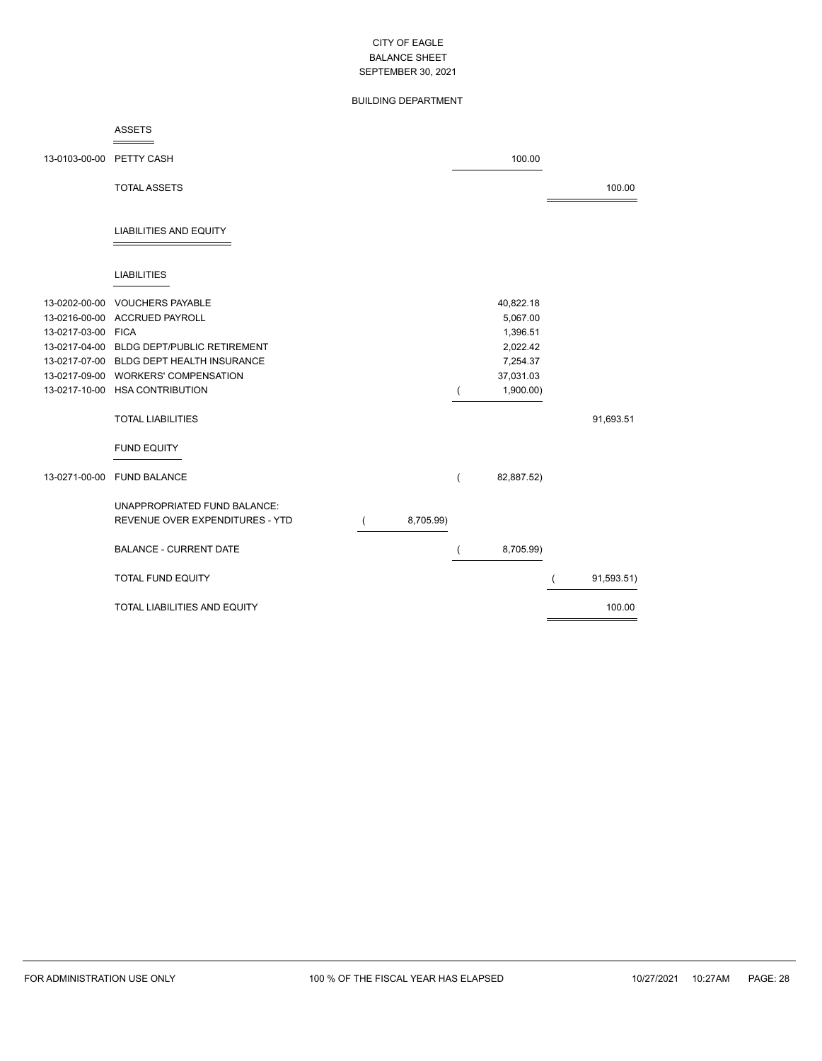# CITY OF EAGLE
## BALANCE SHEET
### SEPTEMBER 30, 2021

### BUILDING DEPARTMENT

**ASSETS**

| Account | Description | | | |
|---|---|---|---|---|
| 13-0103-00-00 | PETTY CASH | | 100.00 | |
| | TOTAL ASSETS | | | 100.00 |

**LIABILITIES AND EQUITY**

**LIABILITIES**

| Account | Description | | | |
|---|---|---|---|---|
| 13-0202-00-00 | VOUCHERS PAYABLE | | 40,822.18 | |
| 13-0216-00-00 | ACCRUED PAYROLL | | 5,067.00 | |
| 13-0217-03-00 | FICA | | 1,396.51 | |
| 13-0217-04-00 | BLDG DEPT/PUBLIC RETIREMENT | | 2,022.42 | |
| 13-0217-07-00 | BLDG DEPT HEALTH INSURANCE | | 7,254.37 | |
| 13-0217-09-00 | WORKERS' COMPENSATION | | 37,031.03 | |
| 13-0217-10-00 | HSA CONTRIBUTION | | ( 1,900.00) | |
| | TOTAL LIABILITIES | | | 91,693.51 |

**FUND EQUITY**

| Account | Description | | | |
|---|---|---|---|---|
| 13-0271-00-00 | FUND BALANCE | | ( 82,887.52) | |
| | UNAPPROPRIATED FUND BALANCE: | | | |
| | REVENUE OVER EXPENDITURES - YTD | ( 8,705.99) | | |
| | BALANCE - CURRENT DATE | | ( 8,705.99) | |
| | TOTAL FUND EQUITY | | | ( 91,593.51) |
| | TOTAL LIABILITIES AND EQUITY | | | 100.00 |

FOR ADMINISTRATION USE ONLY — 100 % OF THE FISCAL YEAR HAS ELAPSED — 10/27/2021 10:27AM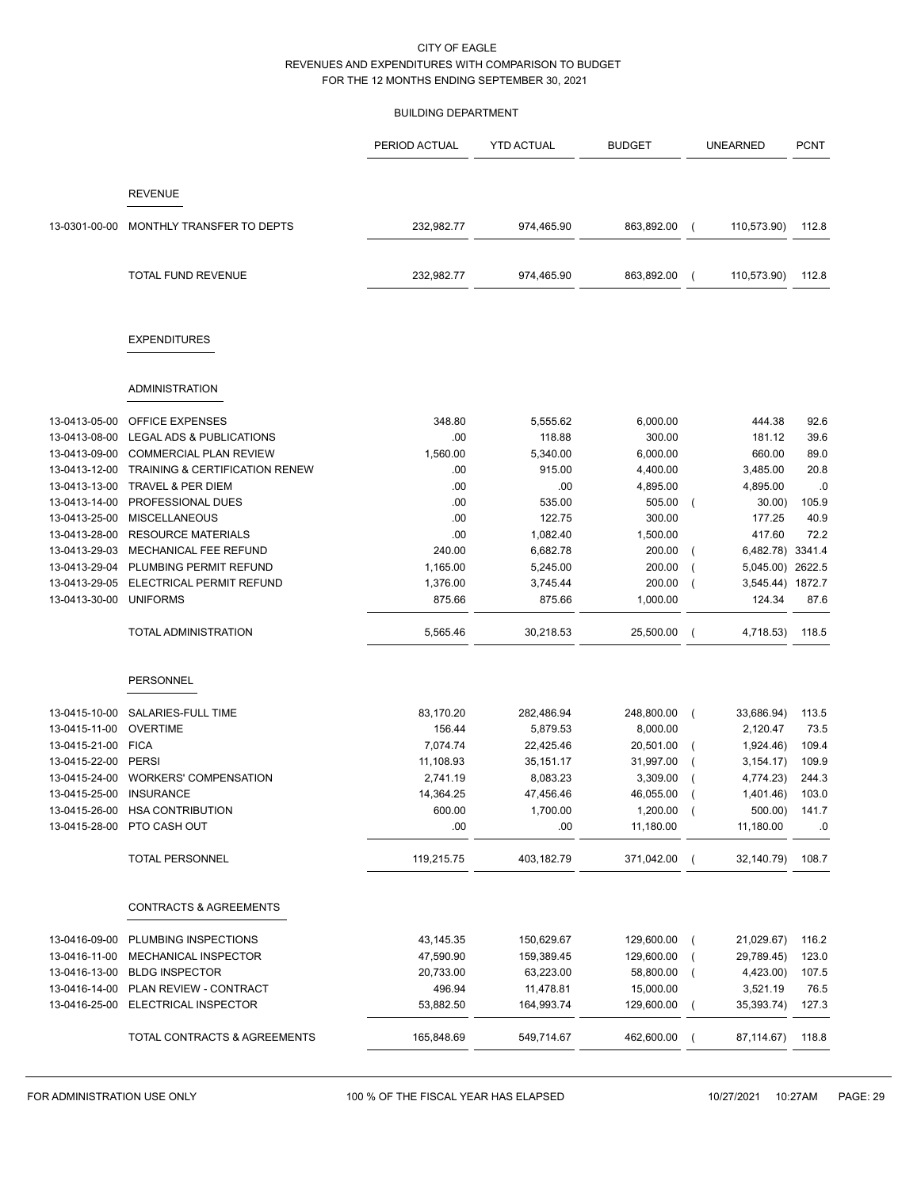CITY OF EAGLE
REVENUES AND EXPENDITURES WITH COMPARISON TO BUDGET
FOR THE 12 MONTHS ENDING SEPTEMBER 30, 2021

BUILDING DEPARTMENT

| | | PERIOD ACTUAL | YTD ACTUAL | BUDGET | UNEARNED | PCNT |
|---|---|---|---|---|---|---|
| | **REVENUE** | | | | | |
| 13-0301-00-00 | MONTHLY TRANSFER TO DEPTS | 232,982.77 | 974,465.90 | 863,892.00 | ( 110,573.90) | 112.8 |
| | TOTAL FUND REVENUE | 232,982.77 | 974,465.90 | 863,892.00 | ( 110,573.90) | 112.8 |
| | **EXPENDITURES** | | | | | |
| | **ADMINISTRATION** | | | | | |
| 13-0413-05-00 | OFFICE EXPENSES | 348.80 | 5,555.62 | 6,000.00 | 444.38 | 92.6 |
| 13-0413-08-00 | LEGAL ADS & PUBLICATIONS | .00 | 118.88 | 300.00 | 181.12 | 39.6 |
| 13-0413-09-00 | COMMERCIAL PLAN REVIEW | 1,560.00 | 5,340.00 | 6,000.00 | 660.00 | 89.0 |
| 13-0413-12-00 | TRAINING & CERTIFICATION RENEW | .00 | 915.00 | 4,400.00 | 3,485.00 | 20.8 |
| 13-0413-13-00 | TRAVEL & PER DIEM | .00 | .00 | 4,895.00 | 4,895.00 | .0 |
| 13-0413-14-00 | PROFESSIONAL DUES | .00 | 535.00 | 505.00 | ( 30.00) | 105.9 |
| 13-0413-25-00 | MISCELLANEOUS | .00 | 122.75 | 300.00 | 177.25 | 40.9 |
| 13-0413-28-00 | RESOURCE MATERIALS | .00 | 1,082.40 | 1,500.00 | 417.60 | 72.2 |
| 13-0413-29-03 | MECHANICAL FEE REFUND | 240.00 | 6,682.78 | 200.00 | ( 6,482.78) | 3341.4 |
| 13-0413-29-04 | PLUMBING PERMIT REFUND | 1,165.00 | 5,245.00 | 200.00 | ( 5,045.00) | 2622.5 |
| 13-0413-29-05 | ELECTRICAL PERMIT REFUND | 1,376.00 | 3,745.44 | 200.00 | ( 3,545.44) | 1872.7 |
| 13-0413-30-00 | UNIFORMS | 875.66 | 875.66 | 1,000.00 | 124.34 | 87.6 |
| | TOTAL ADMINISTRATION | 5,565.46 | 30,218.53 | 25,500.00 | ( 4,718.53) | 118.5 |
| | **PERSONNEL** | | | | | |
| 13-0415-10-00 | SALARIES-FULL TIME | 83,170.20 | 282,486.94 | 248,800.00 | ( 33,686.94) | 113.5 |
| 13-0415-11-00 | OVERTIME | 156.44 | 5,879.53 | 8,000.00 | 2,120.47 | 73.5 |
| 13-0415-21-00 | FICA | 7,074.74 | 22,425.46 | 20,501.00 | ( 1,924.46) | 109.4 |
| 13-0415-22-00 | PERSI | 11,108.93 | 35,151.17 | 31,997.00 | ( 3,154.17) | 109.9 |
| 13-0415-24-00 | WORKERS' COMPENSATION | 2,741.19 | 8,083.23 | 3,309.00 | ( 4,774.23) | 244.3 |
| 13-0415-25-00 | INSURANCE | 14,364.25 | 47,456.46 | 46,055.00 | ( 1,401.46) | 103.0 |
| 13-0415-26-00 | HSA CONTRIBUTION | 600.00 | 1,700.00 | 1,200.00 | ( 500.00) | 141.7 |
| 13-0415-28-00 | PTO CASH OUT | .00 | .00 | 11,180.00 | 11,180.00 | .0 |
| | TOTAL PERSONNEL | 119,215.75 | 403,182.79 | 371,042.00 | ( 32,140.79) | 108.7 |
| | **CONTRACTS & AGREEMENTS** | | | | | |
| 13-0416-09-00 | PLUMBING INSPECTIONS | 43,145.35 | 150,629.67 | 129,600.00 | ( 21,029.67) | 116.2 |
| 13-0416-11-00 | MECHANICAL INSPECTOR | 47,590.90 | 159,389.45 | 129,600.00 | ( 29,789.45) | 123.0 |
| 13-0416-13-00 | BLDG INSPECTOR | 20,733.00 | 63,223.00 | 58,800.00 | ( 4,423.00) | 107.5 |
| 13-0416-14-00 | PLAN REVIEW - CONTRACT | 496.94 | 11,478.81 | 15,000.00 | 3,521.19 | 76.5 |
| 13-0416-25-00 | ELECTRICAL INSPECTOR | 53,882.50 | 164,993.74 | 129,600.00 | ( 35,393.74) | 127.3 |
| | TOTAL CONTRACTS & AGREEMENTS | 165,848.69 | 549,714.67 | 462,600.00 | ( 87,114.67) | 118.8 |

FOR ADMINISTRATION USE ONLY　　100 % OF THE FISCAL YEAR HAS ELAPSED　　10/27/2021 10:27AM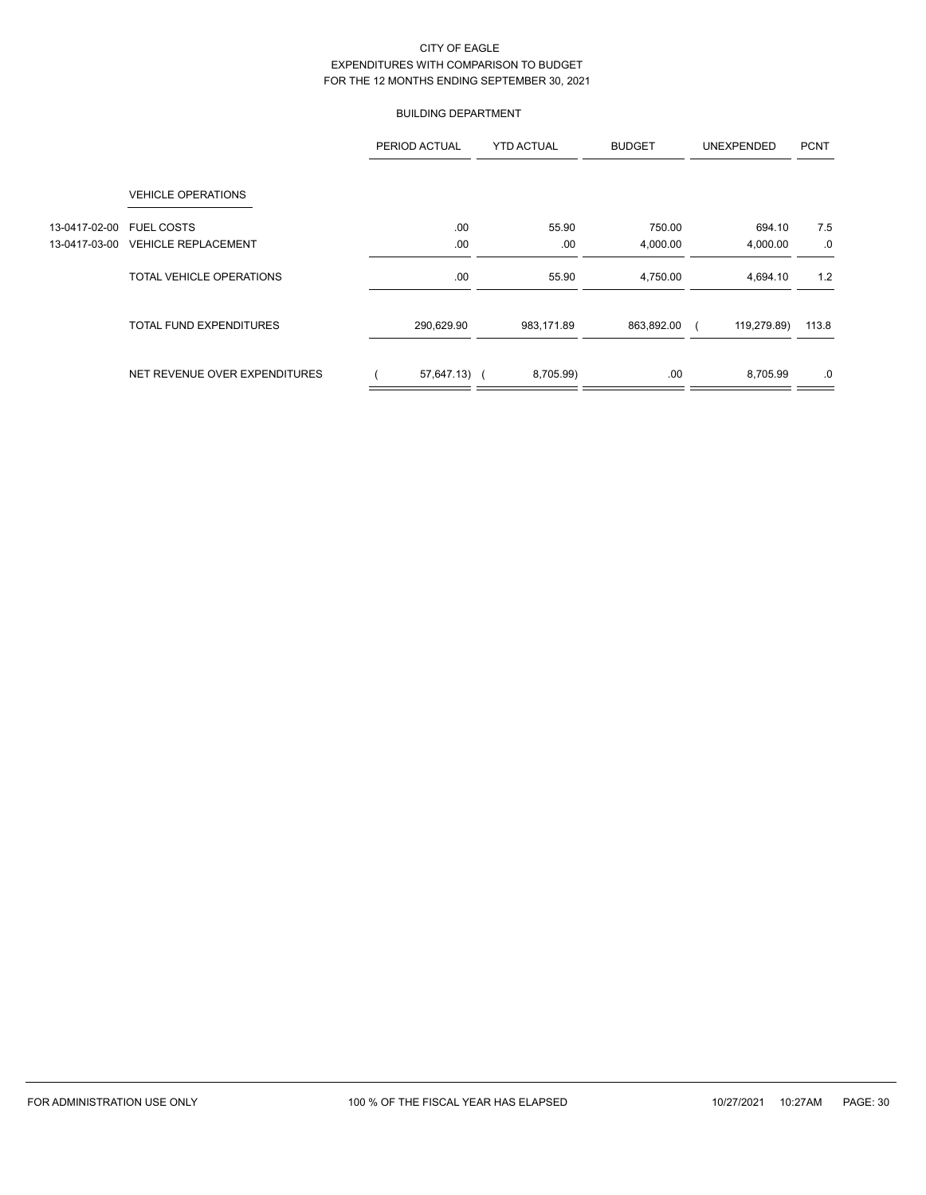CITY OF EAGLE
EXPENDITURES WITH COMPARISON TO BUDGET
FOR THE 12 MONTHS ENDING SEPTEMBER 30, 2021

BUILDING DEPARTMENT

| | | PERIOD ACTUAL | YTD ACTUAL | BUDGET | UNEXPENDED | PCNT |
|---|---|---|---|---|---|---|
| | VEHICLE OPERATIONS | | | | | |
| 13-0417-02-00 | FUEL COSTS | .00 | 55.90 | 750.00 | 694.10 | 7.5 |
| 13-0417-03-00 | VEHICLE REPLACEMENT | .00 | .00 | 4,000.00 | 4,000.00 | .0 |
| | TOTAL VEHICLE OPERATIONS | .00 | 55.90 | 4,750.00 | 4,694.10 | 1.2 |
| | TOTAL FUND EXPENDITURES | 290,629.90 | 983,171.89 | 863,892.00 | ( 119,279.89) | 113.8 |
| | NET REVENUE OVER EXPENDITURES | ( 57,647.13) | ( 8,705.99) | .00 | 8,705.99 | .0 |

FOR ADMINISTRATION USE ONLY — 100 % OF THE FISCAL YEAR HAS ELAPSED — 10/27/2021 10:27AM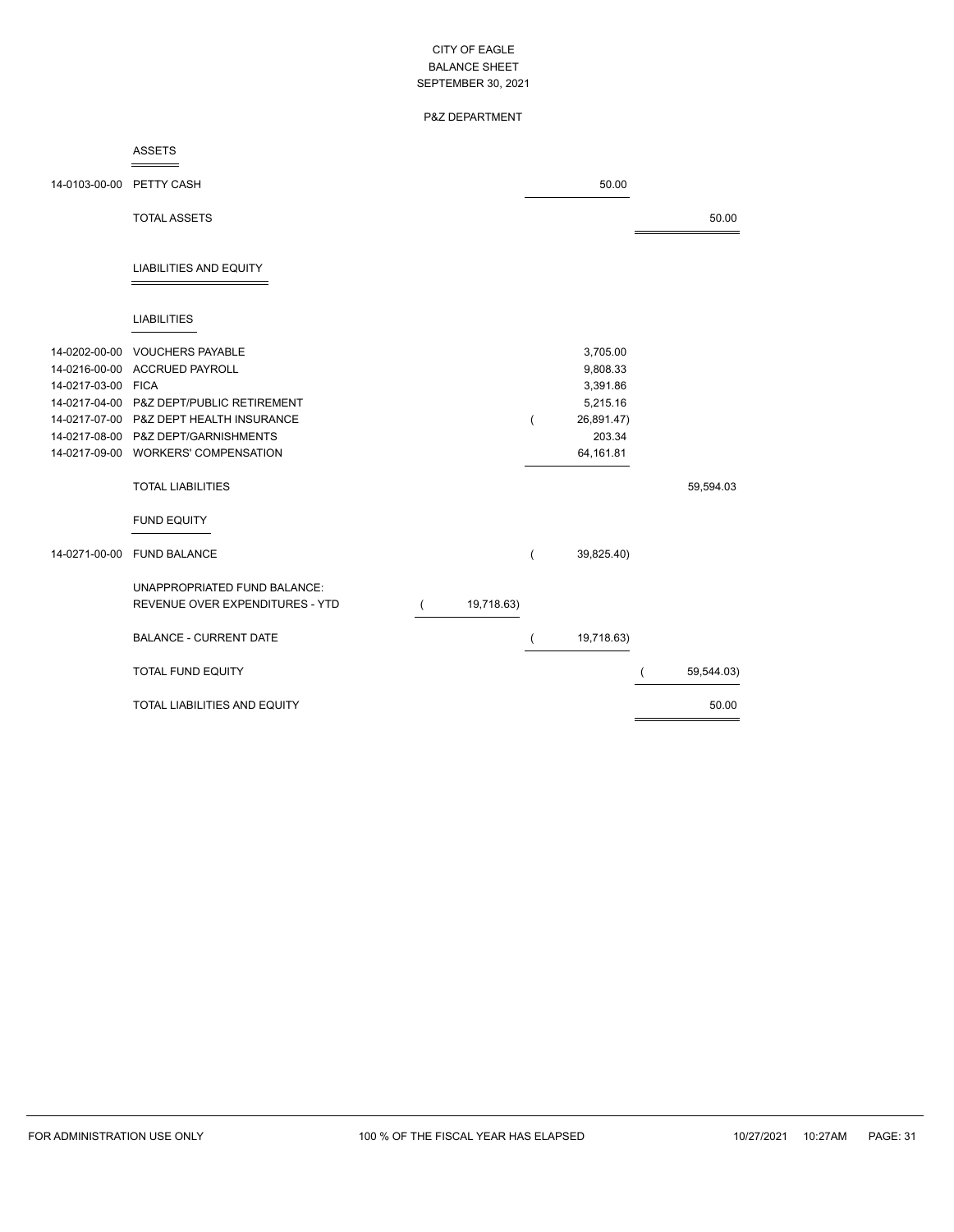CITY OF EAGLE
BALANCE SHEET
SEPTEMBER 30, 2021

P&Z DEPARTMENT

## ASSETS

| Account | Description | | | |
|---|---|---|---|---|
| 14-0103-00-00 | PETTY CASH | | 50.00 | |
| | TOTAL ASSETS | | | 50.00 |

## LIABILITIES AND EQUITY

### LIABILITIES

| Account | Description | | | |
|---|---|---|---|---|
| 14-0202-00-00 | VOUCHERS PAYABLE | | 3,705.00 | |
| 14-0216-00-00 | ACCRUED PAYROLL | | 9,808.33 | |
| 14-0217-03-00 | FICA | | 3,391.86 | |
| 14-0217-04-00 | P&Z DEPT/PUBLIC RETIREMENT | | 5,215.16 | |
| 14-0217-07-00 | P&Z DEPT HEALTH INSURANCE | | ( 26,891.47) | |
| 14-0217-08-00 | P&Z DEPT/GARNISHMENTS | | 203.34 | |
| 14-0217-09-00 | WORKERS' COMPENSATION | | 64,161.81 | |
| | TOTAL LIABILITIES | | | 59,594.03 |

### FUND EQUITY

| Account | Description | | | |
|---|---|---|---|---|
| 14-0271-00-00 | FUND BALANCE | | ( 39,825.40) | |
| | UNAPPROPRIATED FUND BALANCE: | | | |
| | REVENUE OVER EXPENDITURES - YTD | ( 19,718.63) | | |
| | BALANCE - CURRENT DATE | | ( 19,718.63) | |
| | TOTAL FUND EQUITY | | | ( 59,544.03) |
| | TOTAL LIABILITIES AND EQUITY | | | 50.00 |

FOR ADMINISTRATION USE ONLY — 100 % OF THE FISCAL YEAR HAS ELAPSED — 10/27/2021 10:27AM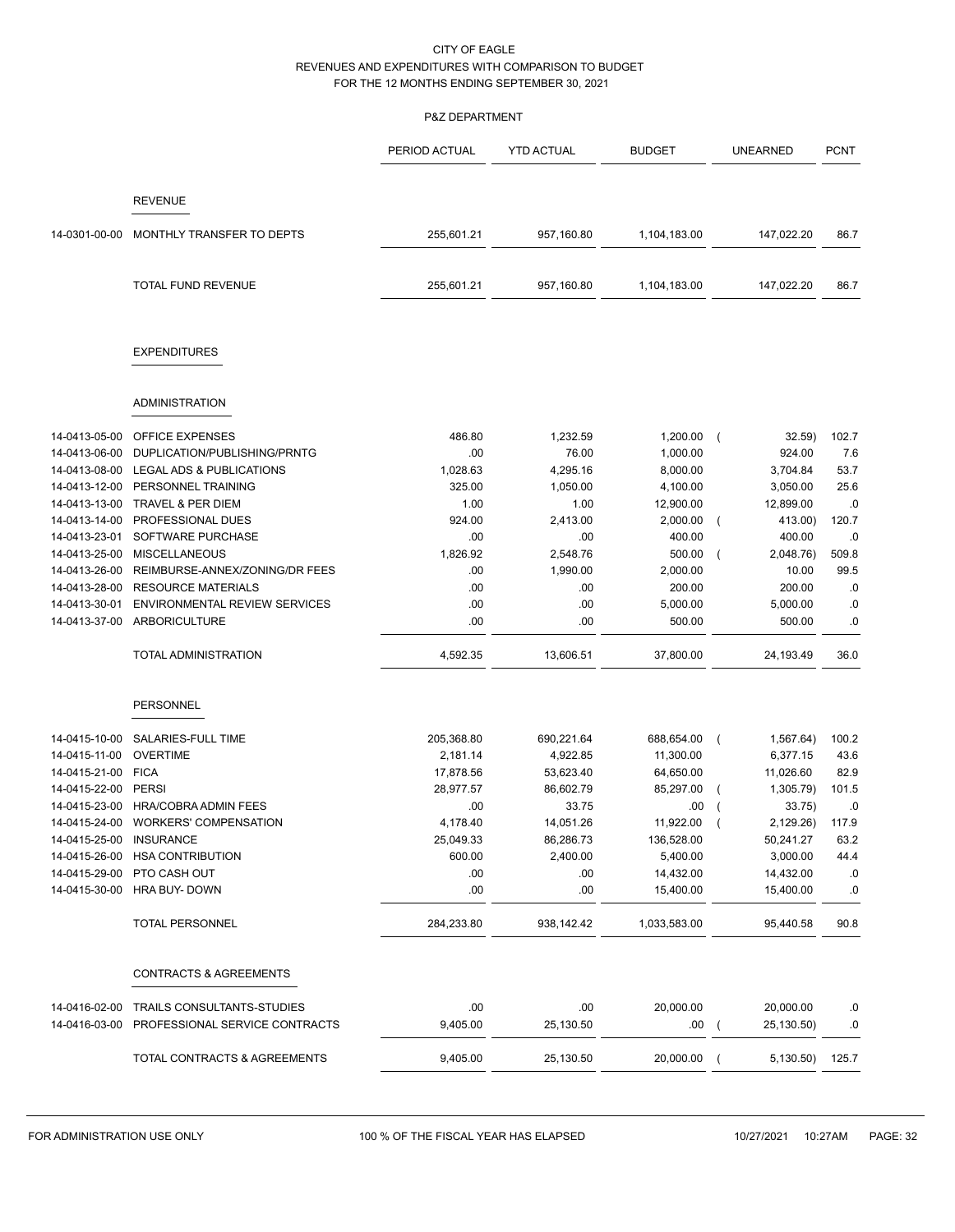CITY OF EAGLE
REVENUES AND EXPENDITURES WITH COMPARISON TO BUDGET
FOR THE 12 MONTHS ENDING SEPTEMBER 30, 2021

P&Z DEPARTMENT

| | | PERIOD ACTUAL | YTD ACTUAL | BUDGET | UNEARNED | PCNT |
|---|---|---|---|---|---|---|
| | **REVENUE** | | | | | |
| 14-0301-00-00 | MONTHLY TRANSFER TO DEPTS | 255,601.21 | 957,160.80 | 1,104,183.00 | 147,022.20 | 86.7 |
| | TOTAL FUND REVENUE | 255,601.21 | 957,160.80 | 1,104,183.00 | 147,022.20 | 86.7 |
| | **EXPENDITURES** | | | | | |
| | **ADMINISTRATION** | | | | | |
| 14-0413-05-00 | OFFICE EXPENSES | 486.80 | 1,232.59 | 1,200.00 | ( 32.59) | 102.7 |
| 14-0413-06-00 | DUPLICATION/PUBLISHING/PRNTG | .00 | 76.00 | 1,000.00 | 924.00 | 7.6 |
| 14-0413-08-00 | LEGAL ADS & PUBLICATIONS | 1,028.63 | 4,295.16 | 8,000.00 | 3,704.84 | 53.7 |
| 14-0413-12-00 | PERSONNEL TRAINING | 325.00 | 1,050.00 | 4,100.00 | 3,050.00 | 25.6 |
| 14-0413-13-00 | TRAVEL & PER DIEM | 1.00 | 1.00 | 12,900.00 | 12,899.00 | .0 |
| 14-0413-14-00 | PROFESSIONAL DUES | 924.00 | 2,413.00 | 2,000.00 | ( 413.00) | 120.7 |
| 14-0413-23-01 | SOFTWARE PURCHASE | .00 | .00 | 400.00 | 400.00 | .0 |
| 14-0413-25-00 | MISCELLANEOUS | 1,826.92 | 2,548.76 | 500.00 | ( 2,048.76) | 509.8 |
| 14-0413-26-00 | REIMBURSE-ANNEX/ZONING/DR FEES | .00 | 1,990.00 | 2,000.00 | 10.00 | 99.5 |
| 14-0413-28-00 | RESOURCE MATERIALS | .00 | .00 | 200.00 | 200.00 | .0 |
| 14-0413-30-01 | ENVIRONMENTAL REVIEW SERVICES | .00 | .00 | 5,000.00 | 5,000.00 | .0 |
| 14-0413-37-00 | ARBORICULTURE | .00 | .00 | 500.00 | 500.00 | .0 |
| | TOTAL ADMINISTRATION | 4,592.35 | 13,606.51 | 37,800.00 | 24,193.49 | 36.0 |
| | **PERSONNEL** | | | | | |
| 14-0415-10-00 | SALARIES-FULL TIME | 205,368.80 | 690,221.64 | 688,654.00 | ( 1,567.64) | 100.2 |
| 14-0415-11-00 | OVERTIME | 2,181.14 | 4,922.85 | 11,300.00 | 6,377.15 | 43.6 |
| 14-0415-21-00 | FICA | 17,878.56 | 53,623.40 | 64,650.00 | 11,026.60 | 82.9 |
| 14-0415-22-00 | PERSI | 28,977.57 | 86,602.79 | 85,297.00 | ( 1,305.79) | 101.5 |
| 14-0415-23-00 | HRA/COBRA ADMIN FEES | .00 | 33.75 | .00 | ( 33.75) | .0 |
| 14-0415-24-00 | WORKERS' COMPENSATION | 4,178.40 | 14,051.26 | 11,922.00 | ( 2,129.26) | 117.9 |
| 14-0415-25-00 | INSURANCE | 25,049.33 | 86,286.73 | 136,528.00 | 50,241.27 | 63.2 |
| 14-0415-26-00 | HSA CONTRIBUTION | 600.00 | 2,400.00 | 5,400.00 | 3,000.00 | 44.4 |
| 14-0415-29-00 | PTO CASH OUT | .00 | .00 | 14,432.00 | 14,432.00 | .0 |
| 14-0415-30-00 | HRA BUY- DOWN | .00 | .00 | 15,400.00 | 15,400.00 | .0 |
| | TOTAL PERSONNEL | 284,233.80 | 938,142.42 | 1,033,583.00 | 95,440.58 | 90.8 |
| | **CONTRACTS & AGREEMENTS** | | | | | |
| 14-0416-02-00 | TRAILS CONSULTANTS-STUDIES | .00 | .00 | 20,000.00 | 20,000.00 | .0 |
| 14-0416-03-00 | PROFESSIONAL SERVICE CONTRACTS | 9,405.00 | 25,130.50 | .00 | ( 25,130.50) | .0 |
| | TOTAL CONTRACTS & AGREEMENTS | 9,405.00 | 25,130.50 | 20,000.00 | ( 5,130.50) | 125.7 |

FOR ADMINISTRATION USE ONLY — 100 % OF THE FISCAL YEAR HAS ELAPSED — 10/27/2021 10:27AM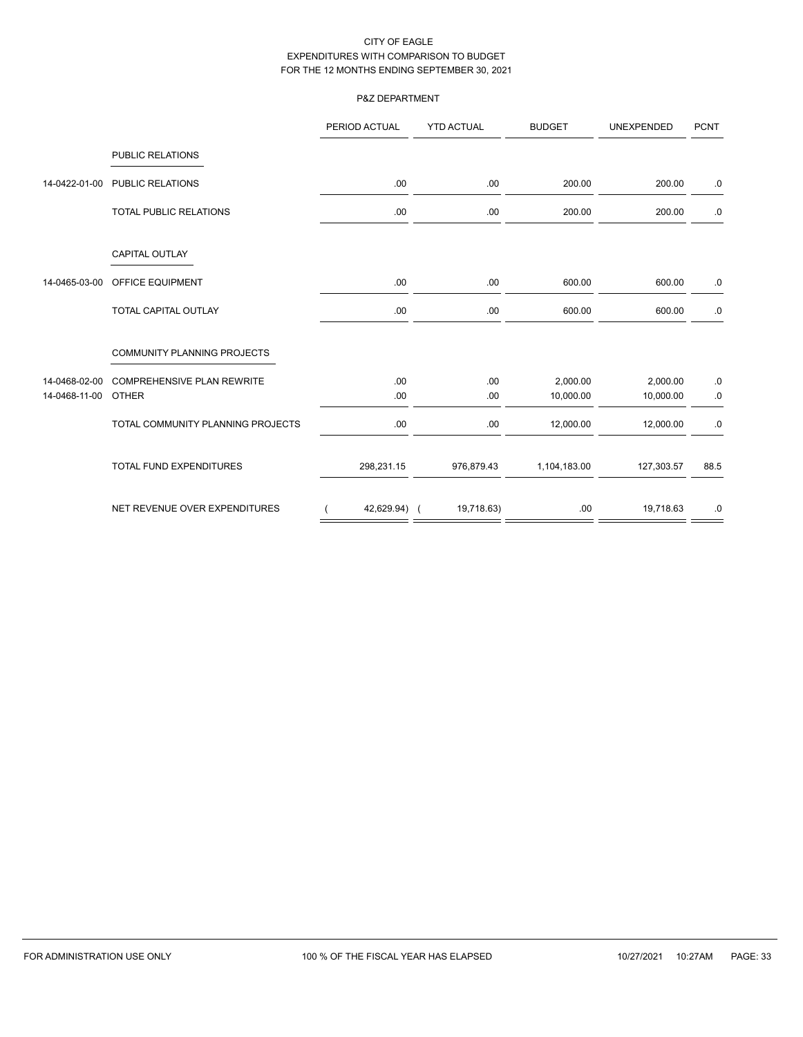CITY OF EAGLE
EXPENDITURES WITH COMPARISON TO BUDGET
FOR THE 12 MONTHS ENDING SEPTEMBER 30, 2021

P&Z DEPARTMENT

| | | PERIOD ACTUAL | YTD ACTUAL | BUDGET | UNEXPENDED | PCNT |
|---|---|---|---|---|---|---|
| | PUBLIC RELATIONS | | | | | |
| 14-0422-01-00 | PUBLIC RELATIONS | .00 | .00 | 200.00 | 200.00 | .0 |
| | TOTAL PUBLIC RELATIONS | .00 | .00 | 200.00 | 200.00 | .0 |
| | CAPITAL OUTLAY | | | | | |
| 14-0465-03-00 | OFFICE EQUIPMENT | .00 | .00 | 600.00 | 600.00 | .0 |
| | TOTAL CAPITAL OUTLAY | .00 | .00 | 600.00 | 600.00 | .0 |
| | COMMUNITY PLANNING PROJECTS | | | | | |
| 14-0468-02-00 | COMPREHENSIVE PLAN REWRITE | .00 | .00 | 2,000.00 | 2,000.00 | .0 |
| 14-0468-11-00 | OTHER | .00 | .00 | 10,000.00 | 10,000.00 | .0 |
| | TOTAL COMMUNITY PLANNING PROJECTS | .00 | .00 | 12,000.00 | 12,000.00 | .0 |
| | TOTAL FUND EXPENDITURES | 298,231.15 | 976,879.43 | 1,104,183.00 | 127,303.57 | 88.5 |
| | NET REVENUE OVER EXPENDITURES | ( 42,629.94) | ( 19,718.63) | .00 | 19,718.63 | .0 |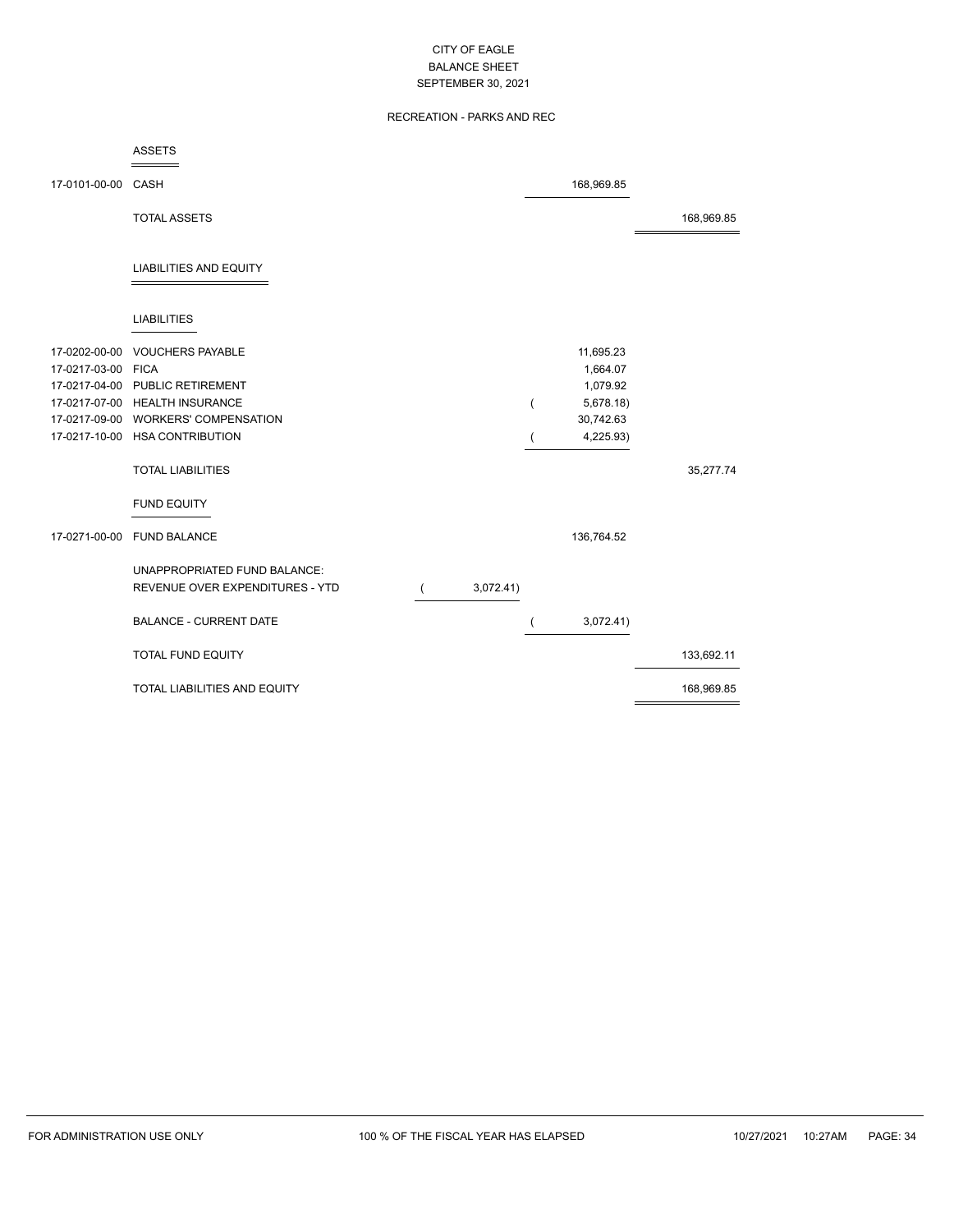# CITY OF EAGLE
## BALANCE SHEET
### SEPTEMBER 30, 2021

### RECREATION - PARKS AND REC

| Account | Description | | | |
|---|---|---|---|---|
| | **ASSETS** | | | |
| 17-0101-00-00 | CASH | | 168,969.85 | |
| | TOTAL ASSETS | | | 168,969.85 |
| | **LIABILITIES AND EQUITY** | | | |
| | **LIABILITIES** | | | |
| 17-0202-00-00 | VOUCHERS PAYABLE | | 11,695.23 | |
| 17-0217-03-00 | FICA | | 1,664.07 | |
| 17-0217-04-00 | PUBLIC RETIREMENT | | 1,079.92 | |
| 17-0217-07-00 | HEALTH INSURANCE | | ( 5,678.18) | |
| 17-0217-09-00 | WORKERS' COMPENSATION | | 30,742.63 | |
| 17-0217-10-00 | HSA CONTRIBUTION | | ( 4,225.93) | |
| | TOTAL LIABILITIES | | | 35,277.74 |
| | **FUND EQUITY** | | | |
| 17-0271-00-00 | FUND BALANCE | | 136,764.52 | |
| | UNAPPROPRIATED FUND BALANCE: | | | |
| | REVENUE OVER EXPENDITURES - YTD | ( 3,072.41) | | |
| | BALANCE - CURRENT DATE | | ( 3,072.41) | |
| | TOTAL FUND EQUITY | | | 133,692.11 |
| | TOTAL LIABILITIES AND EQUITY | | | 168,969.85 |

FOR ADMINISTRATION USE ONLY — 100 % OF THE FISCAL YEAR HAS ELAPSED — 10/27/2021 10:27AM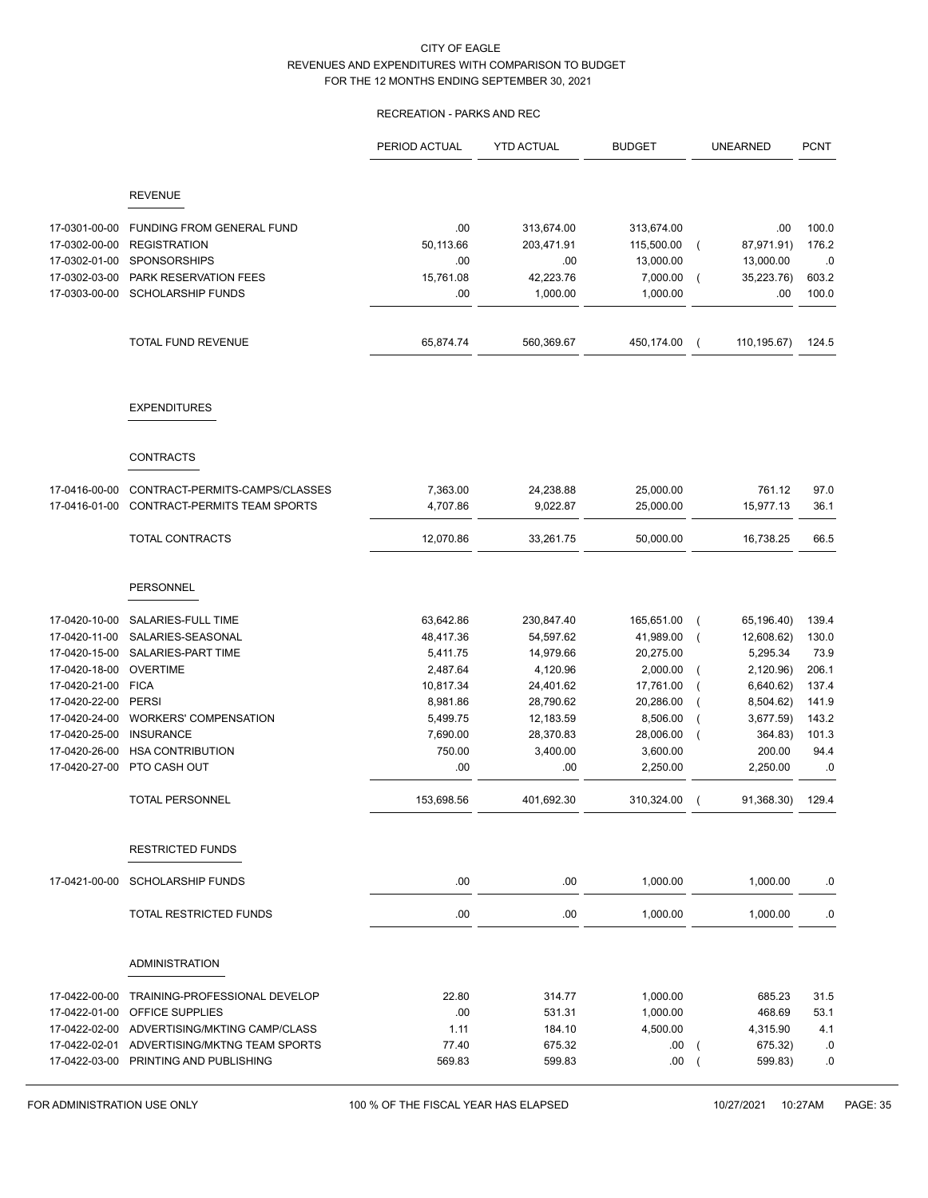CITY OF EAGLE
REVENUES AND EXPENDITURES WITH COMPARISON TO BUDGET
FOR THE 12 MONTHS ENDING SEPTEMBER 30, 2021

RECREATION - PARKS AND REC

| | | PERIOD ACTUAL | YTD ACTUAL | BUDGET | UNEARNED | PCNT |
|---|---|---|---|---|---|---|
| | **REVENUE** | | | | | |
| 17-0301-00-00 | FUNDING FROM GENERAL FUND | .00 | 313,674.00 | 313,674.00 | .00 | 100.0 |
| 17-0302-00-00 | REGISTRATION | 50,113.66 | 203,471.91 | 115,500.00 | ( 87,971.91) | 176.2 |
| 17-0302-01-00 | SPONSORSHIPS | .00 | .00 | 13,000.00 | 13,000.00 | .0 |
| 17-0302-03-00 | PARK RESERVATION FEES | 15,761.08 | 42,223.76 | 7,000.00 | ( 35,223.76) | 603.2 |
| 17-0303-00-00 | SCHOLARSHIP FUNDS | .00 | 1,000.00 | 1,000.00 | .00 | 100.0 |
| | TOTAL FUND REVENUE | 65,874.74 | 560,369.67 | 450,174.00 | ( 110,195.67) | 124.5 |
| | **EXPENDITURES** | | | | | |
| | **CONTRACTS** | | | | | |
| 17-0416-00-00 | CONTRACT-PERMITS-CAMPS/CLASSES | 7,363.00 | 24,238.88 | 25,000.00 | 761.12 | 97.0 |
| 17-0416-01-00 | CONTRACT-PERMITS TEAM SPORTS | 4,707.86 | 9,022.87 | 25,000.00 | 15,977.13 | 36.1 |
| | TOTAL CONTRACTS | 12,070.86 | 33,261.75 | 50,000.00 | 16,738.25 | 66.5 |
| | **PERSONNEL** | | | | | |
| 17-0420-10-00 | SALARIES-FULL TIME | 63,642.86 | 230,847.40 | 165,651.00 | ( 65,196.40) | 139.4 |
| 17-0420-11-00 | SALARIES-SEASONAL | 48,417.36 | 54,597.62 | 41,989.00 | ( 12,608.62) | 130.0 |
| 17-0420-15-00 | SALARIES-PART TIME | 5,411.75 | 14,979.66 | 20,275.00 | 5,295.34 | 73.9 |
| 17-0420-18-00 | OVERTIME | 2,487.64 | 4,120.96 | 2,000.00 | ( 2,120.96) | 206.1 |
| 17-0420-21-00 | FICA | 10,817.34 | 24,401.62 | 17,761.00 | ( 6,640.62) | 137.4 |
| 17-0420-22-00 | PERSI | 8,981.86 | 28,790.62 | 20,286.00 | ( 8,504.62) | 141.9 |
| 17-0420-24-00 | WORKERS' COMPENSATION | 5,499.75 | 12,183.59 | 8,506.00 | ( 3,677.59) | 143.2 |
| 17-0420-25-00 | INSURANCE | 7,690.00 | 28,370.83 | 28,006.00 | ( 364.83) | 101.3 |
| 17-0420-26-00 | HSA CONTRIBUTION | 750.00 | 3,400.00 | 3,600.00 | 200.00 | 94.4 |
| 17-0420-27-00 | PTO CASH OUT | .00 | .00 | 2,250.00 | 2,250.00 | .0 |
| | TOTAL PERSONNEL | 153,698.56 | 401,692.30 | 310,324.00 | ( 91,368.30) | 129.4 |
| | **RESTRICTED FUNDS** | | | | | |
| 17-0421-00-00 | SCHOLARSHIP FUNDS | .00 | .00 | 1,000.00 | 1,000.00 | .0 |
| | TOTAL RESTRICTED FUNDS | .00 | .00 | 1,000.00 | 1,000.00 | .0 |
| | **ADMINISTRATION** | | | | | |
| 17-0422-00-00 | TRAINING-PROFESSIONAL DEVELOP | 22.80 | 314.77 | 1,000.00 | 685.23 | 31.5 |
| 17-0422-01-00 | OFFICE SUPPLIES | .00 | 531.31 | 1,000.00 | 468.69 | 53.1 |
| 17-0422-02-00 | ADVERTISING/MKTING CAMP/CLASS | 1.11 | 184.10 | 4,500.00 | 4,315.90 | 4.1 |
| 17-0422-02-01 | ADVERTISING/MKTNG TEAM SPORTS | 77.40 | 675.32 | .00 | ( 675.32) | .0 |
| 17-0422-03-00 | PRINTING AND PUBLISHING | 569.83 | 599.83 | .00 | ( 599.83) | .0 |

FOR ADMINISTRATION USE ONLY — 100 % OF THE FISCAL YEAR HAS ELAPSED — 10/27/2021 10:27AM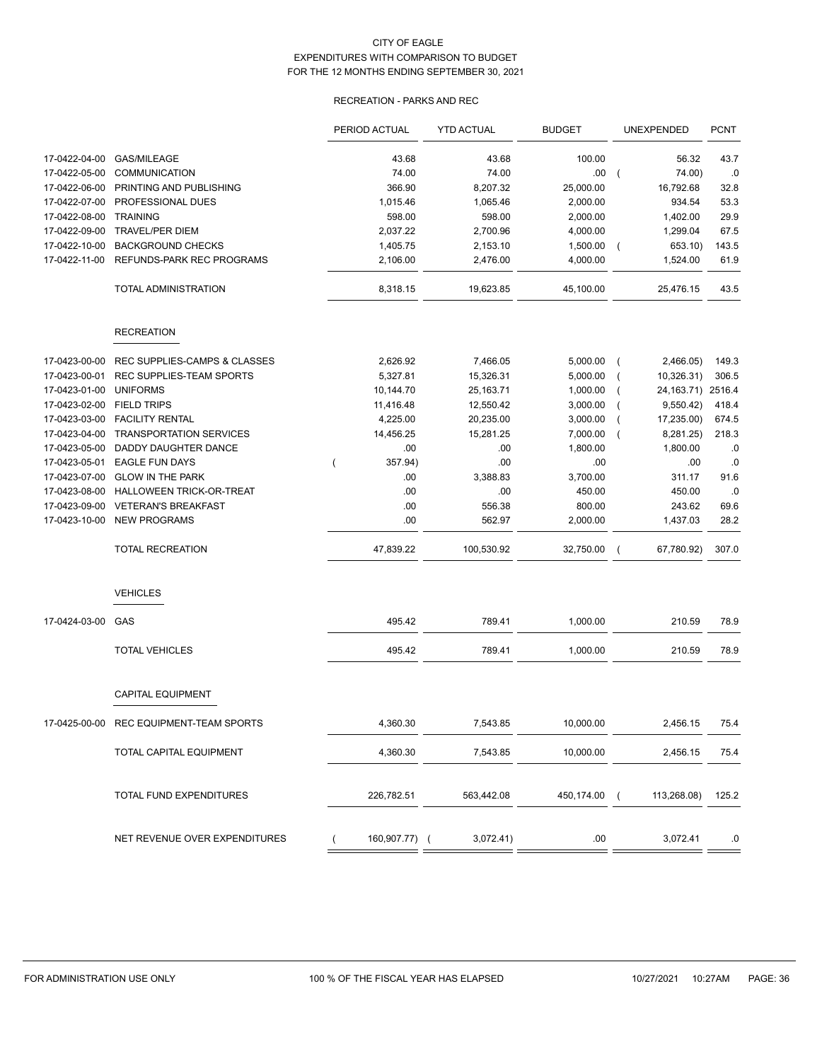CITY OF EAGLE
EXPENDITURES WITH COMPARISON TO BUDGET
FOR THE 12 MONTHS ENDING SEPTEMBER 30, 2021

RECREATION - PARKS AND REC

| | | PERIOD ACTUAL | YTD ACTUAL | BUDGET | UNEXPENDED | PCNT |
|---|---|---|---|---|---|---|
| 17-0422-04-00 | GAS/MILEAGE | 43.68 | 43.68 | 100.00 | 56.32 | 43.7 |
| 17-0422-05-00 | COMMUNICATION | 74.00 | 74.00 | .00 | ( 74.00) | .0 |
| 17-0422-06-00 | PRINTING AND PUBLISHING | 366.90 | 8,207.32 | 25,000.00 | 16,792.68 | 32.8 |
| 17-0422-07-00 | PROFESSIONAL DUES | 1,015.46 | 1,065.46 | 2,000.00 | 934.54 | 53.3 |
| 17-0422-08-00 | TRAINING | 598.00 | 598.00 | 2,000.00 | 1,402.00 | 29.9 |
| 17-0422-09-00 | TRAVEL/PER DIEM | 2,037.22 | 2,700.96 | 4,000.00 | 1,299.04 | 67.5 |
| 17-0422-10-00 | BACKGROUND CHECKS | 1,405.75 | 2,153.10 | 1,500.00 | ( 653.10) | 143.5 |
| 17-0422-11-00 | REFUNDS-PARK REC PROGRAMS | 2,106.00 | 2,476.00 | 4,000.00 | 1,524.00 | 61.9 |
| | TOTAL ADMINISTRATION | 8,318.15 | 19,623.85 | 45,100.00 | 25,476.15 | 43.5 |
| | **RECREATION** | | | | | |
| 17-0423-00-00 | REC SUPPLIES-CAMPS & CLASSES | 2,626.92 | 7,466.05 | 5,000.00 | ( 2,466.05) | 149.3 |
| 17-0423-00-01 | REC SUPPLIES-TEAM SPORTS | 5,327.81 | 15,326.31 | 5,000.00 | ( 10,326.31) | 306.5 |
| 17-0423-01-00 | UNIFORMS | 10,144.70 | 25,163.71 | 1,000.00 | ( 24,163.71) | 2516.4 |
| 17-0423-02-00 | FIELD TRIPS | 11,416.48 | 12,550.42 | 3,000.00 | ( 9,550.42) | 418.4 |
| 17-0423-03-00 | FACILITY RENTAL | 4,225.00 | 20,235.00 | 3,000.00 | ( 17,235.00) | 674.5 |
| 17-0423-04-00 | TRANSPORTATION SERVICES | 14,456.25 | 15,281.25 | 7,000.00 | ( 8,281.25) | 218.3 |
| 17-0423-05-00 | DADDY DAUGHTER DANCE | .00 | .00 | 1,800.00 | 1,800.00 | .0 |
| 17-0423-05-01 | EAGLE FUN DAYS | ( 357.94) | .00 | .00 | .00 | .0 |
| 17-0423-07-00 | GLOW IN THE PARK | .00 | 3,388.83 | 3,700.00 | 311.17 | 91.6 |
| 17-0423-08-00 | HALLOWEEN TRICK-OR-TREAT | .00 | .00 | 450.00 | 450.00 | .0 |
| 17-0423-09-00 | VETERAN'S BREAKFAST | .00 | 556.38 | 800.00 | 243.62 | 69.6 |
| 17-0423-10-00 | NEW PROGRAMS | .00 | 562.97 | 2,000.00 | 1,437.03 | 28.2 |
| | TOTAL RECREATION | 47,839.22 | 100,530.92 | 32,750.00 | ( 67,780.92) | 307.0 |
| | **VEHICLES** | | | | | |
| 17-0424-03-00 | GAS | 495.42 | 789.41 | 1,000.00 | 210.59 | 78.9 |
| | TOTAL VEHICLES | 495.42 | 789.41 | 1,000.00 | 210.59 | 78.9 |
| | **CAPITAL EQUIPMENT** | | | | | |
| 17-0425-00-00 | REC EQUIPMENT-TEAM SPORTS | 4,360.30 | 7,543.85 | 10,000.00 | 2,456.15 | 75.4 |
| | TOTAL CAPITAL EQUIPMENT | 4,360.30 | 7,543.85 | 10,000.00 | 2,456.15 | 75.4 |
| | TOTAL FUND EXPENDITURES | 226,782.51 | 563,442.08 | 450,174.00 | ( 113,268.08) | 125.2 |
| | NET REVENUE OVER EXPENDITURES | ( 160,907.77) | ( 3,072.41) | .00 | 3,072.41 | .0 |

FOR ADMINISTRATION USE ONLY — 100 % OF THE FISCAL YEAR HAS ELAPSED — 10/27/2021 10:27AM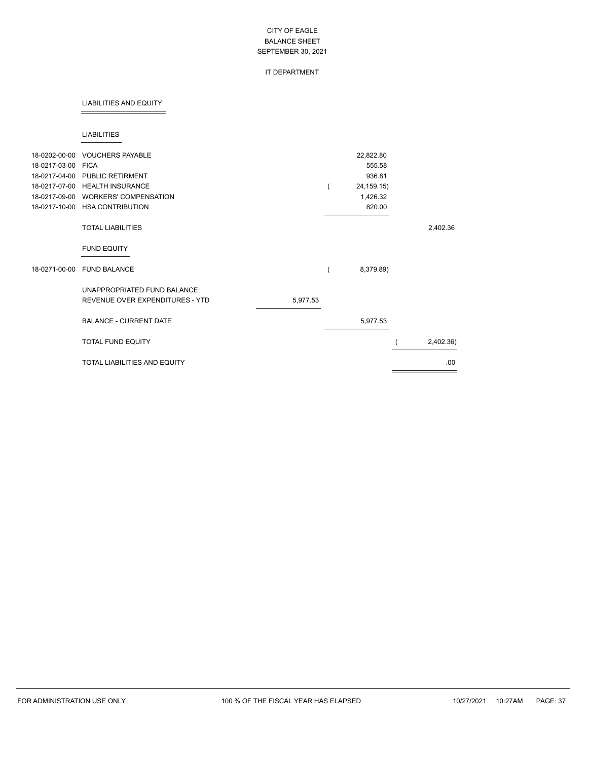CITY OF EAGLE
BALANCE SHEET
SEPTEMBER 30, 2021

IT DEPARTMENT

LIABILITIES AND EQUITY

LIABILITIES

| Account | Description | | | |
|---|---|---|---|---|
| 18-0202-00-00 | VOUCHERS PAYABLE | | 22,822.80 | |
| 18-0217-03-00 | FICA | | 555.58 | |
| 18-0217-04-00 | PUBLIC RETIREMENT | | 936.81 | |
| 18-0217-07-00 | HEALTH INSURANCE | | ( 24,159.15) | |
| 18-0217-09-00 | WORKERS' COMPENSATION | | 1,426.32 | |
| 18-0217-10-00 | HSA CONTRIBUTION | | 820.00 | |
| | TOTAL LIABILITIES | | | 2,402.36 |
| | FUND EQUITY | | | |
| 18-0271-00-00 | FUND BALANCE | | ( 8,379.89) | |
| | UNAPPROPRIATED FUND BALANCE: | | | |
| | REVENUE OVER EXPENDITURES - YTD | 5,977.53 | | |
| | BALANCE - CURRENT DATE | | 5,977.53 | |
| | TOTAL FUND EQUITY | | | ( 2,402.36) |
| | TOTAL LIABILITIES AND EQUITY | | | .00 |

FOR ADMINISTRATION USE ONLY 100 % OF THE FISCAL YEAR HAS ELAPSED 10/27/2021 10:27AM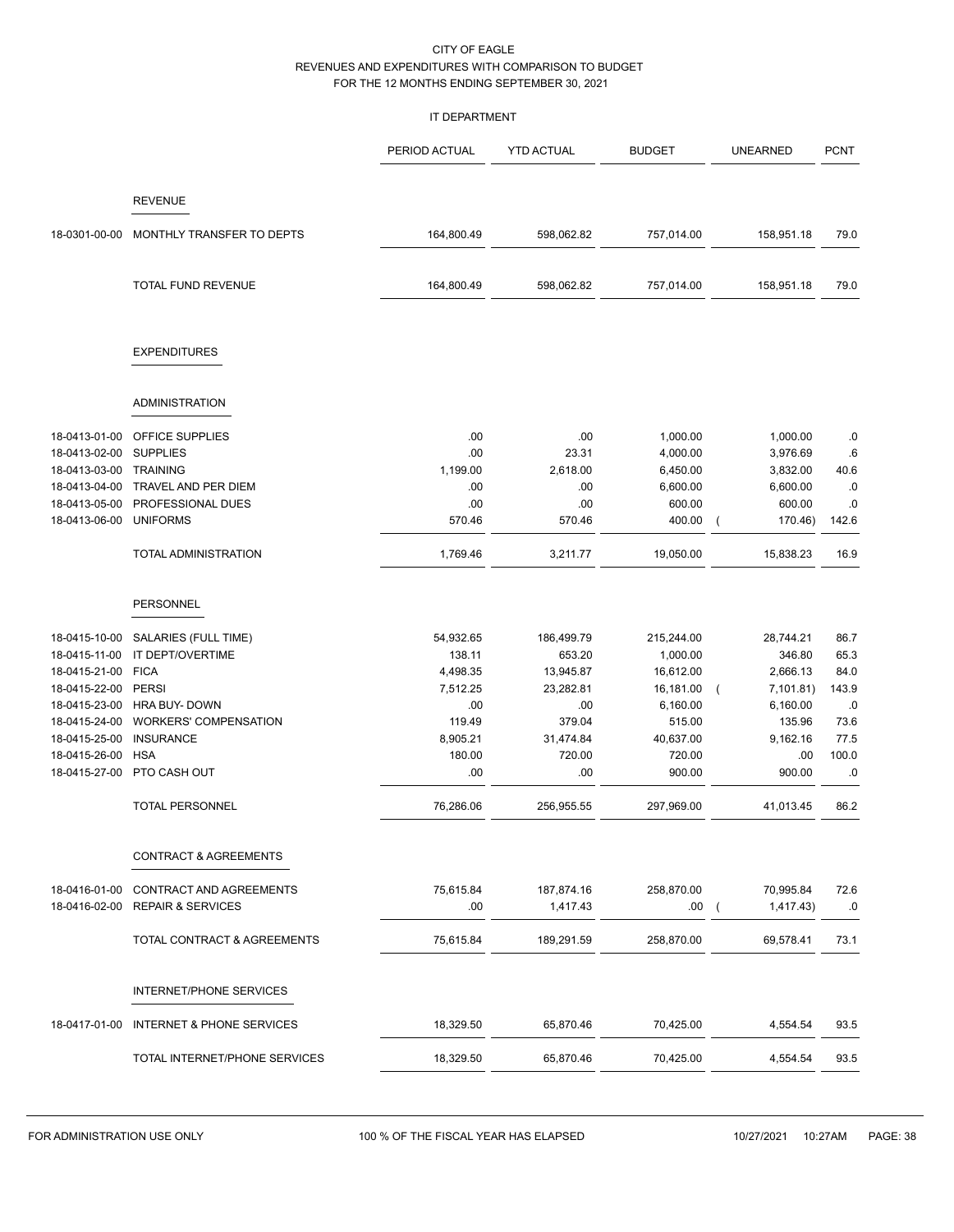CITY OF EAGLE
REVENUES AND EXPENDITURES WITH COMPARISON TO BUDGET
FOR THE 12 MONTHS ENDING SEPTEMBER 30, 2021

IT DEPARTMENT

| | | PERIOD ACTUAL | YTD ACTUAL | BUDGET | UNEARNED | PCNT |
|---|---|---|---|---|---|---|
| | **REVENUE** | | | | | |
| 18-0301-00-00 | MONTHLY TRANSFER TO DEPTS | 164,800.49 | 598,062.82 | 757,014.00 | 158,951.18 | 79.0 |
| | TOTAL FUND REVENUE | 164,800.49 | 598,062.82 | 757,014.00 | 158,951.18 | 79.0 |
| | **EXPENDITURES** | | | | | |
| | **ADMINISTRATION** | | | | | |
| 18-0413-01-00 | OFFICE SUPPLIES | .00 | .00 | 1,000.00 | 1,000.00 | .0 |
| 18-0413-02-00 | SUPPLIES | .00 | 23.31 | 4,000.00 | 3,976.69 | .6 |
| 18-0413-03-00 | TRAINING | 1,199.00 | 2,618.00 | 6,450.00 | 3,832.00 | 40.6 |
| 18-0413-04-00 | TRAVEL AND PER DIEM | .00 | .00 | 6,600.00 | 6,600.00 | .0 |
| 18-0413-05-00 | PROFESSIONAL DUES | .00 | .00 | 600.00 | 600.00 | .0 |
| 18-0413-06-00 | UNIFORMS | 570.46 | 570.46 | 400.00 | ( 170.46) | 142.6 |
| | TOTAL ADMINISTRATION | 1,769.46 | 3,211.77 | 19,050.00 | 15,838.23 | 16.9 |
| | **PERSONNEL** | | | | | |
| 18-0415-10-00 | SALARIES (FULL TIME) | 54,932.65 | 186,499.79 | 215,244.00 | 28,744.21 | 86.7 |
| 18-0415-11-00 | IT DEPT/OVERTIME | 138.11 | 653.20 | 1,000.00 | 346.80 | 65.3 |
| 18-0415-21-00 | FICA | 4,498.35 | 13,945.87 | 16,612.00 | 2,666.13 | 84.0 |
| 18-0415-22-00 | PERSI | 7,512.25 | 23,282.81 | 16,181.00 | ( 7,101.81) | 143.9 |
| 18-0415-23-00 | HRA BUY- DOWN | .00 | .00 | 6,160.00 | 6,160.00 | .0 |
| 18-0415-24-00 | WORKERS' COMPENSATION | 119.49 | 379.04 | 515.00 | 135.96 | 73.6 |
| 18-0415-25-00 | INSURANCE | 8,905.21 | 31,474.84 | 40,637.00 | 9,162.16 | 77.5 |
| 18-0415-26-00 | HSA | 180.00 | 720.00 | 720.00 | .00 | 100.0 |
| 18-0415-27-00 | PTO CASH OUT | .00 | .00 | 900.00 | 900.00 | .0 |
| | TOTAL PERSONNEL | 76,286.06 | 256,955.55 | 297,969.00 | 41,013.45 | 86.2 |
| | **CONTRACT & AGREEMENTS** | | | | | |
| 18-0416-01-00 | CONTRACT AND AGREEMENTS | 75,615.84 | 187,874.16 | 258,870.00 | 70,995.84 | 72.6 |
| 18-0416-02-00 | REPAIR & SERVICES | .00 | 1,417.43 | .00 | ( 1,417.43) | .0 |
| | TOTAL CONTRACT & AGREEMENTS | 75,615.84 | 189,291.59 | 258,870.00 | 69,578.41 | 73.1 |
| | **INTERNET/PHONE SERVICES** | | | | | |
| 18-0417-01-00 | INTERNET & PHONE SERVICES | 18,329.50 | 65,870.46 | 70,425.00 | 4,554.54 | 93.5 |
| | TOTAL INTERNET/PHONE SERVICES | 18,329.50 | 65,870.46 | 70,425.00 | 4,554.54 | 93.5 |

FOR ADMINISTRATION USE ONLY — 100 % OF THE FISCAL YEAR HAS ELAPSED — 10/27/2021 10:27AM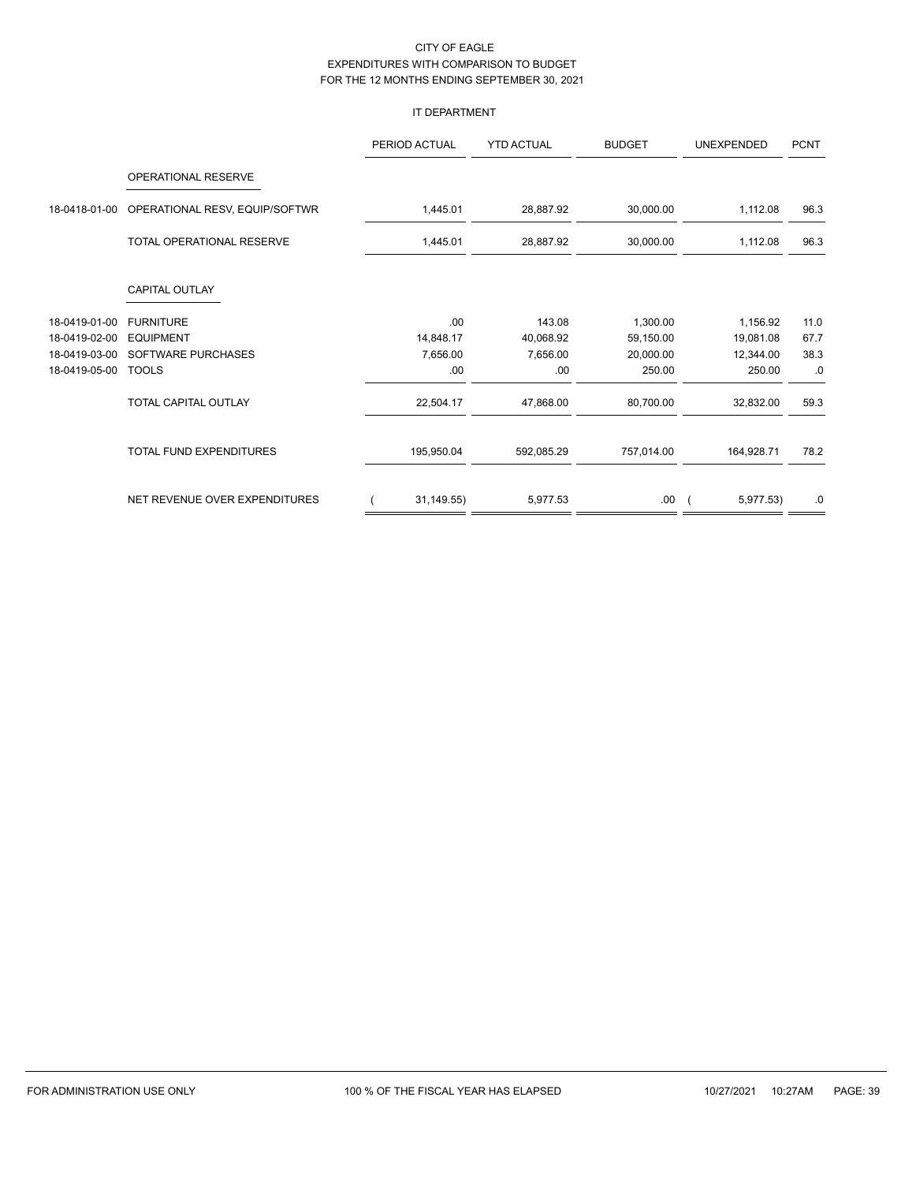CITY OF EAGLE
EXPENDITURES WITH COMPARISON TO BUDGET
FOR THE 12 MONTHS ENDING SEPTEMBER 30, 2021

IT DEPARTMENT

| | | PERIOD ACTUAL | YTD ACTUAL | BUDGET | UNEXPENDED | PCNT |
|---|---|---|---|---|---|---|
| | OPERATIONAL RESERVE | | | | | |
| 18-0418-01-00 | OPERATIONAL RESV, EQUIP/SOFTWR | 1,445.01 | 28,887.92 | 30,000.00 | 1,112.08 | 96.3 |
| | TOTAL OPERATIONAL RESERVE | 1,445.01 | 28,887.92 | 30,000.00 | 1,112.08 | 96.3 |
| | CAPITAL OUTLAY | | | | | |
| 18-0419-01-00 | FURNITURE | .00 | 143.08 | 1,300.00 | 1,156.92 | 11.0 |
| 18-0419-02-00 | EQUIPMENT | 14,848.17 | 40,068.92 | 59,150.00 | 19,081.08 | 67.7 |
| 18-0419-03-00 | SOFTWARE PURCHASES | 7,656.00 | 7,656.00 | 20,000.00 | 12,344.00 | 38.3 |
| 18-0419-05-00 | TOOLS | .00 | .00 | 250.00 | 250.00 | .0 |
| | TOTAL CAPITAL OUTLAY | 22,504.17 | 47,868.00 | 80,700.00 | 32,832.00 | 59.3 |
| | TOTAL FUND EXPENDITURES | 195,950.04 | 592,085.29 | 757,014.00 | 164,928.71 | 78.2 |
| | NET REVENUE OVER EXPENDITURES | ( 31,149.55) | 5,977.53 | .00 | ( 5,977.53) | .0 |

FOR ADMINISTRATION USE ONLY    100 % OF THE FISCAL YEAR HAS ELAPSED    10/27/2021 10:27AM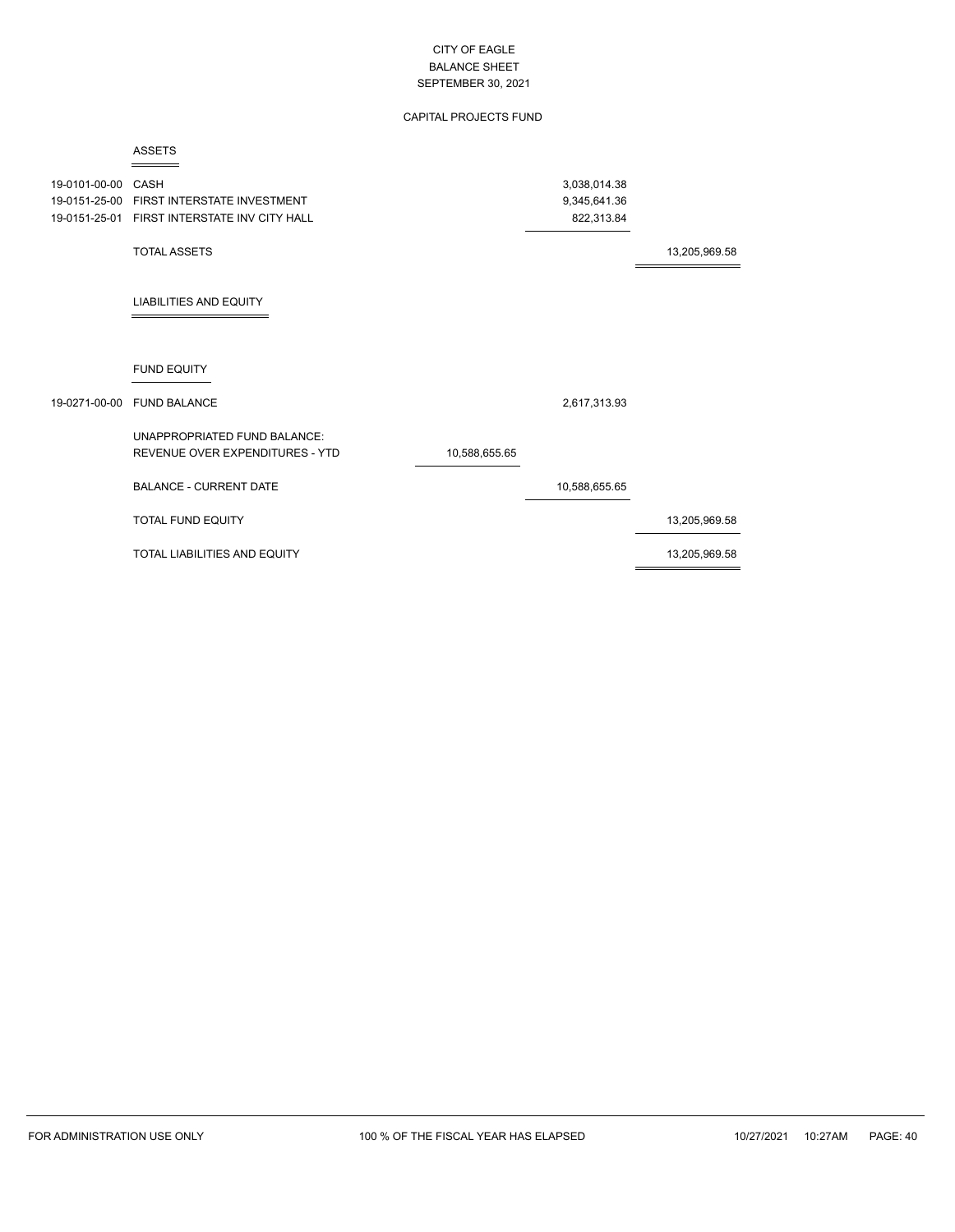# CITY OF EAGLE
## BALANCE SHEET
## SEPTEMBER 30, 2021

### CAPITAL PROJECTS FUND

**ASSETS**

| Account | Description | | | |
|---|---|---|---|---|
| 19-0101-00-00 | CASH | | 3,038,014.38 | |
| 19-0151-25-00 | FIRST INTERSTATE INVESTMENT | | 9,345,641.36 | |
| 19-0151-25-01 | FIRST INTERSTATE INV CITY HALL | | 822,313.84 | |
| | TOTAL ASSETS | | | 13,205,969.58 |

**LIABILITIES AND EQUITY**

**FUND EQUITY**

| Account | Description | | | |
|---|---|---|---|---|
| 19-0271-00-00 | FUND BALANCE | | 2,617,313.93 | |
| | UNAPPROPRIATED FUND BALANCE: | | | |
| | REVENUE OVER EXPENDITURES - YTD | 10,588,655.65 | | |
| | BALANCE - CURRENT DATE | | 10,588,655.65 | |
| | TOTAL FUND EQUITY | | | 13,205,969.58 |
| | TOTAL LIABILITIES AND EQUITY | | | 13,205,969.58 |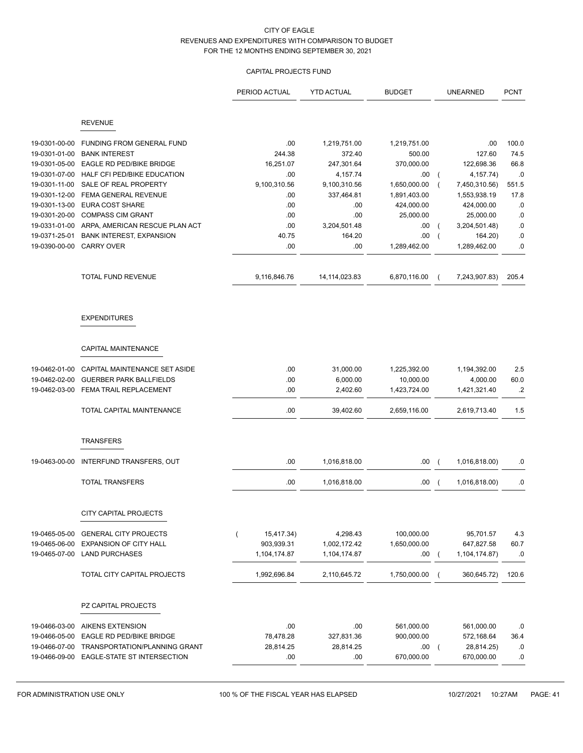CITY OF EAGLE
REVENUES AND EXPENDITURES WITH COMPARISON TO BUDGET
FOR THE 12 MONTHS ENDING SEPTEMBER 30, 2021

CAPITAL PROJECTS FUND

| | | PERIOD ACTUAL | YTD ACTUAL | BUDGET | UNEARNED | PCNT |
|---|---|---|---|---|---|---|
| | **REVENUE** | | | | | |
| 19-0301-00-00 | FUNDING FROM GENERAL FUND | .00 | 1,219,751.00 | 1,219,751.00 | .00 | 100.0 |
| 19-0301-01-00 | BANK INTEREST | 244.38 | 372.40 | 500.00 | 127.60 | 74.5 |
| 19-0301-05-00 | EAGLE RD PED/BIKE BRIDGE | 16,251.07 | 247,301.64 | 370,000.00 | 122,698.36 | 66.8 |
| 19-0301-07-00 | HALF CFI PED/BIKE EDUCATION | .00 | 4,157.74 | .00 | ( 4,157.74) | .0 |
| 19-0301-11-00 | SALE OF REAL PROPERTY | 9,100,310.56 | 9,100,310.56 | 1,650,000.00 | ( 7,450,310.56) | 551.5 |
| 19-0301-12-00 | FEMA GENERAL REVENUE | .00 | 337,464.81 | 1,891,403.00 | 1,553,938.19 | 17.8 |
| 19-0301-13-00 | EURA COST SHARE | .00 | .00 | 424,000.00 | 424,000.00 | .0 |
| 19-0301-20-00 | COMPASS CIM GRANT | .00 | .00 | 25,000.00 | 25,000.00 | .0 |
| 19-0331-01-00 | ARPA, AMERICAN RESCUE PLAN ACT | .00 | 3,204,501.48 | .00 | ( 3,204,501.48) | .0 |
| 19-0371-25-01 | BANK INTEREST, EXPANSION | 40.75 | 164.20 | .00 | ( 164.20) | .0 |
| 19-0390-00-00 | CARRY OVER | .00 | .00 | 1,289,462.00 | 1,289,462.00 | .0 |
| | TOTAL FUND REVENUE | 9,116,846.76 | 14,114,023.83 | 6,870,116.00 | ( 7,243,907.83) | 205.4 |
| | **EXPENDITURES** | | | | | |
| | **CAPITAL MAINTENANCE** | | | | | |
| 19-0462-01-00 | CAPITAL MAINTENANCE SET ASIDE | .00 | 31,000.00 | 1,225,392.00 | 1,194,392.00 | 2.5 |
| 19-0462-02-00 | GUERBER PARK BALLFIELDS | .00 | 6,000.00 | 10,000.00 | 4,000.00 | 60.0 |
| 19-0462-03-00 | FEMA TRAIL REPLACEMENT | .00 | 2,402.60 | 1,423,724.00 | 1,421,321.40 | .2 |
| | TOTAL CAPITAL MAINTENANCE | .00 | 39,402.60 | 2,659,116.00 | 2,619,713.40 | 1.5 |
| | **TRANSFERS** | | | | | |
| 19-0463-00-00 | INTERFUND TRANSFERS, OUT | .00 | 1,016,818.00 | .00 | ( 1,016,818.00) | .0 |
| | TOTAL TRANSFERS | .00 | 1,016,818.00 | .00 | ( 1,016,818.00) | .0 |
| | **CITY CAPITAL PROJECTS** | | | | | |
| 19-0465-05-00 | GENERAL CITY PROJECTS | ( 15,417.34) | 4,298.43 | 100,000.00 | 95,701.57 | 4.3 |
| 19-0465-06-00 | EXPANSION OF CITY HALL | 903,939.31 | 1,002,172.42 | 1,650,000.00 | 647,827.58 | 60.7 |
| 19-0465-07-00 | LAND PURCHASES | 1,104,174.87 | 1,104,174.87 | .00 | ( 1,104,174.87) | .0 |
| | TOTAL CITY CAPITAL PROJECTS | 1,992,696.84 | 2,110,645.72 | 1,750,000.00 | ( 360,645.72) | 120.6 |
| | **PZ CAPITAL PROJECTS** | | | | | |
| 19-0466-03-00 | AIKENS EXTENSION | .00 | .00 | 561,000.00 | 561,000.00 | .0 |
| 19-0466-05-00 | EAGLE RD PED/BIKE BRIDGE | 78,478.28 | 327,831.36 | 900,000.00 | 572,168.64 | 36.4 |
| 19-0466-07-00 | TRANSPORTATION/PLANNING GRANT | 28,814.25 | 28,814.25 | .00 | ( 28,814.25) | .0 |
| 19-0466-09-00 | EAGLE-STATE ST INTERSECTION | .00 | .00 | 670,000.00 | 670,000.00 | .0 |

FOR ADMINISTRATION USE ONLY — 100 % OF THE FISCAL YEAR HAS ELAPSED — 10/27/2021 10:27AM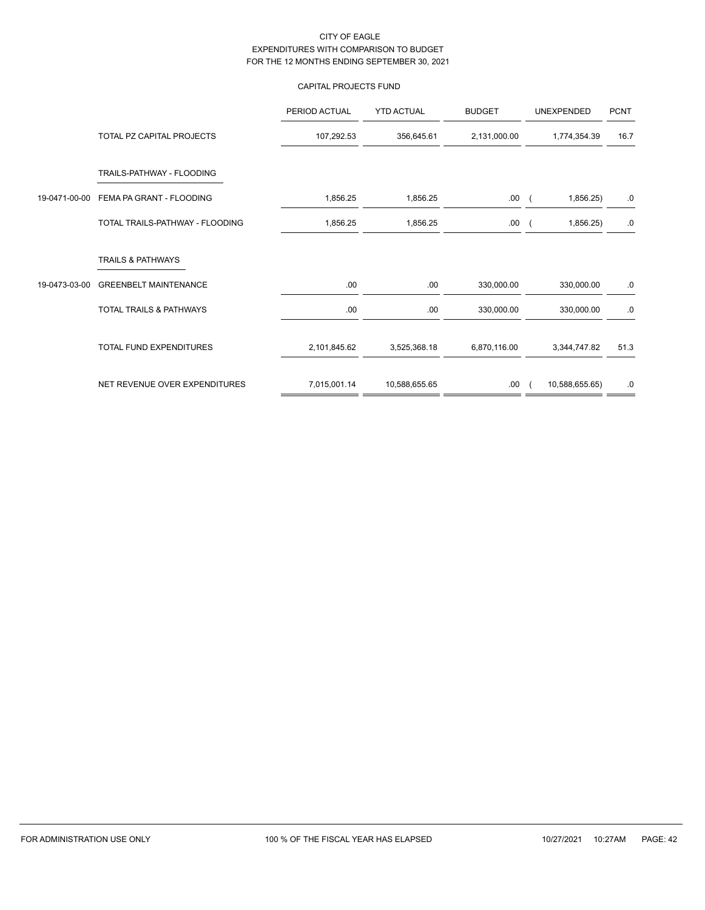CITY OF EAGLE
EXPENDITURES WITH COMPARISON TO BUDGET
FOR THE 12 MONTHS ENDING SEPTEMBER 30, 2021

CAPITAL PROJECTS FUND

| | | PERIOD ACTUAL | YTD ACTUAL | BUDGET | UNEXPENDED | PCNT |
|---|---|---|---|---|---|---|
| | TOTAL PZ CAPITAL PROJECTS | 107,292.53 | 356,645.61 | 2,131,000.00 | 1,774,354.39 | 16.7 |
| | TRAILS-PATHWAY - FLOODING | | | | | |
| 19-0471-00-00 | FEMA PA GRANT - FLOODING | 1,856.25 | 1,856.25 | .00 | ( 1,856.25) | .0 |
| | TOTAL TRAILS-PATHWAY - FLOODING | 1,856.25 | 1,856.25 | .00 | ( 1,856.25) | .0 |
| | TRAILS & PATHWAYS | | | | | |
| 19-0473-03-00 | GREENBELT MAINTENANCE | .00 | .00 | 330,000.00 | 330,000.00 | .0 |
| | TOTAL TRAILS & PATHWAYS | .00 | .00 | 330,000.00 | 330,000.00 | .0 |
| | TOTAL FUND EXPENDITURES | 2,101,845.62 | 3,525,368.18 | 6,870,116.00 | 3,344,747.82 | 51.3 |
| | NET REVENUE OVER EXPENDITURES | 7,015,001.14 | 10,588,655.65 | .00 | ( 10,588,655.65) | .0 |

FOR ADMINISTRATION USE ONLY 100 % OF THE FISCAL YEAR HAS ELAPSED 10/27/2021 10:27AM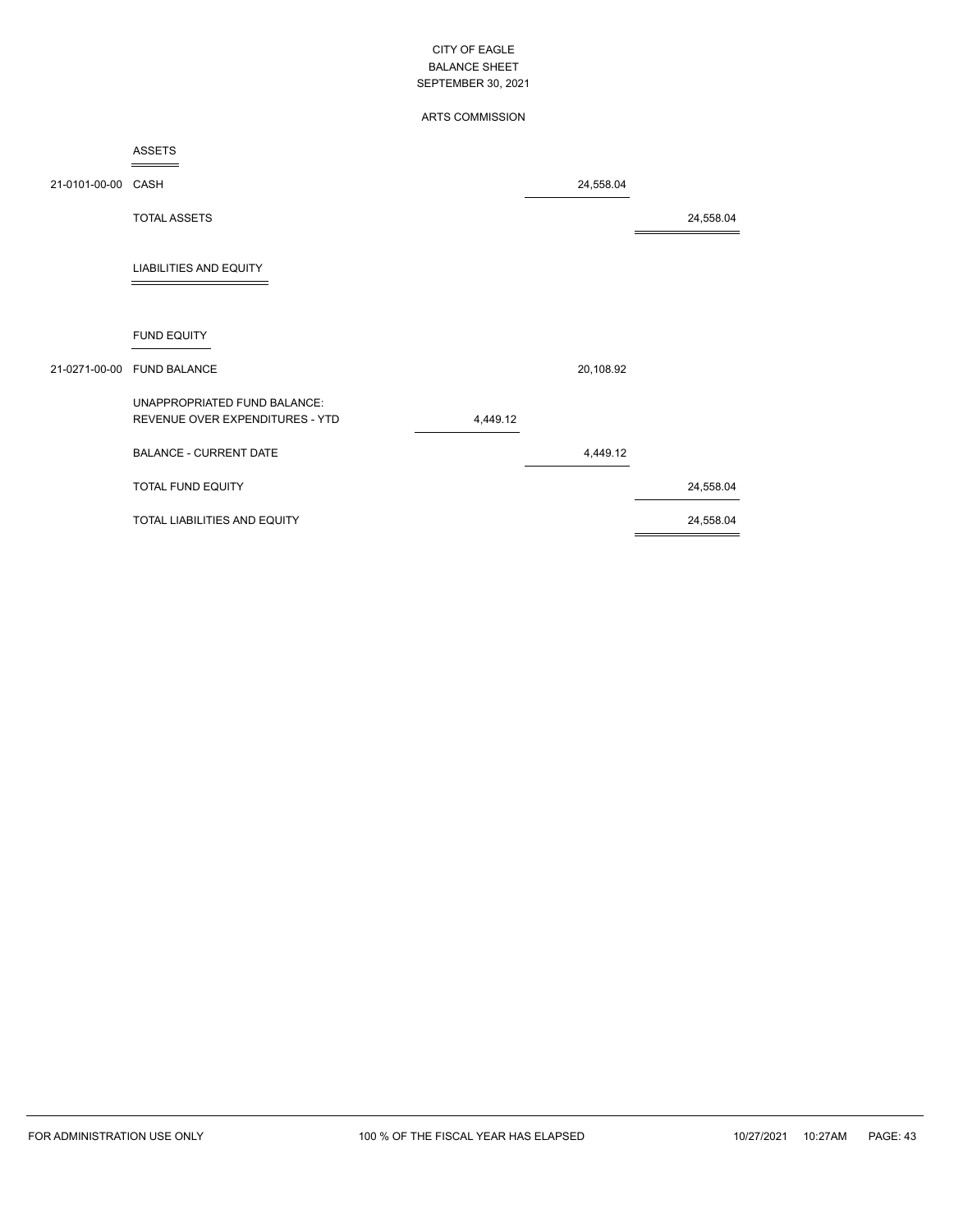CITY OF EAGLE
BALANCE SHEET
SEPTEMBER 30, 2021

ARTS COMMISSION

| Account | Description | | | |
|---|---|---|---|---|
| | **ASSETS** | | | |
| 21-0101-00-00 | CASH | | 24,558.04 | |
| | TOTAL ASSETS | | | 24,558.04 |
| | **LIABILITIES AND EQUITY** | | | |
| | FUND EQUITY | | | |
| 21-0271-00-00 | FUND BALANCE | | 20,108.92 | |
| | UNAPPROPRIATED FUND BALANCE: | | | |
| | REVENUE OVER EXPENDITURES - YTD | 4,449.12 | | |
| | BALANCE - CURRENT DATE | | 4,449.12 | |
| | TOTAL FUND EQUITY | | | 24,558.04 |
| | TOTAL LIABILITIES AND EQUITY | | | 24,558.04 |

FOR ADMINISTRATION USE ONLY — 100 % OF THE FISCAL YEAR HAS ELAPSED — 10/27/2021 10:27AM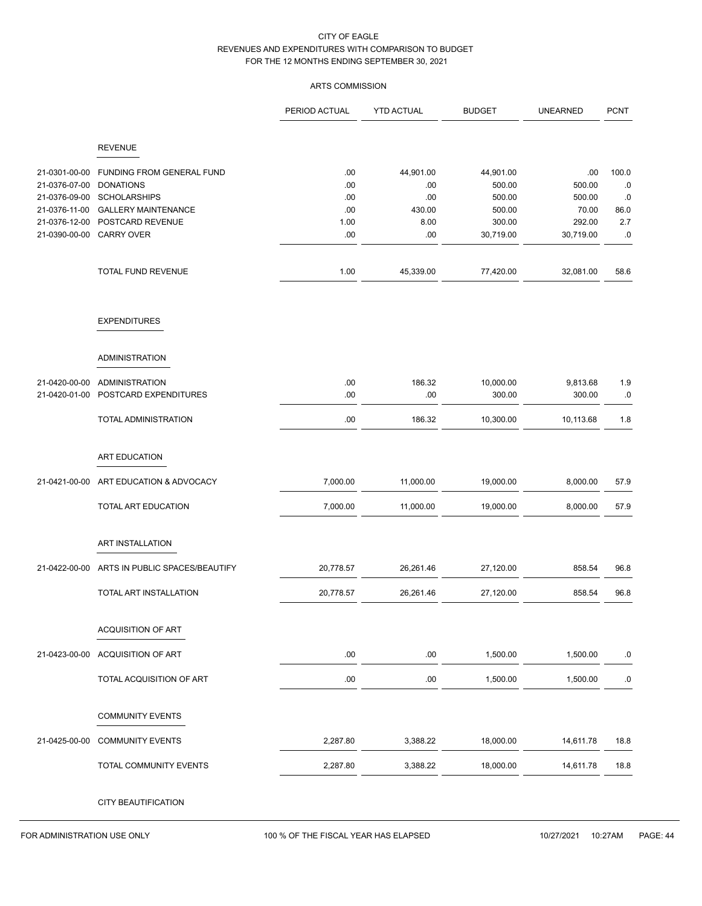# CITY OF EAGLE
## REVENUES AND EXPENDITURES WITH COMPARISON TO BUDGET
## FOR THE 12 MONTHS ENDING SEPTEMBER 30, 2021

### ARTS COMMISSION

| | | PERIOD ACTUAL | YTD ACTUAL | BUDGET | UNEARNED | PCNT |
|---|---|---|---|---|---|---|
| | **REVENUE** | | | | | |
| 21-0301-00-00 | FUNDING FROM GENERAL FUND | .00 | 44,901.00 | 44,901.00 | .00 | 100.0 |
| 21-0376-07-00 | DONATIONS | .00 | .00 | 500.00 | 500.00 | .0 |
| 21-0376-09-00 | SCHOLARSHIPS | .00 | .00 | 500.00 | 500.00 | .0 |
| 21-0376-11-00 | GALLERY MAINTENANCE | .00 | 430.00 | 500.00 | 70.00 | 86.0 |
| 21-0376-12-00 | POSTCARD REVENUE | 1.00 | 8.00 | 300.00 | 292.00 | 2.7 |
| 21-0390-00-00 | CARRY OVER | .00 | .00 | 30,719.00 | 30,719.00 | .0 |
| | TOTAL FUND REVENUE | 1.00 | 45,339.00 | 77,420.00 | 32,081.00 | 58.6 |
| | **EXPENDITURES** | | | | | |
| | **ADMINISTRATION** | | | | | |
| 21-0420-00-00 | ADMINISTRATION | .00 | 186.32 | 10,000.00 | 9,813.68 | 1.9 |
| 21-0420-01-00 | POSTCARD EXPENDITURES | .00 | .00 | 300.00 | 300.00 | .0 |
| | TOTAL ADMINISTRATION | .00 | 186.32 | 10,300.00 | 10,113.68 | 1.8 |
| | **ART EDUCATION** | | | | | |
| 21-0421-00-00 | ART EDUCATION & ADVOCACY | 7,000.00 | 11,000.00 | 19,000.00 | 8,000.00 | 57.9 |
| | TOTAL ART EDUCATION | 7,000.00 | 11,000.00 | 19,000.00 | 8,000.00 | 57.9 |
| | **ART INSTALLATION** | | | | | |
| 21-0422-00-00 | ARTS IN PUBLIC SPACES/BEAUTIFY | 20,778.57 | 26,261.46 | 27,120.00 | 858.54 | 96.8 |
| | TOTAL ART INSTALLATION | 20,778.57 | 26,261.46 | 27,120.00 | 858.54 | 96.8 |
| | **ACQUISITION OF ART** | | | | | |
| 21-0423-00-00 | ACQUISITION OF ART | .00 | .00 | 1,500.00 | 1,500.00 | .0 |
| | TOTAL ACQUISITION OF ART | .00 | .00 | 1,500.00 | 1,500.00 | .0 |
| | **COMMUNITY EVENTS** | | | | | |
| 21-0425-00-00 | COMMUNITY EVENTS | 2,287.80 | 3,388.22 | 18,000.00 | 14,611.78 | 18.8 |
| | TOTAL COMMUNITY EVENTS | 2,287.80 | 3,388.22 | 18,000.00 | 14,611.78 | 18.8 |
| | **CITY BEAUTIFICATION** | | | | | |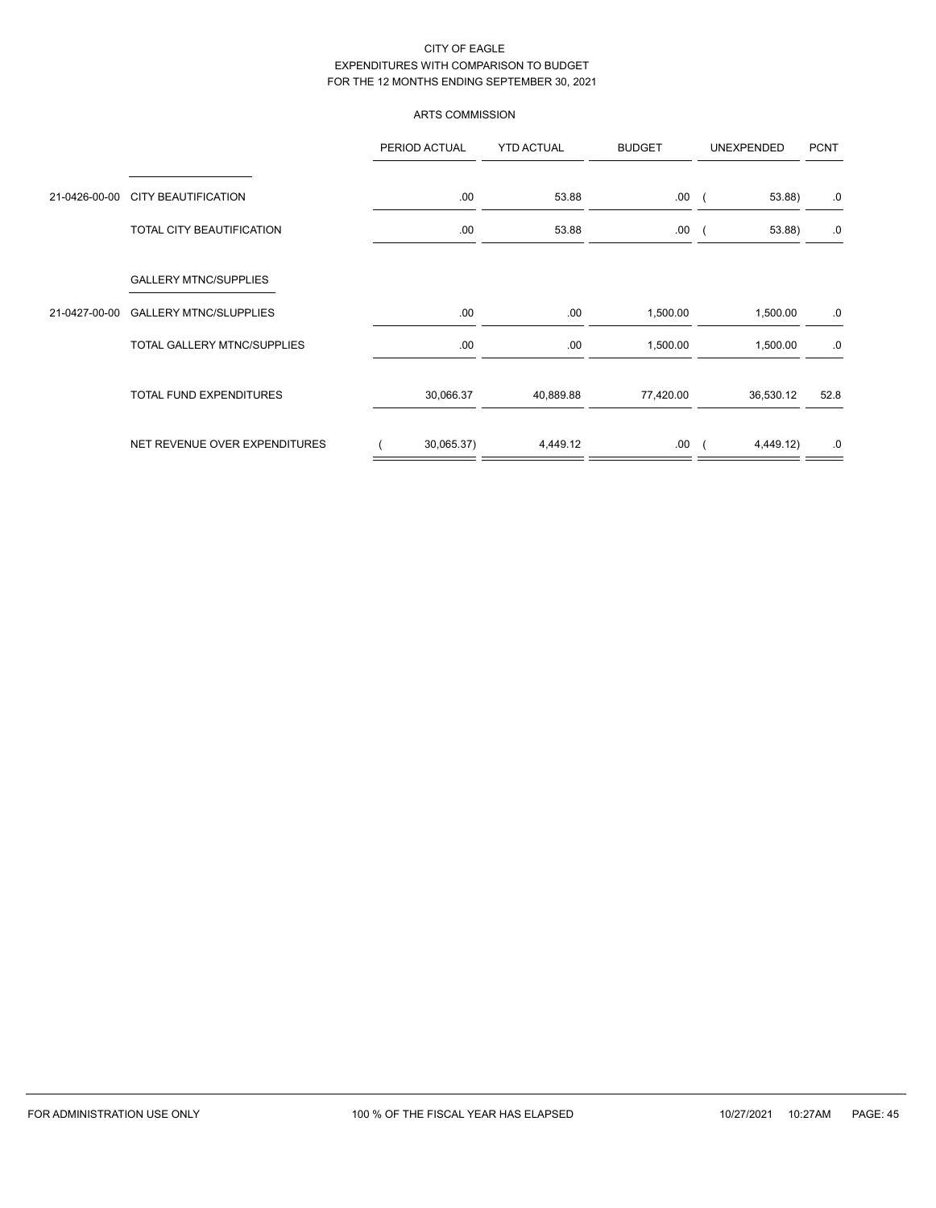CITY OF EAGLE
EXPENDITURES WITH COMPARISON TO BUDGET
FOR THE 12 MONTHS ENDING SEPTEMBER 30, 2021

ARTS COMMISSION

| | | PERIOD ACTUAL | YTD ACTUAL | BUDGET | UNEXPENDED | PCNT |
|---|---|---|---|---|---|---|
| 21-0426-00-00 | CITY BEAUTIFICATION | .00 | 53.88 | .00 | ( 53.88) | .0 |
| | TOTAL CITY BEAUTIFICATION | .00 | 53.88 | .00 | ( 53.88) | .0 |
| | GALLERY MTNC/SUPPLIES | | | | | |
| 21-0427-00-00 | GALLERY MTNC/SLUPPLIES | .00 | .00 | 1,500.00 | 1,500.00 | .0 |
| | TOTAL GALLERY MTNC/SUPPLIES | .00 | .00 | 1,500.00 | 1,500.00 | .0 |
| | TOTAL FUND EXPENDITURES | 30,066.37 | 40,889.88 | 77,420.00 | 36,530.12 | 52.8 |
| | NET REVENUE OVER EXPENDITURES | ( 30,065.37) | 4,449.12 | .00 | ( 4,449.12) | .0 |

FOR ADMINISTRATION USE ONLY — 100 % OF THE FISCAL YEAR HAS ELAPSED — 10/27/2021 10:27AM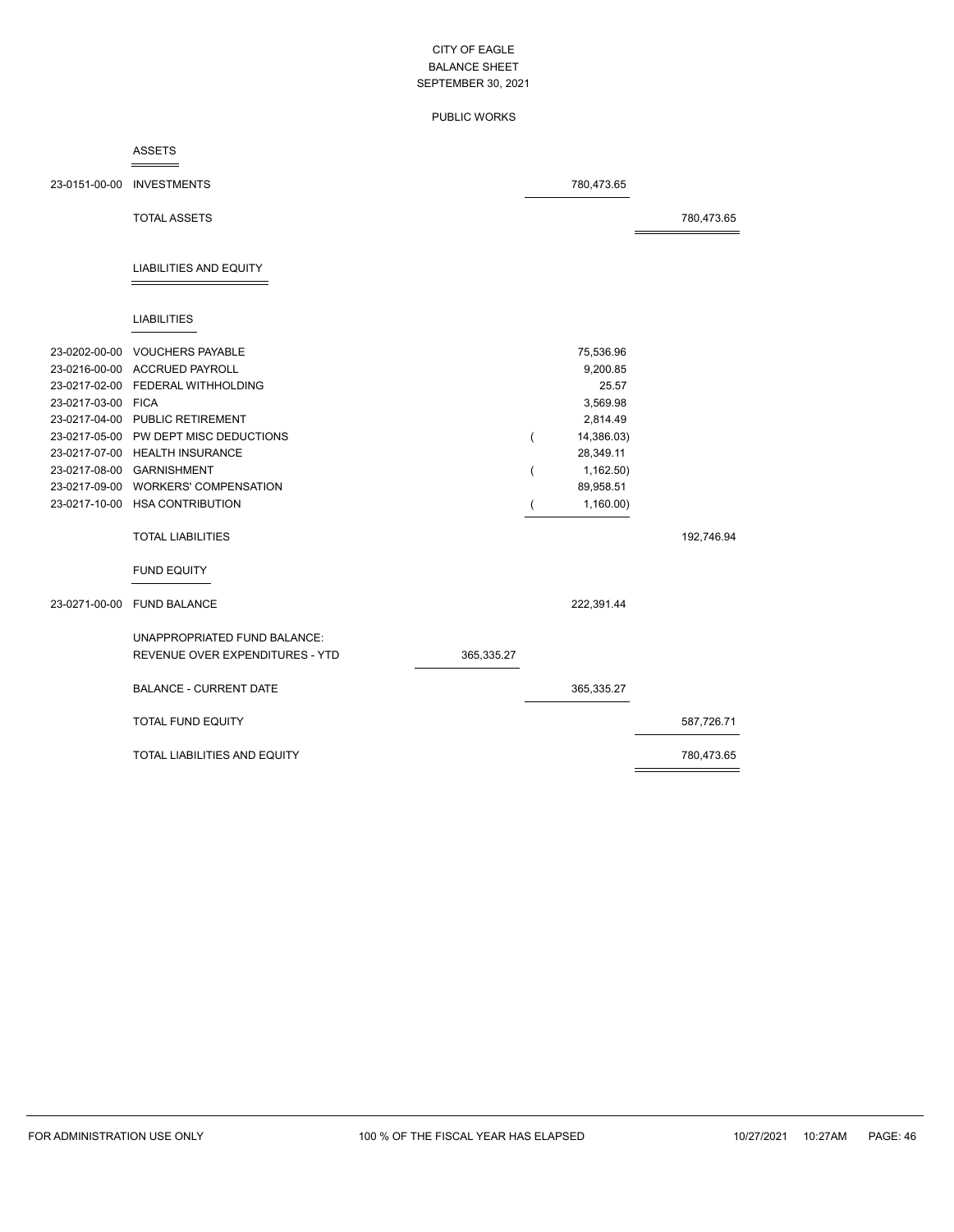# CITY OF EAGLE
## BALANCE SHEET
## SEPTEMBER 30, 2021

### PUBLIC WORKS

**ASSETS**

| Account | Description | | | |
|---|---|---|---|---|
| 23-0151-00-00 | INVESTMENTS | | 780,473.65 | |
| | TOTAL ASSETS | | | 780,473.65 |

**LIABILITIES AND EQUITY**

**LIABILITIES**

| Account | Description | | | |
|---|---|---|---|---|
| 23-0202-00-00 | VOUCHERS PAYABLE | | 75,536.96 | |
| 23-0216-00-00 | ACCRUED PAYROLL | | 9,200.85 | |
| 23-0217-02-00 | FEDERAL WITHHOLDING | | 25.57 | |
| 23-0217-03-00 | FICA | | 3,569.98 | |
| 23-0217-04-00 | PUBLIC RETIREMENT | | 2,814.49 | |
| 23-0217-05-00 | PW DEPT MISC DEDUCTIONS | | ( 14,386.03) | |
| 23-0217-07-00 | HEALTH INSURANCE | | 28,349.11 | |
| 23-0217-08-00 | GARNISHMENT | | ( 1,162.50) | |
| 23-0217-09-00 | WORKERS' COMPENSATION | | 89,958.51 | |
| 23-0217-10-00 | HSA CONTRIBUTION | | ( 1,160.00) | |
| | TOTAL LIABILITIES | | | 192,746.94 |

**FUND EQUITY**

| Account | Description | | | |
|---|---|---|---|---|
| 23-0271-00-00 | FUND BALANCE | | 222,391.44 | |
| | UNAPPROPRIATED FUND BALANCE: | | | |
| | REVENUE OVER EXPENDITURES - YTD | 365,335.27 | | |
| | BALANCE - CURRENT DATE | | 365,335.27 | |
| | TOTAL FUND EQUITY | | | 587,726.71 |
| | TOTAL LIABILITIES AND EQUITY | | | 780,473.65 |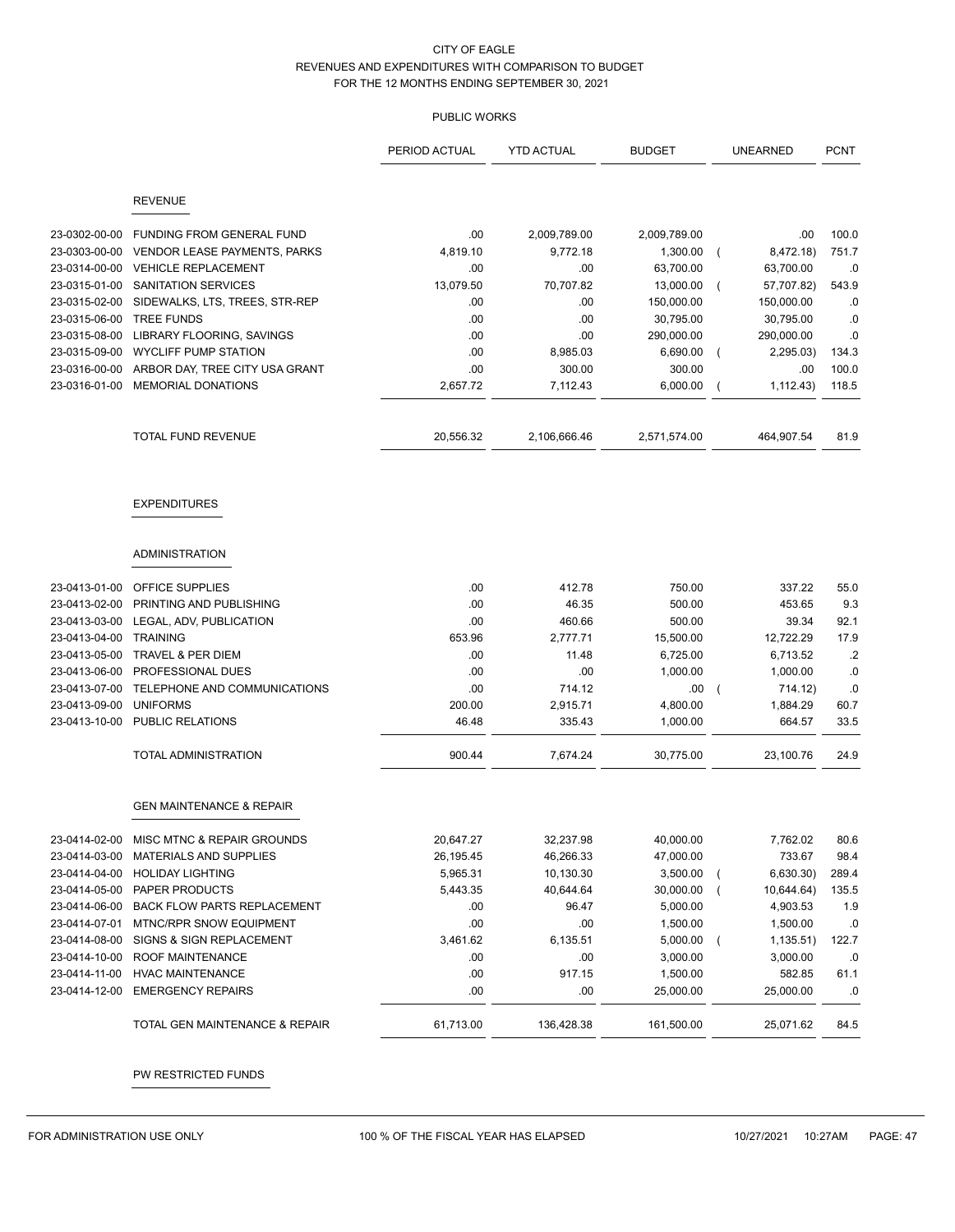CITY OF EAGLE
REVENUES AND EXPENDITURES WITH COMPARISON TO BUDGET
FOR THE 12 MONTHS ENDING SEPTEMBER 30, 2021

PUBLIC WORKS

| | | PERIOD ACTUAL | YTD ACTUAL | BUDGET | UNEARNED | PCNT |
|---|---|---|---|---|---|---|
| | **REVENUE** | | | | | |
| 23-0302-00-00 | FUNDING FROM GENERAL FUND | .00 | 2,009,789.00 | 2,009,789.00 | .00 | 100.0 |
| 23-0303-00-00 | VENDOR LEASE PAYMENTS, PARKS | 4,819.10 | 9,772.18 | 1,300.00 | ( 8,472.18) | 751.7 |
| 23-0314-00-00 | VEHICLE REPLACEMENT | .00 | .00 | 63,700.00 | 63,700.00 | .0 |
| 23-0315-01-00 | SANITATION SERVICES | 13,079.50 | 70,707.82 | 13,000.00 | ( 57,707.82) | 543.9 |
| 23-0315-02-00 | SIDEWALKS, LTS, TREES, STR-REP | .00 | .00 | 150,000.00 | 150,000.00 | .0 |
| 23-0315-06-00 | TREE FUNDS | .00 | .00 | 30,795.00 | 30,795.00 | .0 |
| 23-0315-08-00 | LIBRARY FLOORING, SAVINGS | .00 | .00 | 290,000.00 | 290,000.00 | .0 |
| 23-0315-09-00 | WYCLIFF PUMP STATION | .00 | 8,985.03 | 6,690.00 | ( 2,295.03) | 134.3 |
| 23-0316-00-00 | ARBOR DAY, TREE CITY USA GRANT | .00 | 300.00 | 300.00 | .00 | 100.0 |
| 23-0316-01-00 | MEMORIAL DONATIONS | 2,657.72 | 7,112.43 | 6,000.00 | ( 1,112.43) | 118.5 |
| | TOTAL FUND REVENUE | 20,556.32 | 2,106,666.46 | 2,571,574.00 | 464,907.54 | 81.9 |
| | **EXPENDITURES** | | | | | |
| | **ADMINISTRATION** | | | | | |
| 23-0413-01-00 | OFFICE SUPPLIES | .00 | 412.78 | 750.00 | 337.22 | 55.0 |
| 23-0413-02-00 | PRINTING AND PUBLISHING | .00 | 46.35 | 500.00 | 453.65 | 9.3 |
| 23-0413-03-00 | LEGAL, ADV, PUBLICATION | .00 | 460.66 | 500.00 | 39.34 | 92.1 |
| 23-0413-04-00 | TRAINING | 653.96 | 2,777.71 | 15,500.00 | 12,722.29 | 17.9 |
| 23-0413-05-00 | TRAVEL & PER DIEM | .00 | 11.48 | 6,725.00 | 6,713.52 | .2 |
| 23-0413-06-00 | PROFESSIONAL DUES | .00 | .00 | 1,000.00 | 1,000.00 | .0 |
| 23-0413-07-00 | TELEPHONE AND COMMUNICATIONS | .00 | 714.12 | .00 | ( 714.12) | .0 |
| 23-0413-09-00 | UNIFORMS | 200.00 | 2,915.71 | 4,800.00 | 1,884.29 | 60.7 |
| 23-0413-10-00 | PUBLIC RELATIONS | 46.48 | 335.43 | 1,000.00 | 664.57 | 33.5 |
| | TOTAL ADMINISTRATION | 900.44 | 7,674.24 | 30,775.00 | 23,100.76 | 24.9 |
| | **GEN MAINTENANCE & REPAIR** | | | | | |
| 23-0414-02-00 | MISC MTNC & REPAIR GROUNDS | 20,647.27 | 32,237.98 | 40,000.00 | 7,762.02 | 80.6 |
| 23-0414-03-00 | MATERIALS AND SUPPLIES | 26,195.45 | 46,266.33 | 47,000.00 | 733.67 | 98.4 |
| 23-0414-04-00 | HOLIDAY LIGHTING | 5,965.31 | 10,130.30 | 3,500.00 | ( 6,630.30) | 289.4 |
| 23-0414-05-00 | PAPER PRODUCTS | 5,443.35 | 40,644.64 | 30,000.00 | ( 10,644.64) | 135.5 |
| 23-0414-06-00 | BACK FLOW PARTS REPLACEMENT | .00 | 96.47 | 5,000.00 | 4,903.53 | 1.9 |
| 23-0414-07-01 | MTNC/RPR SNOW EQUIPMENT | .00 | .00 | 1,500.00 | 1,500.00 | .0 |
| 23-0414-08-00 | SIGNS & SIGN REPLACEMENT | 3,461.62 | 6,135.51 | 5,000.00 | ( 1,135.51) | 122.7 |
| 23-0414-10-00 | ROOF MAINTENANCE | .00 | .00 | 3,000.00 | 3,000.00 | .0 |
| 23-0414-11-00 | HVAC MAINTENANCE | .00 | 917.15 | 1,500.00 | 582.85 | 61.1 |
| 23-0414-12-00 | EMERGENCY REPAIRS | .00 | .00 | 25,000.00 | 25,000.00 | .0 |
| | TOTAL GEN MAINTENANCE & REPAIR | 61,713.00 | 136,428.38 | 161,500.00 | 25,071.62 | 84.5 |
| | **PW RESTRICTED FUNDS** | | | | | |

FOR ADMINISTRATION USE ONLY — 100 % OF THE FISCAL YEAR HAS ELAPSED — 10/27/2021 10:27AM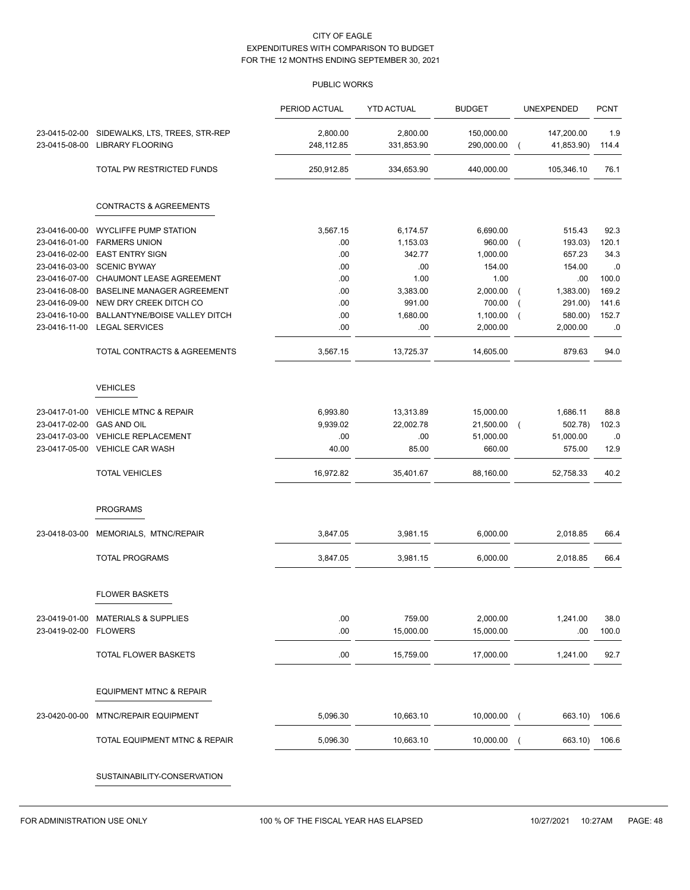CITY OF EAGLE
EXPENDITURES WITH COMPARISON TO BUDGET
FOR THE 12 MONTHS ENDING SEPTEMBER 30, 2021

PUBLIC WORKS

| | | PERIOD ACTUAL | YTD ACTUAL | BUDGET | UNEXPENDED | PCNT |
|---|---|---|---|---|---|---|
| 23-0415-02-00 | SIDEWALKS, LTS, TREES, STR-REP | 2,800.00 | 2,800.00 | 150,000.00 | 147,200.00 | 1.9 |
| 23-0415-08-00 | LIBRARY FLOORING | 248,112.85 | 331,853.90 | 290,000.00 | ( 41,853.90) | 114.4 |
| | TOTAL PW RESTRICTED FUNDS | 250,912.85 | 334,653.90 | 440,000.00 | 105,346.10 | 76.1 |
| | **CONTRACTS & AGREEMENTS** | | | | | |
| 23-0416-00-00 | WYCLIFFE PUMP STATION | 3,567.15 | 6,174.57 | 6,690.00 | 515.43 | 92.3 |
| 23-0416-01-00 | FARMERS UNION | .00 | 1,153.03 | 960.00 | ( 193.03) | 120.1 |
| 23-0416-02-00 | EAST ENTRY SIGN | .00 | 342.77 | 1,000.00 | 657.23 | 34.3 |
| 23-0416-03-00 | SCENIC BYWAY | .00 | .00 | 154.00 | 154.00 | .0 |
| 23-0416-07-00 | CHAUMONT LEASE AGREEMENT | .00 | 1.00 | 1.00 | .00 | 100.0 |
| 23-0416-08-00 | BASELINE MANAGER AGREEMENT | .00 | 3,383.00 | 2,000.00 | ( 1,383.00) | 169.2 |
| 23-0416-09-00 | NEW DRY CREEK DITCH CO | .00 | 991.00 | 700.00 | ( 291.00) | 141.6 |
| 23-0416-10-00 | BALLANTYNE/BOISE VALLEY DITCH | .00 | 1,680.00 | 1,100.00 | ( 580.00) | 152.7 |
| 23-0416-11-00 | LEGAL SERVICES | .00 | .00 | 2,000.00 | 2,000.00 | .0 |
| | TOTAL CONTRACTS & AGREEMENTS | 3,567.15 | 13,725.37 | 14,605.00 | 879.63 | 94.0 |
| | **VEHICLES** | | | | | |
| 23-0417-01-00 | VEHICLE MTNC & REPAIR | 6,993.80 | 13,313.89 | 15,000.00 | 1,686.11 | 88.8 |
| 23-0417-02-00 | GAS AND OIL | 9,939.02 | 22,002.78 | 21,500.00 | ( 502.78) | 102.3 |
| 23-0417-03-00 | VEHICLE REPLACEMENT | .00 | .00 | 51,000.00 | 51,000.00 | .0 |
| 23-0417-05-00 | VEHICLE CAR WASH | 40.00 | 85.00 | 660.00 | 575.00 | 12.9 |
| | TOTAL VEHICLES | 16,972.82 | 35,401.67 | 88,160.00 | 52,758.33 | 40.2 |
| | **PROGRAMS** | | | | | |
| 23-0418-03-00 | MEMORIALS, MTNC/REPAIR | 3,847.05 | 3,981.15 | 6,000.00 | 2,018.85 | 66.4 |
| | TOTAL PROGRAMS | 3,847.05 | 3,981.15 | 6,000.00 | 2,018.85 | 66.4 |
| | **FLOWER BASKETS** | | | | | |
| 23-0419-01-00 | MATERIALS & SUPPLIES | .00 | 759.00 | 2,000.00 | 1,241.00 | 38.0 |
| 23-0419-02-00 | FLOWERS | .00 | 15,000.00 | 15,000.00 | .00 | 100.0 |
| | TOTAL FLOWER BASKETS | .00 | 15,759.00 | 17,000.00 | 1,241.00 | 92.7 |
| | **EQUIPMENT MTNC & REPAIR** | | | | | |
| 23-0420-00-00 | MTNC/REPAIR EQUIPMENT | 5,096.30 | 10,663.10 | 10,000.00 | ( 663.10) | 106.6 |
| | TOTAL EQUIPMENT MTNC & REPAIR | 5,096.30 | 10,663.10 | 10,000.00 | ( 663.10) | 106.6 |
| | **SUSTAINABILITY-CONSERVATION** | | | | | |

FOR ADMINISTRATION USE ONLY — 100 % OF THE FISCAL YEAR HAS ELAPSED — 10/27/2021 10:27AM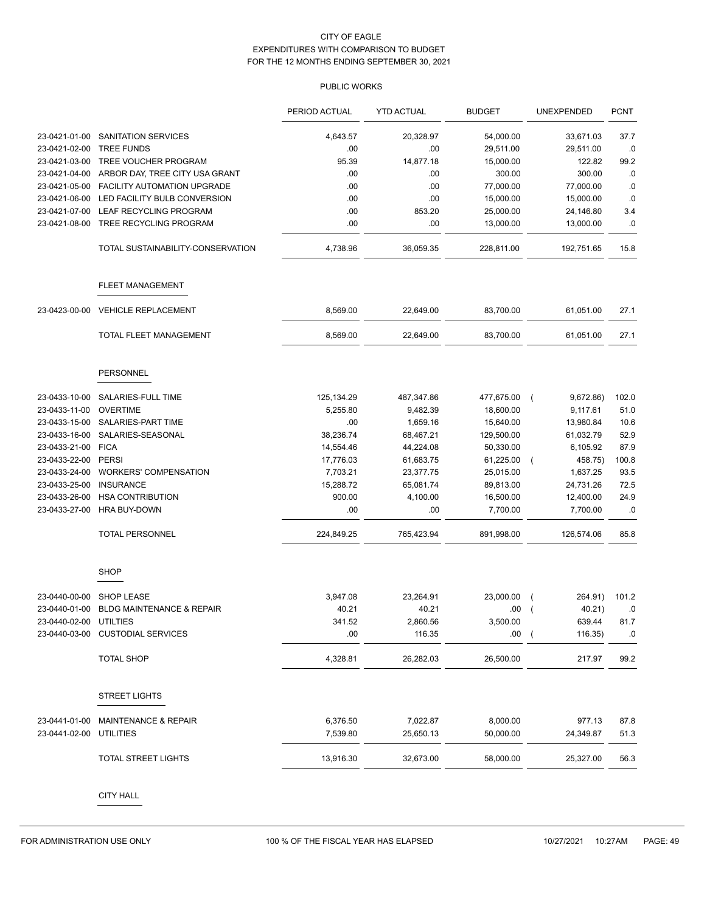CITY OF EAGLE
EXPENDITURES WITH COMPARISON TO BUDGET
FOR THE 12 MONTHS ENDING SEPTEMBER 30, 2021

PUBLIC WORKS

| | | PERIOD ACTUAL | YTD ACTUAL | BUDGET | UNEXPENDED | PCNT |
|---|---|---|---|---|---|---|
| 23-0421-01-00 | SANITATION SERVICES | 4,643.57 | 20,328.97 | 54,000.00 | 33,671.03 | 37.7 |
| 23-0421-02-00 | TREE FUNDS | .00 | .00 | 29,511.00 | 29,511.00 | .0 |
| 23-0421-03-00 | TREE VOUCHER PROGRAM | 95.39 | 14,877.18 | 15,000.00 | 122.82 | 99.2 |
| 23-0421-04-00 | ARBOR DAY, TREE CITY USA GRANT | .00 | .00 | 300.00 | 300.00 | .0 |
| 23-0421-05-00 | FACILITY AUTOMATION UPGRADE | .00 | .00 | 77,000.00 | 77,000.00 | .0 |
| 23-0421-06-00 | LED FACILITY BULB CONVERSION | .00 | .00 | 15,000.00 | 15,000.00 | .0 |
| 23-0421-07-00 | LEAF RECYCLING PROGRAM | .00 | 853.20 | 25,000.00 | 24,146.80 | 3.4 |
| 23-0421-08-00 | TREE RECYCLING PROGRAM | .00 | .00 | 13,000.00 | 13,000.00 | .0 |
| | TOTAL SUSTAINABILITY-CONSERVATION | 4,738.96 | 36,059.35 | 228,811.00 | 192,751.65 | 15.8 |
| | **FLEET MANAGEMENT** | | | | | |
| 23-0423-00-00 | VEHICLE REPLACEMENT | 8,569.00 | 22,649.00 | 83,700.00 | 61,051.00 | 27.1 |
| | TOTAL FLEET MANAGEMENT | 8,569.00 | 22,649.00 | 83,700.00 | 61,051.00 | 27.1 |
| | **PERSONNEL** | | | | | |
| 23-0433-10-00 | SALARIES-FULL TIME | 125,134.29 | 487,347.86 | 477,675.00 | ( 9,672.86) | 102.0 |
| 23-0433-11-00 | OVERTIME | 5,255.80 | 9,482.39 | 18,600.00 | 9,117.61 | 51.0 |
| 23-0433-15-00 | SALARIES-PART TIME | .00 | 1,659.16 | 15,640.00 | 13,980.84 | 10.6 |
| 23-0433-16-00 | SALARIES-SEASONAL | 38,236.74 | 68,467.21 | 129,500.00 | 61,032.79 | 52.9 |
| 23-0433-21-00 | FICA | 14,554.46 | 44,224.08 | 50,330.00 | 6,105.92 | 87.9 |
| 23-0433-22-00 | PERSI | 17,776.03 | 61,683.75 | 61,225.00 | ( 458.75) | 100.8 |
| 23-0433-24-00 | WORKERS' COMPENSATION | 7,703.21 | 23,377.75 | 25,015.00 | 1,637.25 | 93.5 |
| 23-0433-25-00 | INSURANCE | 15,288.72 | 65,081.74 | 89,813.00 | 24,731.26 | 72.5 |
| 23-0433-26-00 | HSA CONTRIBUTION | 900.00 | 4,100.00 | 16,500.00 | 12,400.00 | 24.9 |
| 23-0433-27-00 | HRA BUY-DOWN | .00 | .00 | 7,700.00 | 7,700.00 | .0 |
| | TOTAL PERSONNEL | 224,849.25 | 765,423.94 | 891,998.00 | 126,574.06 | 85.8 |
| | **SHOP** | | | | | |
| 23-0440-00-00 | SHOP LEASE | 3,947.08 | 23,264.91 | 23,000.00 | ( 264.91) | 101.2 |
| 23-0440-01-00 | BLDG MAINTENANCE & REPAIR | 40.21 | 40.21 | .00 | ( 40.21) | .0 |
| 23-0440-02-00 | UTILTIES | 341.52 | 2,860.56 | 3,500.00 | 639.44 | 81.7 |
| 23-0440-03-00 | CUSTODIAL SERVICES | .00 | 116.35 | .00 | ( 116.35) | .0 |
| | TOTAL SHOP | 4,328.81 | 26,282.03 | 26,500.00 | 217.97 | 99.2 |
| | **STREET LIGHTS** | | | | | |
| 23-0441-01-00 | MAINTENANCE & REPAIR | 6,376.50 | 7,022.87 | 8,000.00 | 977.13 | 87.8 |
| 23-0441-02-00 | UTILITIES | 7,539.80 | 25,650.13 | 50,000.00 | 24,349.87 | 51.3 |
| | TOTAL STREET LIGHTS | 13,916.30 | 32,673.00 | 58,000.00 | 25,327.00 | 56.3 |

CITY HALL

FOR ADMINISTRATION USE ONLY 100 % OF THE FISCAL YEAR HAS ELAPSED 10/27/2021 10:27AM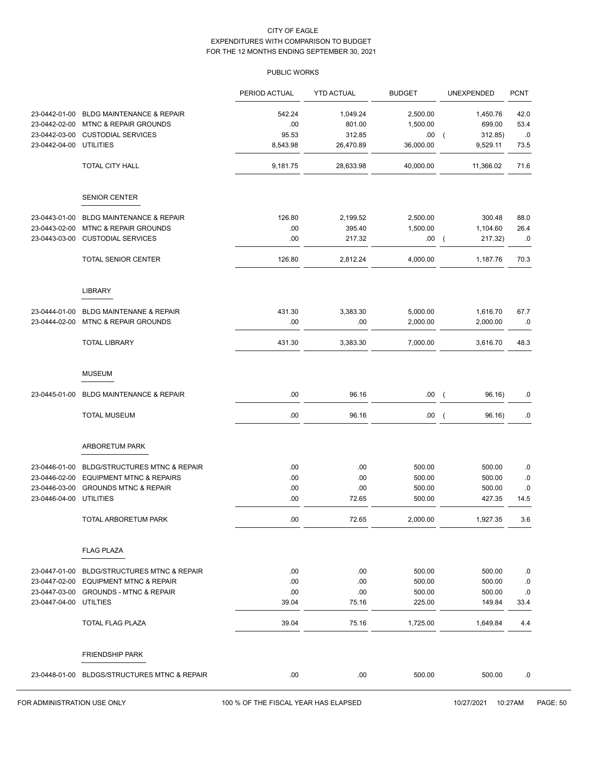CITY OF EAGLE
EXPENDITURES WITH COMPARISON TO BUDGET
FOR THE 12 MONTHS ENDING SEPTEMBER 30, 2021

PUBLIC WORKS

| | | PERIOD ACTUAL | YTD ACTUAL | BUDGET | UNEXPENDED | PCNT |
|---|---|---|---|---|---|---|
| 23-0442-01-00 | BLDG MAINTENANCE & REPAIR | 542.24 | 1,049.24 | 2,500.00 | 1,450.76 | 42.0 |
| 23-0442-02-00 | MTNC & REPAIR GROUNDS | .00 | 801.00 | 1,500.00 | 699.00 | 53.4 |
| 23-0442-03-00 | CUSTODIAL SERVICES | 95.53 | 312.85 | .00 | ( 312.85) | .0 |
| 23-0442-04-00 | UTILITIES | 8,543.98 | 26,470.89 | 36,000.00 | 9,529.11 | 73.5 |
| | TOTAL CITY HALL | 9,181.75 | 28,633.98 | 40,000.00 | 11,366.02 | 71.6 |
| | **SENIOR CENTER** | | | | | |
| 23-0443-01-00 | BLDG MAINTENANCE & REPAIR | 126.80 | 2,199.52 | 2,500.00 | 300.48 | 88.0 |
| 23-0443-02-00 | MTNC & REPAIR GROUNDS | .00 | 395.40 | 1,500.00 | 1,104.60 | 26.4 |
| 23-0443-03-00 | CUSTODIAL SERVICES | .00 | 217.32 | .00 | ( 217.32) | .0 |
| | TOTAL SENIOR CENTER | 126.80 | 2,812.24 | 4,000.00 | 1,187.76 | 70.3 |
| | **LIBRARY** | | | | | |
| 23-0444-01-00 | BLDG MAINTENANE & REPAIR | 431.30 | 3,383.30 | 5,000.00 | 1,616.70 | 67.7 |
| 23-0444-02-00 | MTNC & REPAIR GROUNDS | .00 | .00 | 2,000.00 | 2,000.00 | .0 |
| | TOTAL LIBRARY | 431.30 | 3,383.30 | 7,000.00 | 3,616.70 | 48.3 |
| | **MUSEUM** | | | | | |
| 23-0445-01-00 | BLDG MAINTENANCE & REPAIR | .00 | 96.16 | .00 | ( 96.16) | .0 |
| | TOTAL MUSEUM | .00 | 96.16 | .00 | ( 96.16) | .0 |
| | **ARBORETUM PARK** | | | | | |
| 23-0446-01-00 | BLDG/STRUCTURES MTNC & REPAIR | .00 | .00 | 500.00 | 500.00 | .0 |
| 23-0446-02-00 | EQUIPMENT MTNC & REPAIRS | .00 | .00 | 500.00 | 500.00 | .0 |
| 23-0446-03-00 | GROUNDS MTNC & REPAIR | .00 | .00 | 500.00 | 500.00 | .0 |
| 23-0446-04-00 | UTILITIES | .00 | 72.65 | 500.00 | 427.35 | 14.5 |
| | TOTAL ARBORETUM PARK | .00 | 72.65 | 2,000.00 | 1,927.35 | 3.6 |
| | **FLAG PLAZA** | | | | | |
| 23-0447-01-00 | BLDG/STRUCTURES MTNC & REPAIR | .00 | .00 | 500.00 | 500.00 | .0 |
| 23-0447-02-00 | EQUIPMENT MTNC & REPAIR | .00 | .00 | 500.00 | 500.00 | .0 |
| 23-0447-03-00 | GROUNDS - MTNC & REPAIR | .00 | .00 | 500.00 | 500.00 | .0 |
| 23-0447-04-00 | UTILTIES | 39.04 | 75.16 | 225.00 | 149.84 | 33.4 |
| | TOTAL FLAG PLAZA | 39.04 | 75.16 | 1,725.00 | 1,649.84 | 4.4 |
| | **FRIENDSHIP PARK** | | | | | |
| 23-0448-01-00 | BLDGS/STRUCTURES MTNC & REPAIR | .00 | .00 | 500.00 | 500.00 | .0 |

FOR ADMINISTRATION USE ONLY — 100 % OF THE FISCAL YEAR HAS ELAPSED — 10/27/2021 10:27AM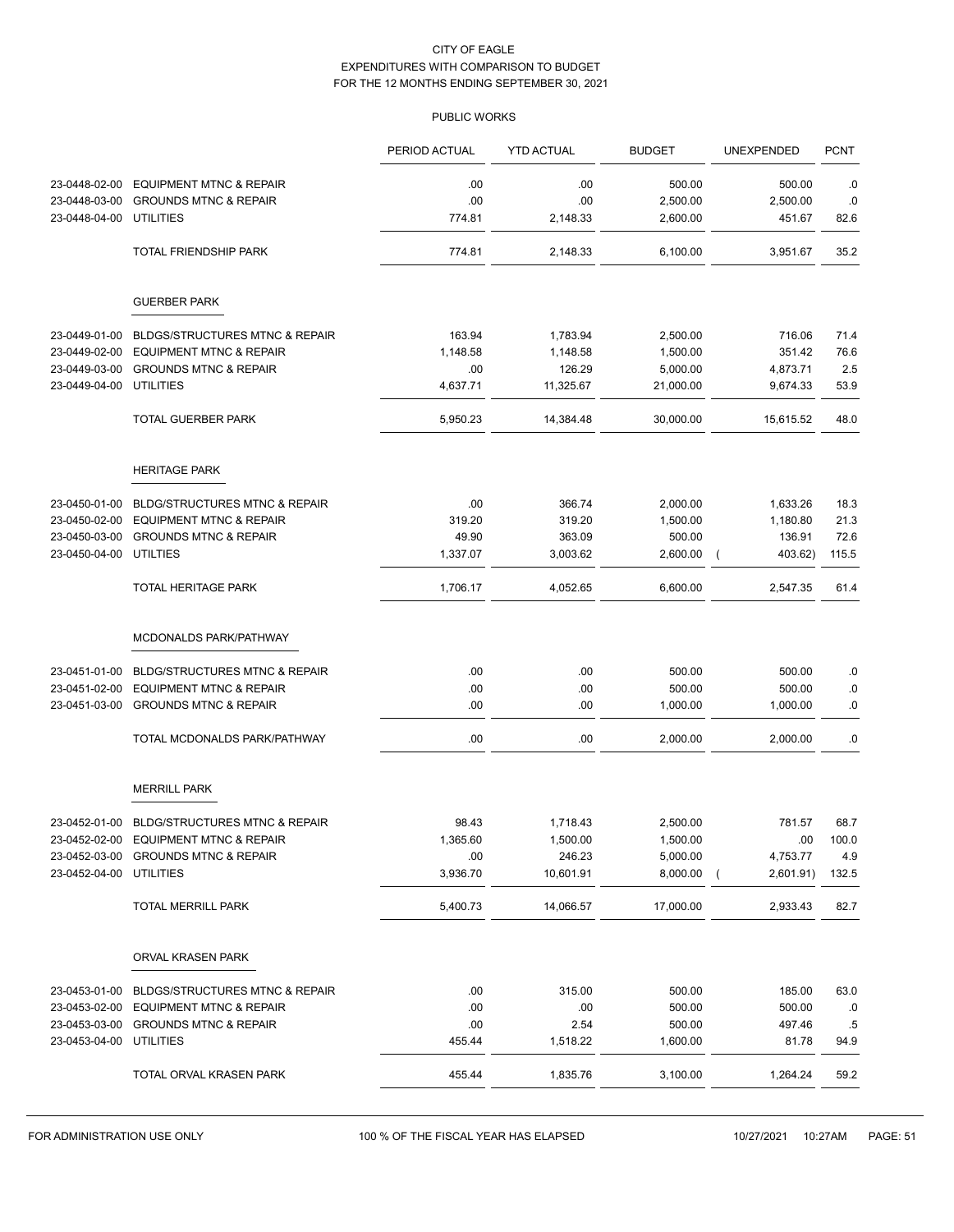CITY OF EAGLE
EXPENDITURES WITH COMPARISON TO BUDGET
FOR THE 12 MONTHS ENDING SEPTEMBER 30, 2021

PUBLIC WORKS

| | | PERIOD ACTUAL | YTD ACTUAL | BUDGET | UNEXPENDED | PCNT |
|---|---|---|---|---|---|---|
| 23-0448-02-00 | EQUIPMENT MTNC & REPAIR | .00 | .00 | 500.00 | 500.00 | .0 |
| 23-0448-03-00 | GROUNDS MTNC & REPAIR | .00 | .00 | 2,500.00 | 2,500.00 | .0 |
| 23-0448-04-00 | UTILITIES | 774.81 | 2,148.33 | 2,600.00 | 451.67 | 82.6 |
| | TOTAL FRIENDSHIP PARK | 774.81 | 2,148.33 | 6,100.00 | 3,951.67 | 35.2 |
| | **GUERBER PARK** | | | | | |
| 23-0449-01-00 | BLDGS/STRUCTURES MTNC & REPAIR | 163.94 | 1,783.94 | 2,500.00 | 716.06 | 71.4 |
| 23-0449-02-00 | EQUIPMENT MTNC & REPAIR | 1,148.58 | 1,148.58 | 1,500.00 | 351.42 | 76.6 |
| 23-0449-03-00 | GROUNDS MTNC & REPAIR | .00 | 126.29 | 5,000.00 | 4,873.71 | 2.5 |
| 23-0449-04-00 | UTILITIES | 4,637.71 | 11,325.67 | 21,000.00 | 9,674.33 | 53.9 |
| | TOTAL GUERBER PARK | 5,950.23 | 14,384.48 | 30,000.00 | 15,615.52 | 48.0 |
| | **HERITAGE PARK** | | | | | |
| 23-0450-01-00 | BLDG/STRUCTURES MTNC & REPAIR | .00 | 366.74 | 2,000.00 | 1,633.26 | 18.3 |
| 23-0450-02-00 | EQUIPMENT MTNC & REPAIR | 319.20 | 319.20 | 1,500.00 | 1,180.80 | 21.3 |
| 23-0450-03-00 | GROUNDS MTNC & REPAIR | 49.90 | 363.09 | 500.00 | 136.91 | 72.6 |
| 23-0450-04-00 | UTILTIES | 1,337.07 | 3,003.62 | 2,600.00 | ( 403.62) | 115.5 |
| | TOTAL HERITAGE PARK | 1,706.17 | 4,052.65 | 6,600.00 | 2,547.35 | 61.4 |
| | **MCDONALDS PARK/PATHWAY** | | | | | |
| 23-0451-01-00 | BLDG/STRUCTURES MTNC & REPAIR | .00 | .00 | 500.00 | 500.00 | .0 |
| 23-0451-02-00 | EQUIPMENT MTNC & REPAIR | .00 | .00 | 500.00 | 500.00 | .0 |
| 23-0451-03-00 | GROUNDS MTNC & REPAIR | .00 | .00 | 1,000.00 | 1,000.00 | .0 |
| | TOTAL MCDONALDS PARK/PATHWAY | .00 | .00 | 2,000.00 | 2,000.00 | .0 |
| | **MERRILL PARK** | | | | | |
| 23-0452-01-00 | BLDG/STRUCTURES MTNC & REPAIR | 98.43 | 1,718.43 | 2,500.00 | 781.57 | 68.7 |
| 23-0452-02-00 | EQUIPMENT MTNC & REPAIR | 1,365.60 | 1,500.00 | 1,500.00 | .00 | 100.0 |
| 23-0452-03-00 | GROUNDS MTNC & REPAIR | .00 | 246.23 | 5,000.00 | 4,753.77 | 4.9 |
| 23-0452-04-00 | UTILITIES | 3,936.70 | 10,601.91 | 8,000.00 | ( 2,601.91) | 132.5 |
| | TOTAL MERRILL PARK | 5,400.73 | 14,066.57 | 17,000.00 | 2,933.43 | 82.7 |
| | **ORVAL KRASEN PARK** | | | | | |
| 23-0453-01-00 | BLDGS/STRUCTURES MTNC & REPAIR | .00 | 315.00 | 500.00 | 185.00 | 63.0 |
| 23-0453-02-00 | EQUIPMENT MTNC & REPAIR | .00 | .00 | 500.00 | 500.00 | .0 |
| 23-0453-03-00 | GROUNDS MTNC & REPAIR | .00 | 2.54 | 500.00 | 497.46 | .5 |
| 23-0453-04-00 | UTILITIES | 455.44 | 1,518.22 | 1,600.00 | 81.78 | 94.9 |
| | TOTAL ORVAL KRASEN PARK | 455.44 | 1,835.76 | 3,100.00 | 1,264.24 | 59.2 |

FOR ADMINISTRATION USE ONLY    100 % OF THE FISCAL YEAR HAS ELAPSED    10/27/2021 10:27AM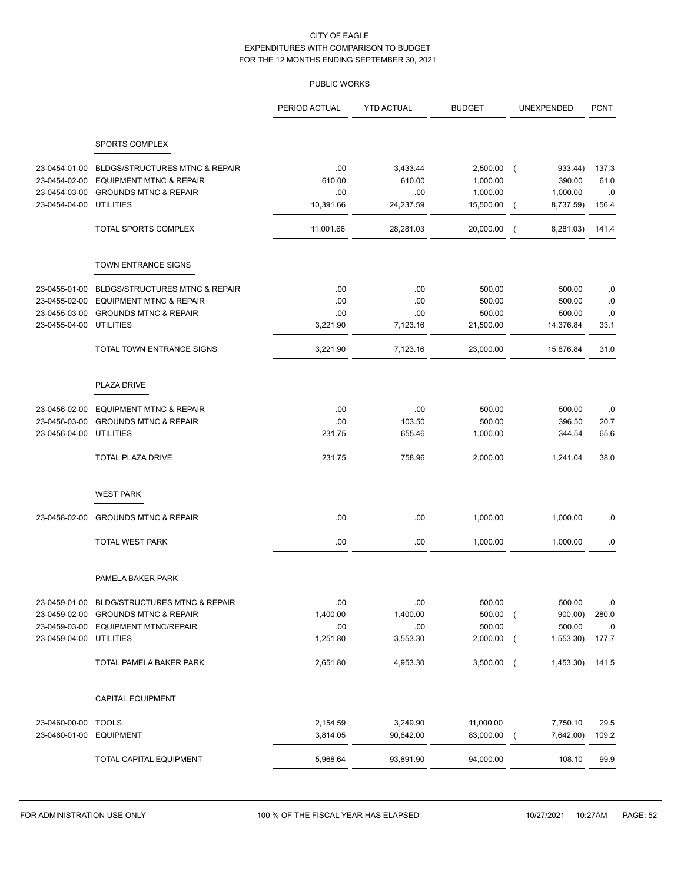CITY OF EAGLE
EXPENDITURES WITH COMPARISON TO BUDGET
FOR THE 12 MONTHS ENDING SEPTEMBER 30, 2021

PUBLIC WORKS

| | | PERIOD ACTUAL | YTD ACTUAL | BUDGET | UNEXPENDED | PCNT |
|---|---|---|---|---|---|---|
| | **SPORTS COMPLEX** | | | | | |
| 23-0454-01-00 | BLDGS/STRUCTURES MTNC & REPAIR | .00 | 3,433.44 | 2,500.00 | ( 933.44) | 137.3 |
| 23-0454-02-00 | EQUIPMENT MTNC & REPAIR | 610.00 | 610.00 | 1,000.00 | 390.00 | 61.0 |
| 23-0454-03-00 | GROUNDS MTNC & REPAIR | .00 | .00 | 1,000.00 | 1,000.00 | .0 |
| 23-0454-04-00 | UTILITIES | 10,391.66 | 24,237.59 | 15,500.00 | ( 8,737.59) | 156.4 |
| | TOTAL SPORTS COMPLEX | 11,001.66 | 28,281.03 | 20,000.00 | ( 8,281.03) | 141.4 |
| | **TOWN ENTRANCE SIGNS** | | | | | |
| 23-0455-01-00 | BLDGS/STRUCTURES MTNC & REPAIR | .00 | .00 | 500.00 | 500.00 | .0 |
| 23-0455-02-00 | EQUIPMENT MTNC & REPAIR | .00 | .00 | 500.00 | 500.00 | .0 |
| 23-0455-03-00 | GROUNDS MTNC & REPAIR | .00 | .00 | 500.00 | 500.00 | .0 |
| 23-0455-04-00 | UTILITIES | 3,221.90 | 7,123.16 | 21,500.00 | 14,376.84 | 33.1 |
| | TOTAL TOWN ENTRANCE SIGNS | 3,221.90 | 7,123.16 | 23,000.00 | 15,876.84 | 31.0 |
| | **PLAZA DRIVE** | | | | | |
| 23-0456-02-00 | EQUIPMENT MTNC & REPAIR | .00 | .00 | 500.00 | 500.00 | .0 |
| 23-0456-03-00 | GROUNDS MTNC & REPAIR | .00 | 103.50 | 500.00 | 396.50 | 20.7 |
| 23-0456-04-00 | UTILITIES | 231.75 | 655.46 | 1,000.00 | 344.54 | 65.6 |
| | TOTAL PLAZA DRIVE | 231.75 | 758.96 | 2,000.00 | 1,241.04 | 38.0 |
| | **WEST PARK** | | | | | |
| 23-0458-02-00 | GROUNDS MTNC & REPAIR | .00 | .00 | 1,000.00 | 1,000.00 | .0 |
| | TOTAL WEST PARK | .00 | .00 | 1,000.00 | 1,000.00 | .0 |
| | **PAMELA BAKER PARK** | | | | | |
| 23-0459-01-00 | BLDG/STRUCTURES MTNC & REPAIR | .00 | .00 | 500.00 | 500.00 | .0 |
| 23-0459-02-00 | GROUNDS MTNC & REPAIR | 1,400.00 | 1,400.00 | 500.00 | ( 900.00) | 280.0 |
| 23-0459-03-00 | EQUIPMENT MTNC/REPAIR | .00 | .00 | 500.00 | 500.00 | .0 |
| 23-0459-04-00 | UTILITIES | 1,251.80 | 3,553.30 | 2,000.00 | ( 1,553.30) | 177.7 |
| | TOTAL PAMELA BAKER PARK | 2,651.80 | 4,953.30 | 3,500.00 | ( 1,453.30) | 141.5 |
| | **CAPITAL EQUIPMENT** | | | | | |
| 23-0460-00-00 | TOOLS | 2,154.59 | 3,249.90 | 11,000.00 | 7,750.10 | 29.5 |
| 23-0460-01-00 | EQUIPMENT | 3,814.05 | 90,642.00 | 83,000.00 | ( 7,642.00) | 109.2 |
| | TOTAL CAPITAL EQUIPMENT | 5,968.64 | 93,891.90 | 94,000.00 | 108.10 | 99.9 |

FOR ADMINISTRATION USE ONLY | 100 % OF THE FISCAL YEAR HAS ELAPSED | 10/27/2021 10:27AM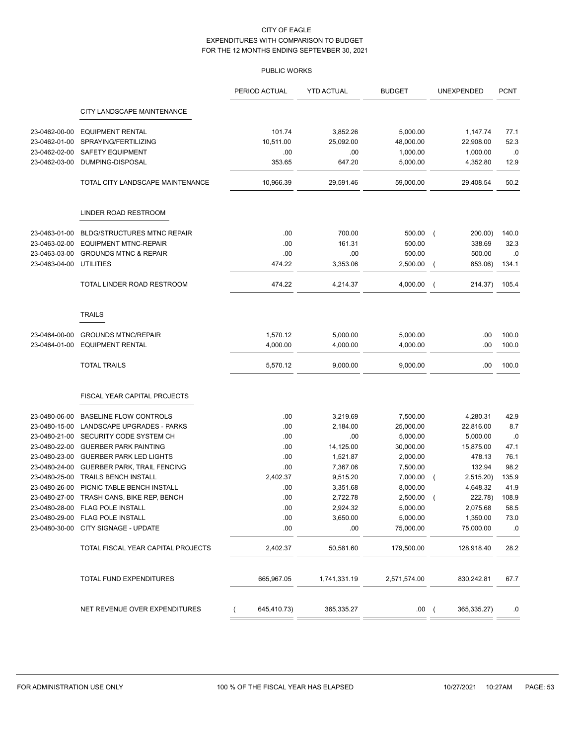CITY OF EAGLE
EXPENDITURES WITH COMPARISON TO BUDGET
FOR THE 12 MONTHS ENDING SEPTEMBER 30, 2021

PUBLIC WORKS

| | | PERIOD ACTUAL | YTD ACTUAL | BUDGET | UNEXPENDED | PCNT |
|---|---|---|---|---|---|---|
| | **CITY LANDSCAPE MAINTENANCE** | | | | | |
| 23-0462-00-00 | EQUIPMENT RENTAL | 101.74 | 3,852.26 | 5,000.00 | 1,147.74 | 77.1 |
| 23-0462-01-00 | SPRAYING/FERTILIZING | 10,511.00 | 25,092.00 | 48,000.00 | 22,908.00 | 52.3 |
| 23-0462-02-00 | SAFETY EQUIPMENT | .00 | .00 | 1,000.00 | 1,000.00 | .0 |
| 23-0462-03-00 | DUMPING-DISPOSAL | 353.65 | 647.20 | 5,000.00 | 4,352.80 | 12.9 |
| | TOTAL CITY LANDSCAPE MAINTENANCE | 10,966.39 | 29,591.46 | 59,000.00 | 29,408.54 | 50.2 |
| | **LINDER ROAD RESTROOM** | | | | | |
| 23-0463-01-00 | BLDG/STRUCTURES MTNC REPAIR | .00 | 700.00 | 500.00 | ( 200.00) | 140.0 |
| 23-0463-02-00 | EQUIPMENT MTNC-REPAIR | .00 | 161.31 | 500.00 | 338.69 | 32.3 |
| 23-0463-03-00 | GROUNDS MTNC & REPAIR | .00 | .00 | 500.00 | 500.00 | .0 |
| 23-0463-04-00 | UTILITIES | 474.22 | 3,353.06 | 2,500.00 | ( 853.06) | 134.1 |
| | TOTAL LINDER ROAD RESTROOM | 474.22 | 4,214.37 | 4,000.00 | ( 214.37) | 105.4 |
| | **TRAILS** | | | | | |
| 23-0464-00-00 | GROUNDS MTNC/REPAIR | 1,570.12 | 5,000.00 | 5,000.00 | .00 | 100.0 |
| 23-0464-01-00 | EQUIPMENT RENTAL | 4,000.00 | 4,000.00 | 4,000.00 | .00 | 100.0 |
| | TOTAL TRAILS | 5,570.12 | 9,000.00 | 9,000.00 | .00 | 100.0 |
| | **FISCAL YEAR CAPITAL PROJECTS** | | | | | |
| 23-0480-06-00 | BASELINE FLOW CONTROLS | .00 | 3,219.69 | 7,500.00 | 4,280.31 | 42.9 |
| 23-0480-15-00 | LANDSCAPE UPGRADES - PARKS | .00 | 2,184.00 | 25,000.00 | 22,816.00 | 8.7 |
| 23-0480-21-00 | SECURITY CODE SYSTEM CH | .00 | .00 | 5,000.00 | 5,000.00 | .0 |
| 23-0480-22-00 | GUERBER PARK PAINTING | .00 | 14,125.00 | 30,000.00 | 15,875.00 | 47.1 |
| 23-0480-23-00 | GUERBER PARK LED LIGHTS | .00 | 1,521.87 | 2,000.00 | 478.13 | 76.1 |
| 23-0480-24-00 | GUERBER PARK, TRAIL FENCING | .00 | 7,367.06 | 7,500.00 | 132.94 | 98.2 |
| 23-0480-25-00 | TRAILS BENCH INSTALL | 2,402.37 | 9,515.20 | 7,000.00 | ( 2,515.20) | 135.9 |
| 23-0480-26-00 | PICNIC TABLE BENCH INSTALL | .00 | 3,351.68 | 8,000.00 | 4,648.32 | 41.9 |
| 23-0480-27-00 | TRASH CANS, BIKE REP, BENCH | .00 | 2,722.78 | 2,500.00 | ( 222.78) | 108.9 |
| 23-0480-28-00 | FLAG POLE INSTALL | .00 | 2,924.32 | 5,000.00 | 2,075.68 | 58.5 |
| 23-0480-29-00 | FLAG POLE INSTALL | .00 | 3,650.00 | 5,000.00 | 1,350.00 | 73.0 |
| 23-0480-30-00 | CITY SIGNAGE - UPDATE | .00 | .00 | 75,000.00 | 75,000.00 | .0 |
| | TOTAL FISCAL YEAR CAPITAL PROJECTS | 2,402.37 | 50,581.60 | 179,500.00 | 128,918.40 | 28.2 |
| | TOTAL FUND EXPENDITURES | 665,967.05 | 1,741,331.19 | 2,571,574.00 | 830,242.81 | 67.7 |
| | NET REVENUE OVER EXPENDITURES | ( 645,410.73) | 365,335.27 | .00 | ( 365,335.27) | .0 |

FOR ADMINISTRATION USE ONLY 100 % OF THE FISCAL YEAR HAS ELAPSED 10/27/2021 10:27AM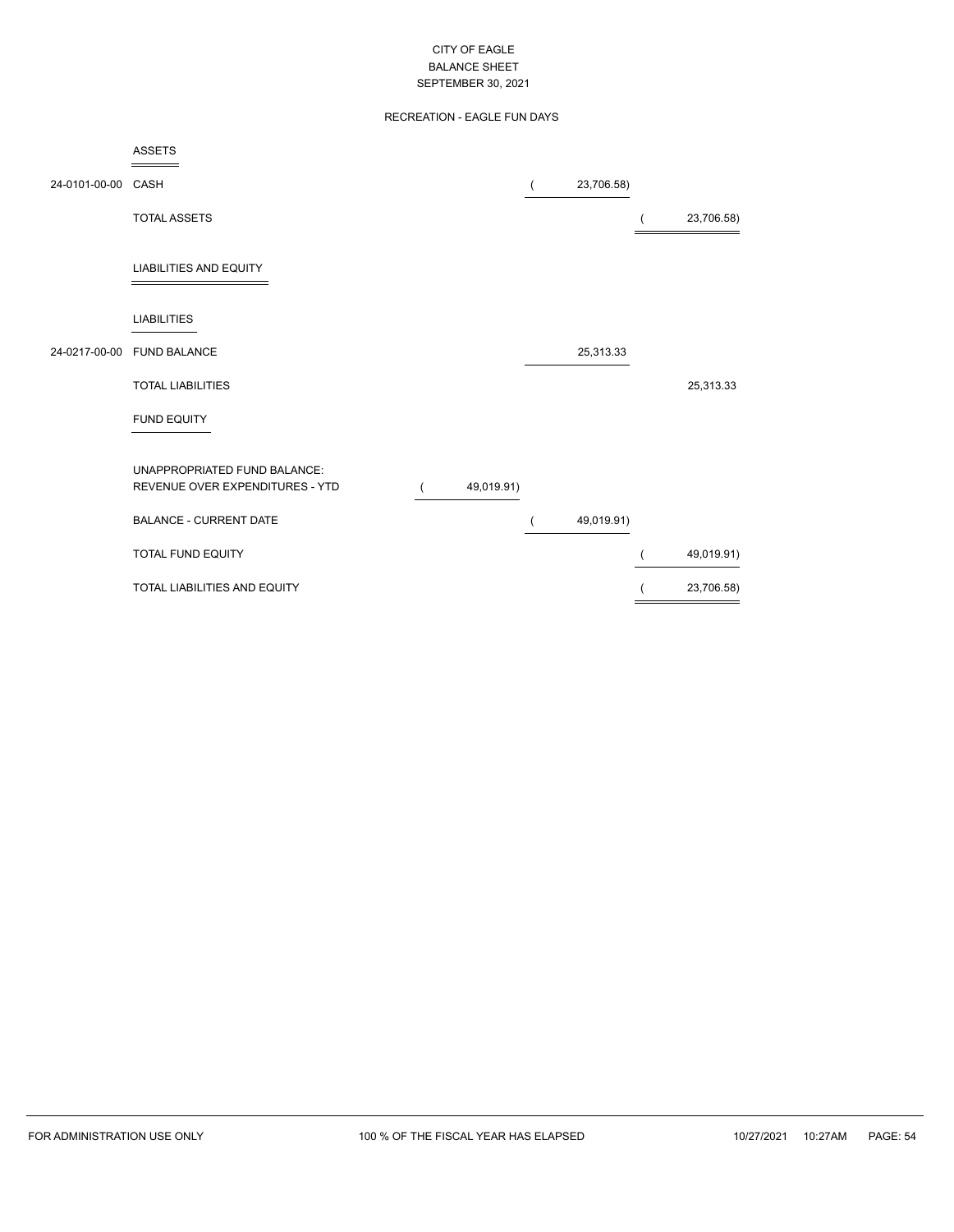# CITY OF EAGLE
## BALANCE SHEET
## SEPTEMBER 30, 2021

### RECREATION - EAGLE FUN DAYS

| Account | Description | | | |
|---|---|---|---|---|
| | **ASSETS** | | | |
| 24-0101-00-00 | CASH | | ( 23,706.58) | |
| | TOTAL ASSETS | | | ( 23,706.58) |
| | **LIABILITIES AND EQUITY** | | | |
| | **LIABILITIES** | | | |
| 24-0217-00-00 | FUND BALANCE | | 25,313.33 | |
| | TOTAL LIABILITIES | | | 25,313.33 |
| | **FUND EQUITY** | | | |
| | UNAPPROPRIATED FUND BALANCE: REVENUE OVER EXPENDITURES - YTD | ( 49,019.91) | | |
| | BALANCE - CURRENT DATE | | ( 49,019.91) | |
| | TOTAL FUND EQUITY | | | ( 49,019.91) |
| | TOTAL LIABILITIES AND EQUITY | | | ( 23,706.58) |

FOR ADMINISTRATION USE ONLY — 100 % OF THE FISCAL YEAR HAS ELAPSED — 10/27/2021 10:27AM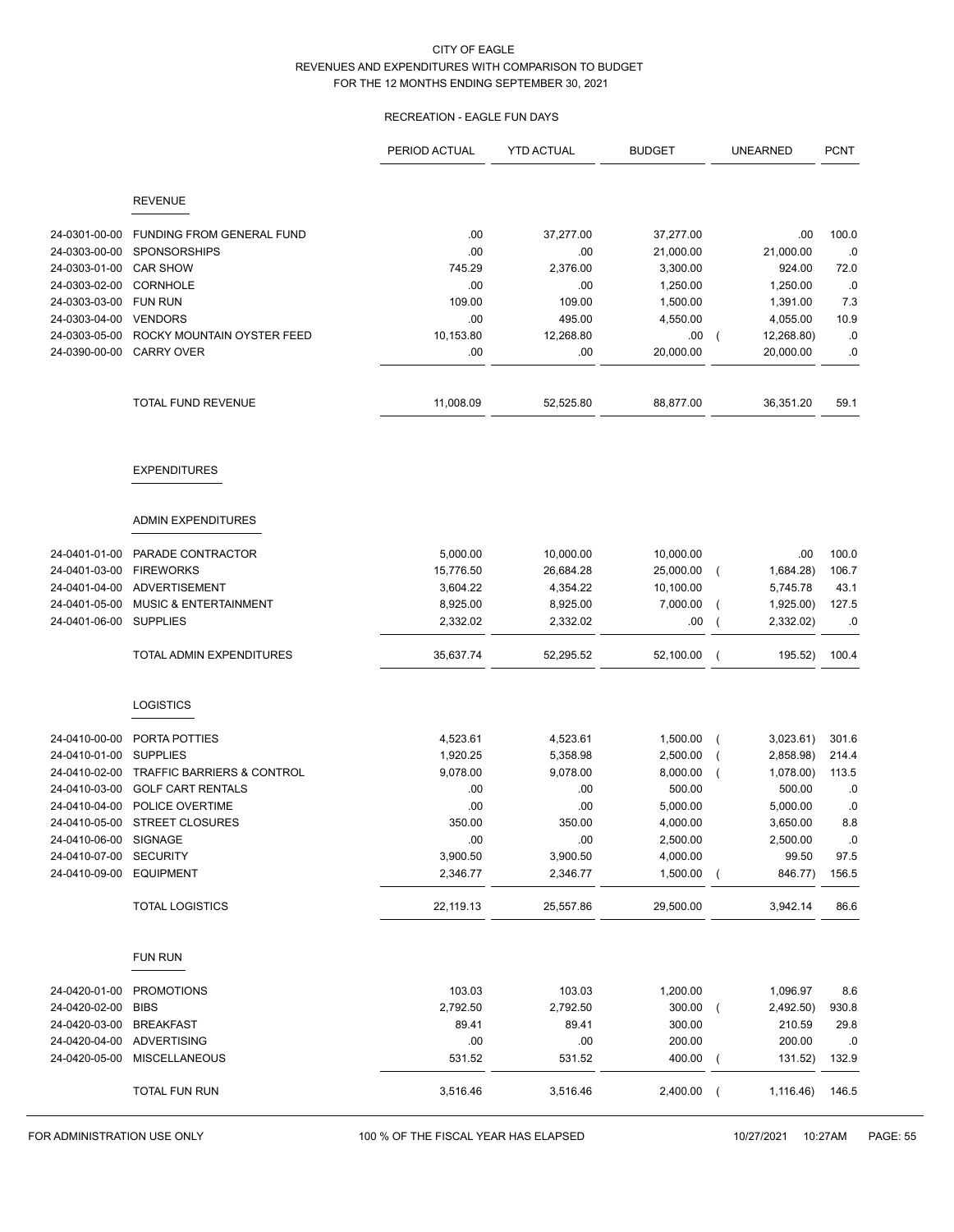CITY OF EAGLE
REVENUES AND EXPENDITURES WITH COMPARISON TO BUDGET
FOR THE 12 MONTHS ENDING SEPTEMBER 30, 2021

RECREATION - EAGLE FUN DAYS

| | | PERIOD ACTUAL | YTD ACTUAL | BUDGET | UNEARNED | PCNT |
|---|---|---|---|---|---|---|
| | **REVENUE** | | | | | |
| 24-0301-00-00 | FUNDING FROM GENERAL FUND | .00 | 37,277.00 | 37,277.00 | .00 | 100.0 |
| 24-0303-00-00 | SPONSORSHIPS | .00 | .00 | 21,000.00 | 21,000.00 | .0 |
| 24-0303-01-00 | CAR SHOW | 745.29 | 2,376.00 | 3,300.00 | 924.00 | 72.0 |
| 24-0303-02-00 | CORNHOLE | .00 | .00 | 1,250.00 | 1,250.00 | .0 |
| 24-0303-03-00 | FUN RUN | 109.00 | 109.00 | 1,500.00 | 1,391.00 | 7.3 |
| 24-0303-04-00 | VENDORS | .00 | 495.00 | 4,550.00 | 4,055.00 | 10.9 |
| 24-0303-05-00 | ROCKY MOUNTAIN OYSTER FEED | 10,153.80 | 12,268.80 | .00 | ( 12,268.80) | .0 |
| 24-0390-00-00 | CARRY OVER | .00 | .00 | 20,000.00 | 20,000.00 | .0 |
| | TOTAL FUND REVENUE | 11,008.09 | 52,525.80 | 88,877.00 | 36,351.20 | 59.1 |
| | **EXPENDITURES** | | | | | |
| | **ADMIN EXPENDITURES** | | | | | |
| 24-0401-01-00 | PARADE CONTRACTOR | 5,000.00 | 10,000.00 | 10,000.00 | .00 | 100.0 |
| 24-0401-03-00 | FIREWORKS | 15,776.50 | 26,684.28 | 25,000.00 | ( 1,684.28) | 106.7 |
| 24-0401-04-00 | ADVERTISEMENT | 3,604.22 | 4,354.22 | 10,100.00 | 5,745.78 | 43.1 |
| 24-0401-05-00 | MUSIC & ENTERTAINMENT | 8,925.00 | 8,925.00 | 7,000.00 | ( 1,925.00) | 127.5 |
| 24-0401-06-00 | SUPPLIES | 2,332.02 | 2,332.02 | .00 | ( 2,332.02) | .0 |
| | TOTAL ADMIN EXPENDITURES | 35,637.74 | 52,295.52 | 52,100.00 | ( 195.52) | 100.4 |
| | **LOGISTICS** | | | | | |
| 24-0410-00-00 | PORTA POTTIES | 4,523.61 | 4,523.61 | 1,500.00 | ( 3,023.61) | 301.6 |
| 24-0410-01-00 | SUPPLIES | 1,920.25 | 5,358.98 | 2,500.00 | ( 2,858.98) | 214.4 |
| 24-0410-02-00 | TRAFFIC BARRIERS & CONTROL | 9,078.00 | 9,078.00 | 8,000.00 | ( 1,078.00) | 113.5 |
| 24-0410-03-00 | GOLF CART RENTALS | .00 | .00 | 500.00 | 500.00 | .0 |
| 24-0410-04-00 | POLICE OVERTIME | .00 | .00 | 5,000.00 | 5,000.00 | .0 |
| 24-0410-05-00 | STREET CLOSURES | 350.00 | 350.00 | 4,000.00 | 3,650.00 | 8.8 |
| 24-0410-06-00 | SIGNAGE | .00 | .00 | 2,500.00 | 2,500.00 | .0 |
| 24-0410-07-00 | SECURITY | 3,900.50 | 3,900.50 | 4,000.00 | 99.50 | 97.5 |
| 24-0410-09-00 | EQUIPMENT | 2,346.77 | 2,346.77 | 1,500.00 | ( 846.77) | 156.5 |
| | TOTAL LOGISTICS | 22,119.13 | 25,557.86 | 29,500.00 | 3,942.14 | 86.6 |
| | **FUN RUN** | | | | | |
| 24-0420-01-00 | PROMOTIONS | 103.03 | 103.03 | 1,200.00 | 1,096.97 | 8.6 |
| 24-0420-02-00 | BIBS | 2,792.50 | 2,792.50 | 300.00 | ( 2,492.50) | 930.8 |
| 24-0420-03-00 | BREAKFAST | 89.41 | 89.41 | 300.00 | 210.59 | 29.8 |
| 24-0420-04-00 | ADVERTISING | .00 | .00 | 200.00 | 200.00 | .0 |
| 24-0420-05-00 | MISCELLANEOUS | 531.52 | 531.52 | 400.00 | ( 131.52) | 132.9 |
| | TOTAL FUN RUN | 3,516.46 | 3,516.46 | 2,400.00 | ( 1,116.46) | 146.5 |

FOR ADMINISTRATION USE ONLY — 100 % OF THE FISCAL YEAR HAS ELAPSED — 10/27/2021 10:27AM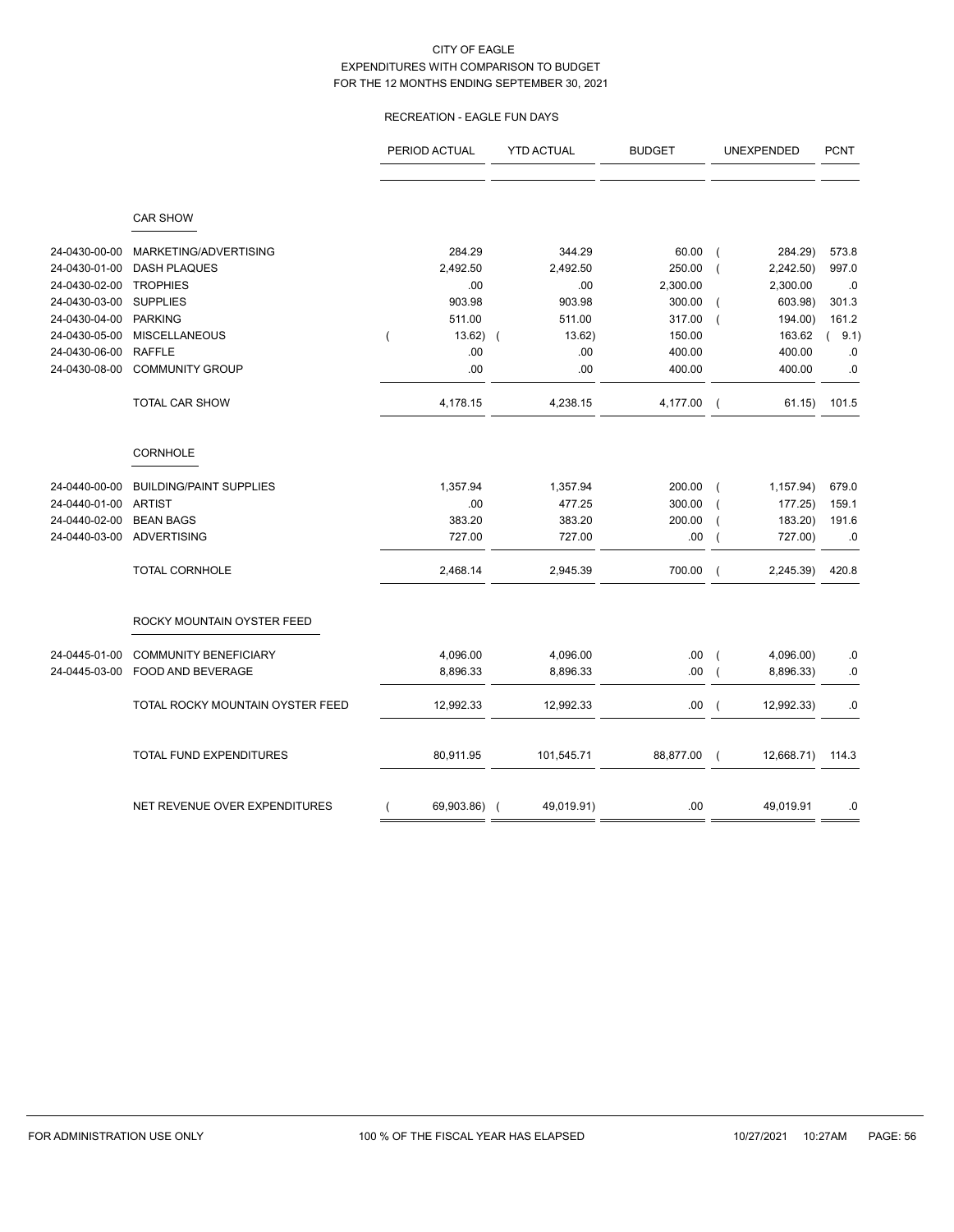CITY OF EAGLE
EXPENDITURES WITH COMPARISON TO BUDGET
FOR THE 12 MONTHS ENDING SEPTEMBER 30, 2021

RECREATION - EAGLE FUN DAYS

| | | PERIOD ACTUAL | YTD ACTUAL | BUDGET | UNEXPENDED | PCNT |
|---|---|---|---|---|---|---|
| | **CAR SHOW** | | | | | |
| 24-0430-00-00 | MARKETING/ADVERTISING | 284.29 | 344.29 | 60.00 | ( 284.29) | 573.8 |
| 24-0430-01-00 | DASH PLAQUES | 2,492.50 | 2,492.50 | 250.00 | ( 2,242.50) | 997.0 |
| 24-0430-02-00 | TROPHIES | .00 | .00 | 2,300.00 | 2,300.00 | .0 |
| 24-0430-03-00 | SUPPLIES | 903.98 | 903.98 | 300.00 | ( 603.98) | 301.3 |
| 24-0430-04-00 | PARKING | 511.00 | 511.00 | 317.00 | ( 194.00) | 161.2 |
| 24-0430-05-00 | MISCELLANEOUS | ( 13.62) | ( 13.62) | 150.00 | 163.62 | ( 9.1) |
| 24-0430-06-00 | RAFFLE | .00 | .00 | 400.00 | 400.00 | .0 |
| 24-0430-08-00 | COMMUNITY GROUP | .00 | .00 | 400.00 | 400.00 | .0 |
| | TOTAL CAR SHOW | 4,178.15 | 4,238.15 | 4,177.00 | ( 61.15) | 101.5 |
| | **CORNHOLE** | | | | | |
| 24-0440-00-00 | BUILDING/PAINT SUPPLIES | 1,357.94 | 1,357.94 | 200.00 | ( 1,157.94) | 679.0 |
| 24-0440-01-00 | ARTIST | .00 | 477.25 | 300.00 | ( 177.25) | 159.1 |
| 24-0440-02-00 | BEAN BAGS | 383.20 | 383.20 | 200.00 | ( 183.20) | 191.6 |
| 24-0440-03-00 | ADVERTISING | 727.00 | 727.00 | .00 | ( 727.00) | .0 |
| | TOTAL CORNHOLE | 2,468.14 | 2,945.39 | 700.00 | ( 2,245.39) | 420.8 |
| | **ROCKY MOUNTAIN OYSTER FEED** | | | | | |
| 24-0445-01-00 | COMMUNITY BENEFICIARY | 4,096.00 | 4,096.00 | .00 | ( 4,096.00) | .0 |
| 24-0445-03-00 | FOOD AND BEVERAGE | 8,896.33 | 8,896.33 | .00 | ( 8,896.33) | .0 |
| | TOTAL ROCKY MOUNTAIN OYSTER FEED | 12,992.33 | 12,992.33 | .00 | ( 12,992.33) | .0 |
| | TOTAL FUND EXPENDITURES | 80,911.95 | 101,545.71 | 88,877.00 | ( 12,668.71) | 114.3 |
| | NET REVENUE OVER EXPENDITURES | ( 69,903.86) | ( 49,019.91) | .00 | 49,019.91 | .0 |

FOR ADMINISTRATION USE ONLY — 100 % OF THE FISCAL YEAR HAS ELAPSED — 10/27/2021 10:27AM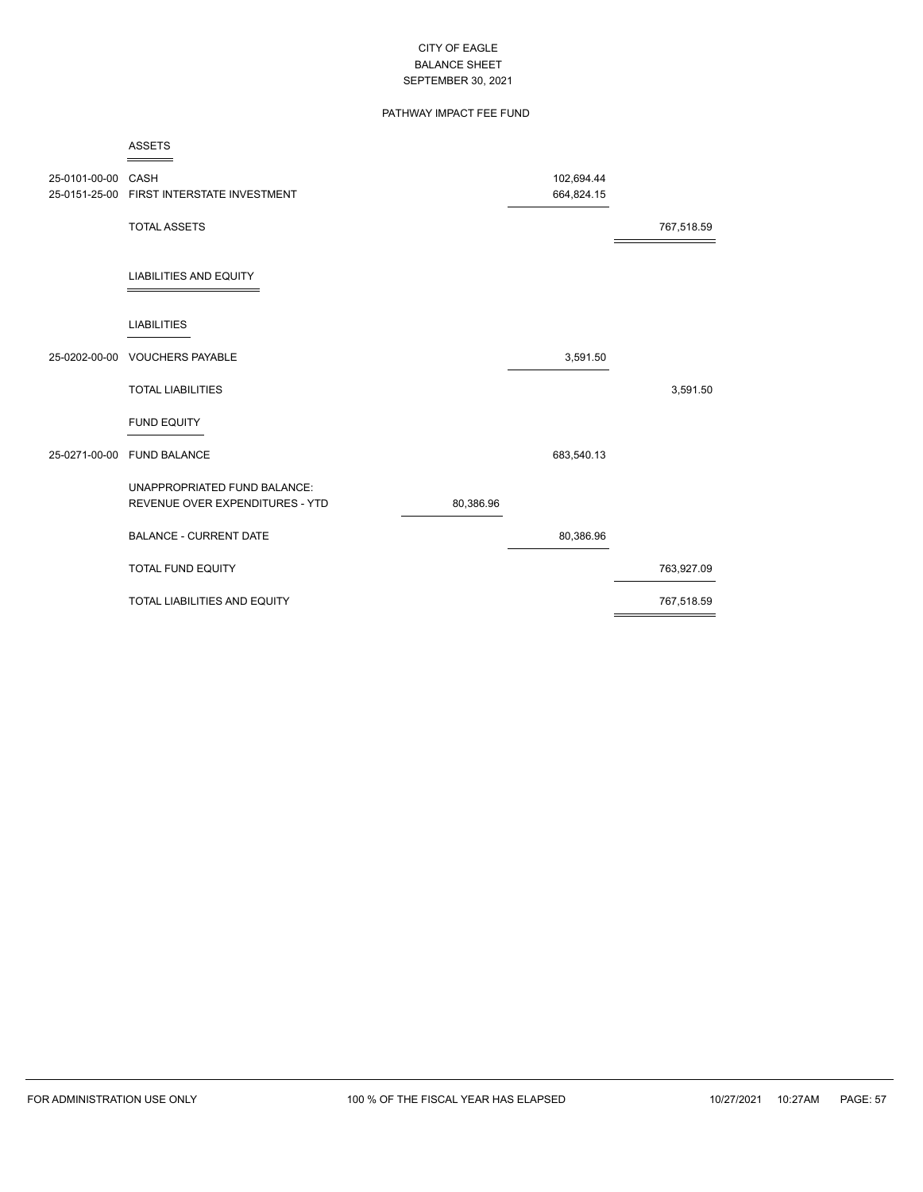# CITY OF EAGLE

## BALANCE SHEET

## SEPTEMBER 30, 2021

### PATHWAY IMPACT FEE FUND

| Account | Description | | | |
|---|---|---|---|---|
| | **ASSETS** | | | |
| 25-0101-00-00 | CASH | | 102,694.44 | |
| 25-0151-25-00 | FIRST INTERSTATE INVESTMENT | | 664,824.15 | |
| | TOTAL ASSETS | | | 767,518.59 |
| | **LIABILITIES AND EQUITY** | | | |
| | **LIABILITIES** | | | |
| 25-0202-00-00 | VOUCHERS PAYABLE | | 3,591.50 | |
| | TOTAL LIABILITIES | | | 3,591.50 |
| | **FUND EQUITY** | | | |
| 25-0271-00-00 | FUND BALANCE | | 683,540.13 | |
| | UNAPPROPRIATED FUND BALANCE: | | | |
| | REVENUE OVER EXPENDITURES - YTD | 80,386.96 | | |
| | BALANCE - CURRENT DATE | | 80,386.96 | |
| | TOTAL FUND EQUITY | | | 763,927.09 |
| | TOTAL LIABILITIES AND EQUITY | | | 767,518.59 |

FOR ADMINISTRATION USE ONLY — 100 % OF THE FISCAL YEAR HAS ELAPSED — 10/27/2021 10:27AM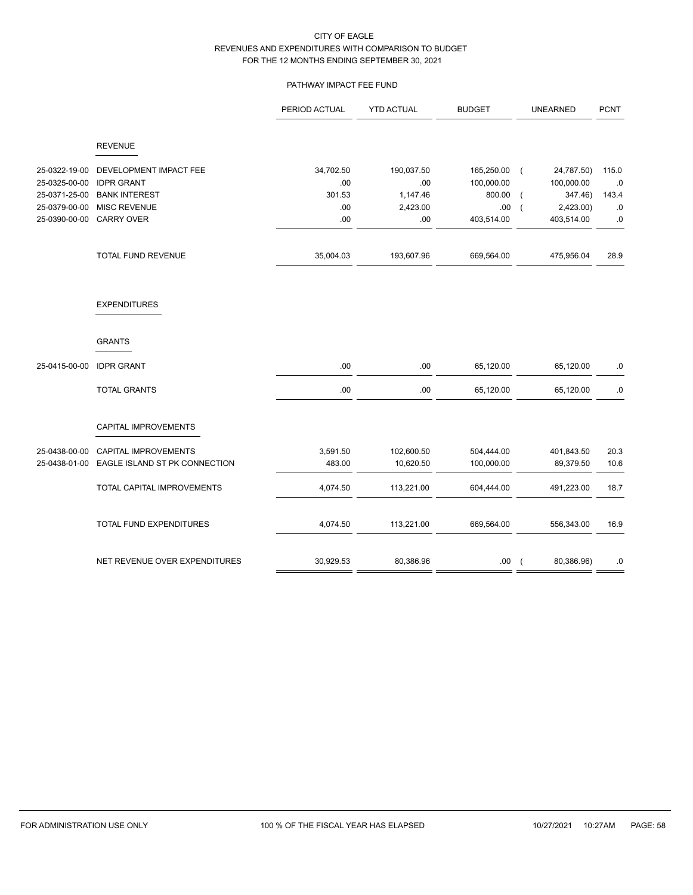CITY OF EAGLE
REVENUES AND EXPENDITURES WITH COMPARISON TO BUDGET
FOR THE 12 MONTHS ENDING SEPTEMBER 30, 2021

PATHWAY IMPACT FEE FUND

| | | PERIOD ACTUAL | YTD ACTUAL | BUDGET | UNEARNED | PCNT |
|---|---|---|---|---|---|---|
| | **REVENUE** | | | | | |
| 25-0322-19-00 | DEVELOPMENT IMPACT FEE | 34,702.50 | 190,037.50 | 165,250.00 | ( 24,787.50) | 115.0 |
| 25-0325-00-00 | IDPR GRANT | .00 | .00 | 100,000.00 | 100,000.00 | .0 |
| 25-0371-25-00 | BANK INTEREST | 301.53 | 1,147.46 | 800.00 | ( 347.46) | 143.4 |
| 25-0379-00-00 | MISC REVENUE | .00 | 2,423.00 | .00 | ( 2,423.00) | .0 |
| 25-0390-00-00 | CARRY OVER | .00 | .00 | 403,514.00 | 403,514.00 | .0 |
| | TOTAL FUND REVENUE | 35,004.03 | 193,607.96 | 669,564.00 | 475,956.04 | 28.9 |
| | **EXPENDITURES** | | | | | |
| | **GRANTS** | | | | | |
| 25-0415-00-00 | IDPR GRANT | .00 | .00 | 65,120.00 | 65,120.00 | .0 |
| | TOTAL GRANTS | .00 | .00 | 65,120.00 | 65,120.00 | .0 |
| | **CAPITAL IMPROVEMENTS** | | | | | |
| 25-0438-00-00 | CAPITAL IMPROVEMENTS | 3,591.50 | 102,600.50 | 504,444.00 | 401,843.50 | 20.3 |
| 25-0438-01-00 | EAGLE ISLAND ST PK CONNECTION | 483.00 | 10,620.50 | 100,000.00 | 89,379.50 | 10.6 |
| | TOTAL CAPITAL IMPROVEMENTS | 4,074.50 | 113,221.00 | 604,444.00 | 491,223.00 | 18.7 |
| | TOTAL FUND EXPENDITURES | 4,074.50 | 113,221.00 | 669,564.00 | 556,343.00 | 16.9 |
| | NET REVENUE OVER EXPENDITURES | 30,929.53 | 80,386.96 | .00 | ( 80,386.96) | .0 |

FOR ADMINISTRATION USE ONLY — 100 % OF THE FISCAL YEAR HAS ELAPSED — 10/27/2021 10:27AM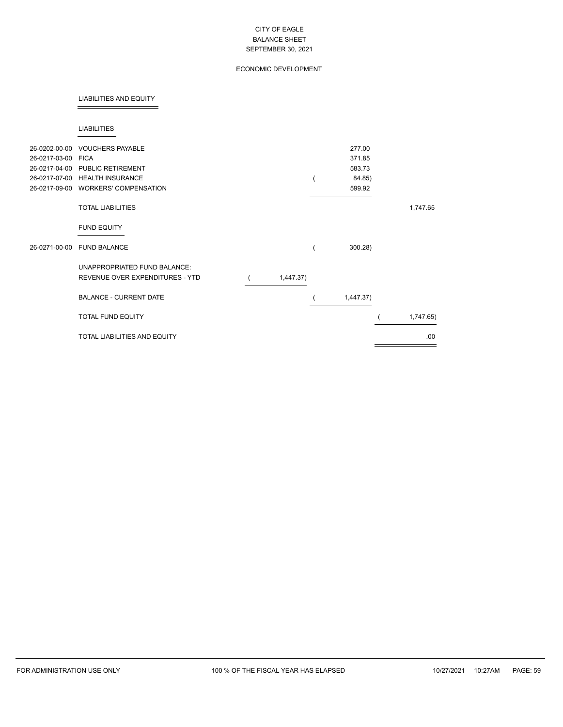CITY OF EAGLE
BALANCE SHEET
SEPTEMBER 30, 2021

ECONOMIC DEVELOPMENT

## LIABILITIES AND EQUITY

### LIABILITIES

| Account | Description | | | |
|---|---|---|---|---|
| 26-0202-00-00 | VOUCHERS PAYABLE | | 277.00 | |
| 26-0217-03-00 | FICA | | 371.85 | |
| 26-0217-04-00 | PUBLIC RETIREMENT | | 583.73 | |
| 26-0217-07-00 | HEALTH INSURANCE | | ( 84.85) | |
| 26-0217-09-00 | WORKERS' COMPENSATION | | 599.92 | |
| | TOTAL LIABILITIES | | | 1,747.65 |
| | **FUND EQUITY** | | | |
| 26-0271-00-00 | FUND BALANCE | | ( 300.28) | |
| | UNAPPROPRIATED FUND BALANCE: | | | |
| | REVENUE OVER EXPENDITURES - YTD | ( 1,447.37) | | |
| | BALANCE - CURRENT DATE | | ( 1,447.37) | |
| | TOTAL FUND EQUITY | | | ( 1,747.65) |
| | TOTAL LIABILITIES AND EQUITY | | | .00 |

FOR ADMINISTRATION USE ONLY    100 % OF THE FISCAL YEAR HAS ELAPSED    10/27/2021 10:27AM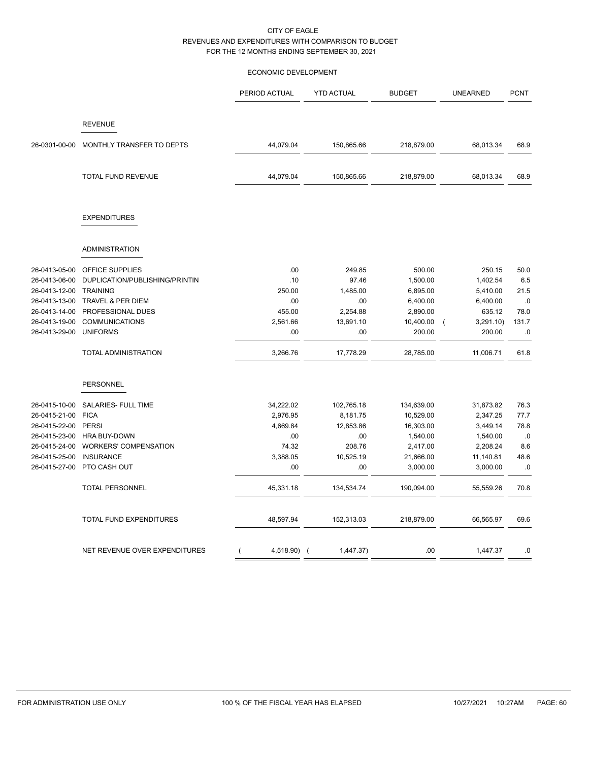CITY OF EAGLE
REVENUES AND EXPENDITURES WITH COMPARISON TO BUDGET
FOR THE 12 MONTHS ENDING SEPTEMBER 30, 2021

ECONOMIC DEVELOPMENT

| | | PERIOD ACTUAL | YTD ACTUAL | BUDGET | UNEARNED | PCNT |
|---|---|---|---|---|---|---|
| | **REVENUE** | | | | | |
| 26-0301-00-00 | MONTHLY TRANSFER TO DEPTS | 44,079.04 | 150,865.66 | 218,879.00 | 68,013.34 | 68.9 |
| | TOTAL FUND REVENUE | 44,079.04 | 150,865.66 | 218,879.00 | 68,013.34 | 68.9 |
| | **EXPENDITURES** | | | | | |
| | **ADMINISTRATION** | | | | | |
| 26-0413-05-00 | OFFICE SUPPLIES | .00 | 249.85 | 500.00 | 250.15 | 50.0 |
| 26-0413-06-00 | DUPLICATION/PUBLISHING/PRINTIN | .10 | 97.46 | 1,500.00 | 1,402.54 | 6.5 |
| 26-0413-12-00 | TRAINING | 250.00 | 1,485.00 | 6,895.00 | 5,410.00 | 21.5 |
| 26-0413-13-00 | TRAVEL & PER DIEM | .00 | .00 | 6,400.00 | 6,400.00 | .0 |
| 26-0413-14-00 | PROFESSIONAL DUES | 455.00 | 2,254.88 | 2,890.00 | 635.12 | 78.0 |
| 26-0413-19-00 | COMMUNICATIONS | 2,561.66 | 13,691.10 | 10,400.00 | ( 3,291.10) | 131.7 |
| 26-0413-29-00 | UNIFORMS | .00 | .00 | 200.00 | 200.00 | .0 |
| | TOTAL ADMINISTRATION | 3,266.76 | 17,778.29 | 28,785.00 | 11,006.71 | 61.8 |
| | **PERSONNEL** | | | | | |
| 26-0415-10-00 | SALARIES- FULL TIME | 34,222.02 | 102,765.18 | 134,639.00 | 31,873.82 | 76.3 |
| 26-0415-21-00 | FICA | 2,976.95 | 8,181.75 | 10,529.00 | 2,347.25 | 77.7 |
| 26-0415-22-00 | PERSI | 4,669.84 | 12,853.86 | 16,303.00 | 3,449.14 | 78.8 |
| 26-0415-23-00 | HRA BUY-DOWN | .00 | .00 | 1,540.00 | 1,540.00 | .0 |
| 26-0415-24-00 | WORKERS' COMPENSATION | 74.32 | 208.76 | 2,417.00 | 2,208.24 | 8.6 |
| 26-0415-25-00 | INSURANCE | 3,388.05 | 10,525.19 | 21,666.00 | 11,140.81 | 48.6 |
| 26-0415-27-00 | PTO CASH OUT | .00 | .00 | 3,000.00 | 3,000.00 | .0 |
| | TOTAL PERSONNEL | 45,331.18 | 134,534.74 | 190,094.00 | 55,559.26 | 70.8 |
| | TOTAL FUND EXPENDITURES | 48,597.94 | 152,313.03 | 218,879.00 | 66,565.97 | 69.6 |
| | NET REVENUE OVER EXPENDITURES | ( 4,518.90) | ( 1,447.37) | .00 | 1,447.37 | .0 |

FOR ADMINISTRATION USE ONLY — 100 % OF THE FISCAL YEAR HAS ELAPSED — 10/27/2021 10:27AM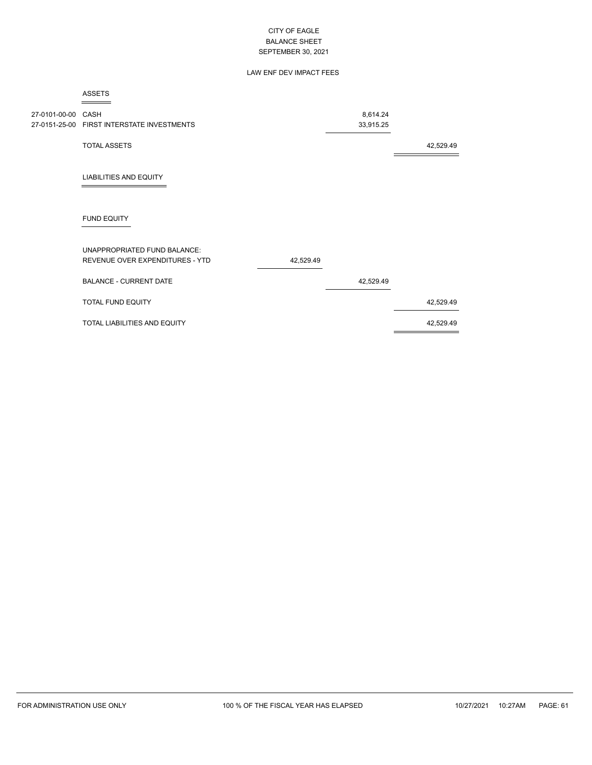# CITY OF EAGLE
## BALANCE SHEET
### SEPTEMBER 30, 2021

#### LAW ENF DEV IMPACT FEES

**ASSETS**

| Account | Description | | | |
|---|---|---|---|---|
| 27-0101-00-00 | CASH | | 8,614.24 | |
| 27-0151-25-00 | FIRST INTERSTATE INVESTMENTS | | 33,915.25 | |
| | TOTAL ASSETS | | | 42,529.49 |

**LIABILITIES AND EQUITY**

**FUND EQUITY**

| Description | | | |
|---|---|---|---|
| UNAPPROPRIATED FUND BALANCE: | | | |
| REVENUE OVER EXPENDITURES - YTD | 42,529.49 | | |
| BALANCE - CURRENT DATE | | 42,529.49 | |
| TOTAL FUND EQUITY | | | 42,529.49 |
| TOTAL LIABILITIES AND EQUITY | | | 42,529.49 |

FOR ADMINISTRATION USE ONLY — 100 % OF THE FISCAL YEAR HAS ELAPSED — 10/27/2021 10:27AM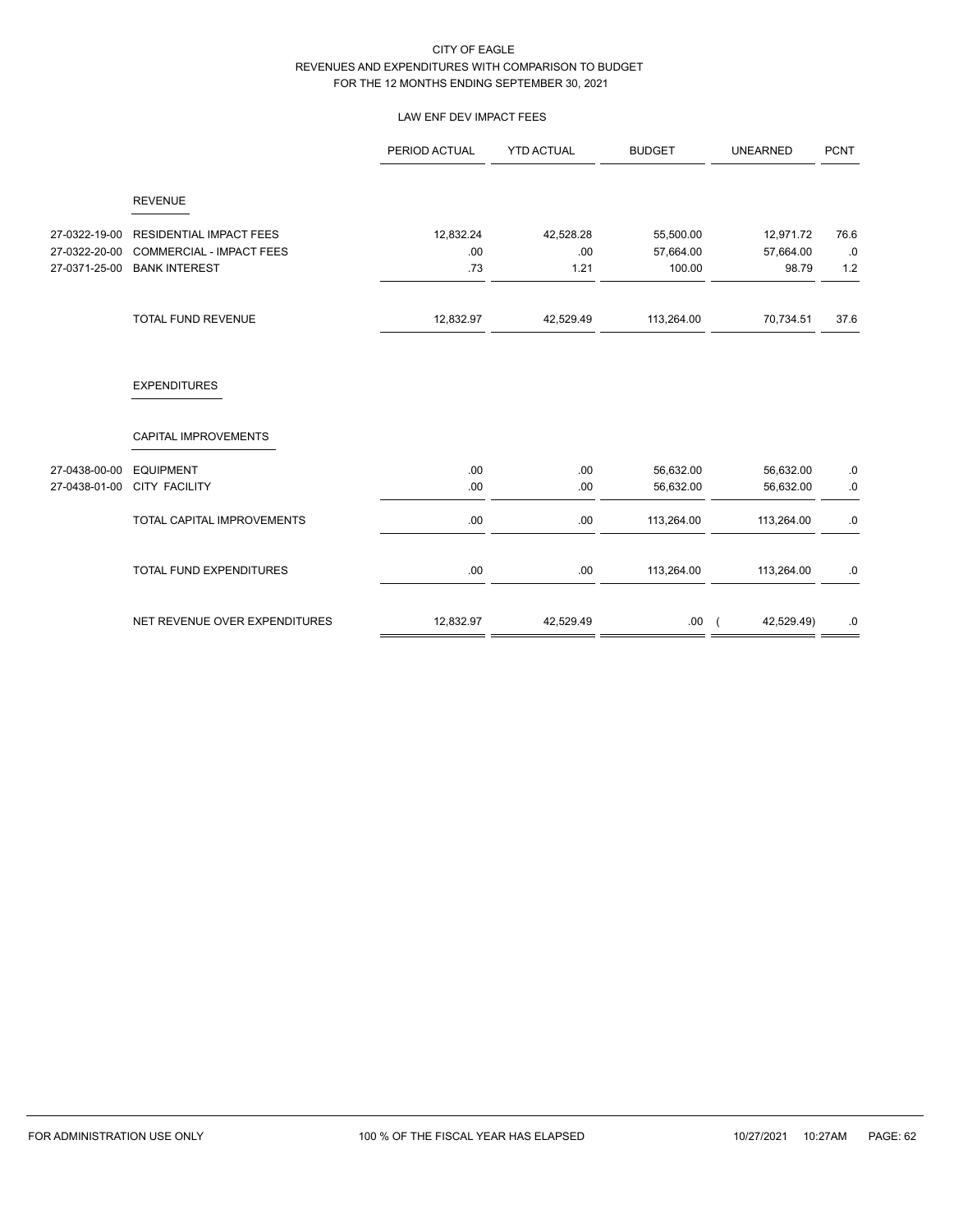CITY OF EAGLE
REVENUES AND EXPENDITURES WITH COMPARISON TO BUDGET
FOR THE 12 MONTHS ENDING SEPTEMBER 30, 2021

LAW ENF DEV IMPACT FEES

| | | PERIOD ACTUAL | YTD ACTUAL | BUDGET | UNEARNED | PCNT |
|---|---|---|---|---|---|---|
| | **REVENUE** | | | | | |
| 27-0322-19-00 | RESIDENTIAL IMPACT FEES | 12,832.24 | 42,528.28 | 55,500.00 | 12,971.72 | 76.6 |
| 27-0322-20-00 | COMMERCIAL - IMPACT FEES | .00 | .00 | 57,664.00 | 57,664.00 | .0 |
| 27-0371-25-00 | BANK INTEREST | .73 | 1.21 | 100.00 | 98.79 | 1.2 |
| | TOTAL FUND REVENUE | 12,832.97 | 42,529.49 | 113,264.00 | 70,734.51 | 37.6 |
| | **EXPENDITURES** | | | | | |
| | **CAPITAL IMPROVEMENTS** | | | | | |
| 27-0438-00-00 | EQUIPMENT | .00 | .00 | 56,632.00 | 56,632.00 | .0 |
| 27-0438-01-00 | CITY FACILITY | .00 | .00 | 56,632.00 | 56,632.00 | .0 |
| | TOTAL CAPITAL IMPROVEMENTS | .00 | .00 | 113,264.00 | 113,264.00 | .0 |
| | TOTAL FUND EXPENDITURES | .00 | .00 | 113,264.00 | 113,264.00 | .0 |
| | NET REVENUE OVER EXPENDITURES | 12,832.97 | 42,529.49 | .00 | ( 42,529.49) | .0 |

FOR ADMINISTRATION USE ONLY — 100 % OF THE FISCAL YEAR HAS ELAPSED — 10/27/2021 10:27AM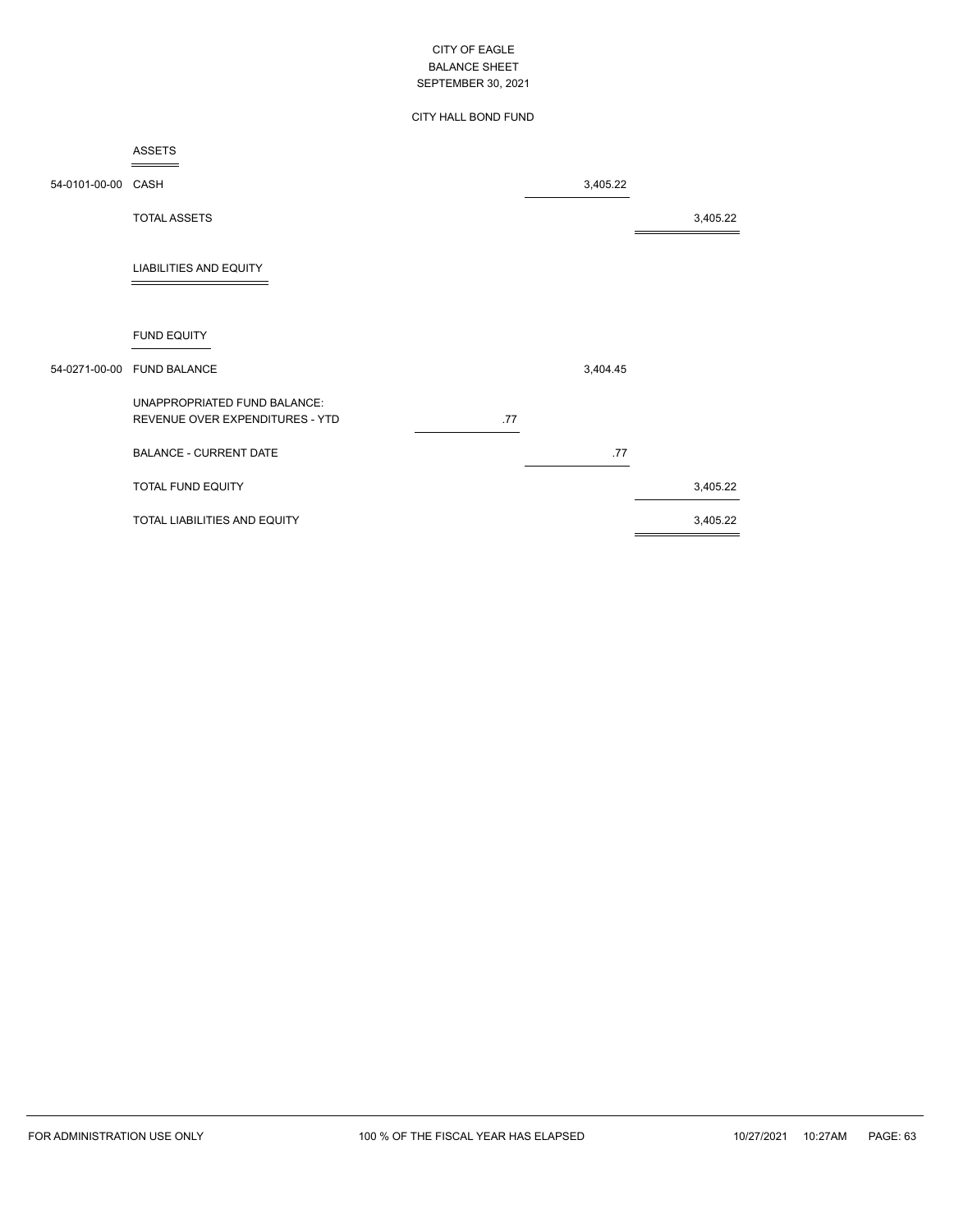# CITY OF EAGLE
## BALANCE SHEET
## SEPTEMBER 30, 2021

### CITY HALL BOND FUND

| Account | Description | | | |
|---|---|---|---|---|
| | **ASSETS** | | | |
| 54-0101-00-00 | CASH | | 3,405.22 | |
| | TOTAL ASSETS | | | 3,405.22 |
| | **LIABILITIES AND EQUITY** | | | |
| | **FUND EQUITY** | | | |
| 54-0271-00-00 | FUND BALANCE | | 3,404.45 | |
| | UNAPPROPRIATED FUND BALANCE: | | | |
| | REVENUE OVER EXPENDITURES - YTD | .77 | | |
| | BALANCE - CURRENT DATE | | .77 | |
| | TOTAL FUND EQUITY | | | 3,405.22 |
| | TOTAL LIABILITIES AND EQUITY | | | 3,405.22 |

FOR ADMINISTRATION USE ONLY — 100 % OF THE FISCAL YEAR HAS ELAPSED — 10/27/2021 10:27AM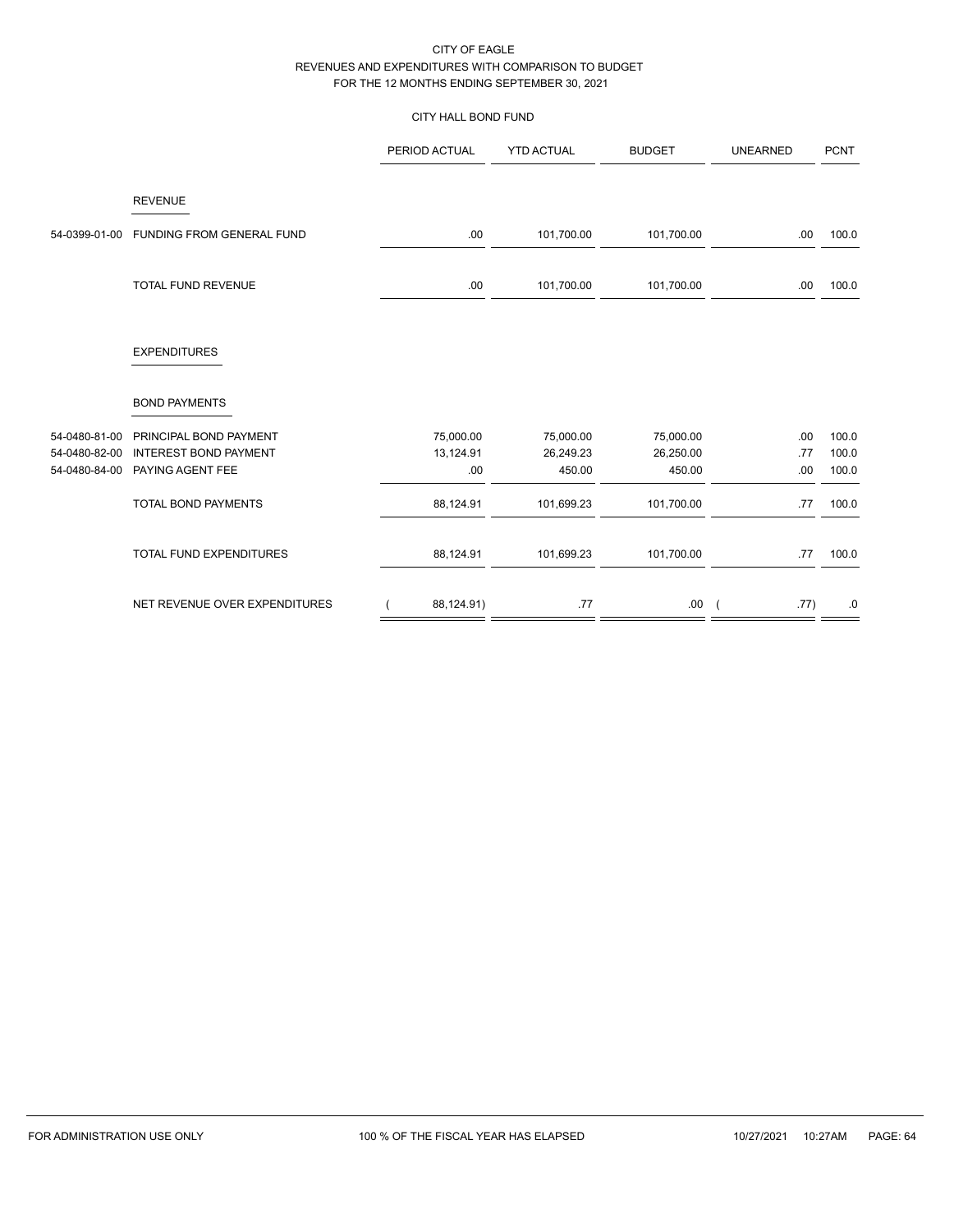CITY OF EAGLE
REVENUES AND EXPENDITURES WITH COMPARISON TO BUDGET
FOR THE 12 MONTHS ENDING SEPTEMBER 30, 2021

CITY HALL BOND FUND

| | | PERIOD ACTUAL | YTD ACTUAL | BUDGET | UNEARNED | PCNT |
|---|---|---|---|---|---|---|
| | REVENUE | | | | | |
| 54-0399-01-00 | FUNDING FROM GENERAL FUND | .00 | 101,700.00 | 101,700.00 | .00 | 100.0 |
| | TOTAL FUND REVENUE | .00 | 101,700.00 | 101,700.00 | .00 | 100.0 |
| | EXPENDITURES | | | | | |
| | BOND PAYMENTS | | | | | |
| 54-0480-81-00 | PRINCIPAL BOND PAYMENT | 75,000.00 | 75,000.00 | 75,000.00 | .00 | 100.0 |
| 54-0480-82-00 | INTEREST BOND PAYMENT | 13,124.91 | 26,249.23 | 26,250.00 | .77 | 100.0 |
| 54-0480-84-00 | PAYING AGENT FEE | .00 | 450.00 | 450.00 | .00 | 100.0 |
| | TOTAL BOND PAYMENTS | 88,124.91 | 101,699.23 | 101,700.00 | .77 | 100.0 |
| | TOTAL FUND EXPENDITURES | 88,124.91 | 101,699.23 | 101,700.00 | .77 | 100.0 |
| | NET REVENUE OVER EXPENDITURES | ( 88,124.91) | .77 | .00 | ( .77) | .0 |

FOR ADMINISTRATION USE ONLY | 100 % OF THE FISCAL YEAR HAS ELAPSED | 10/27/2021 10:27AM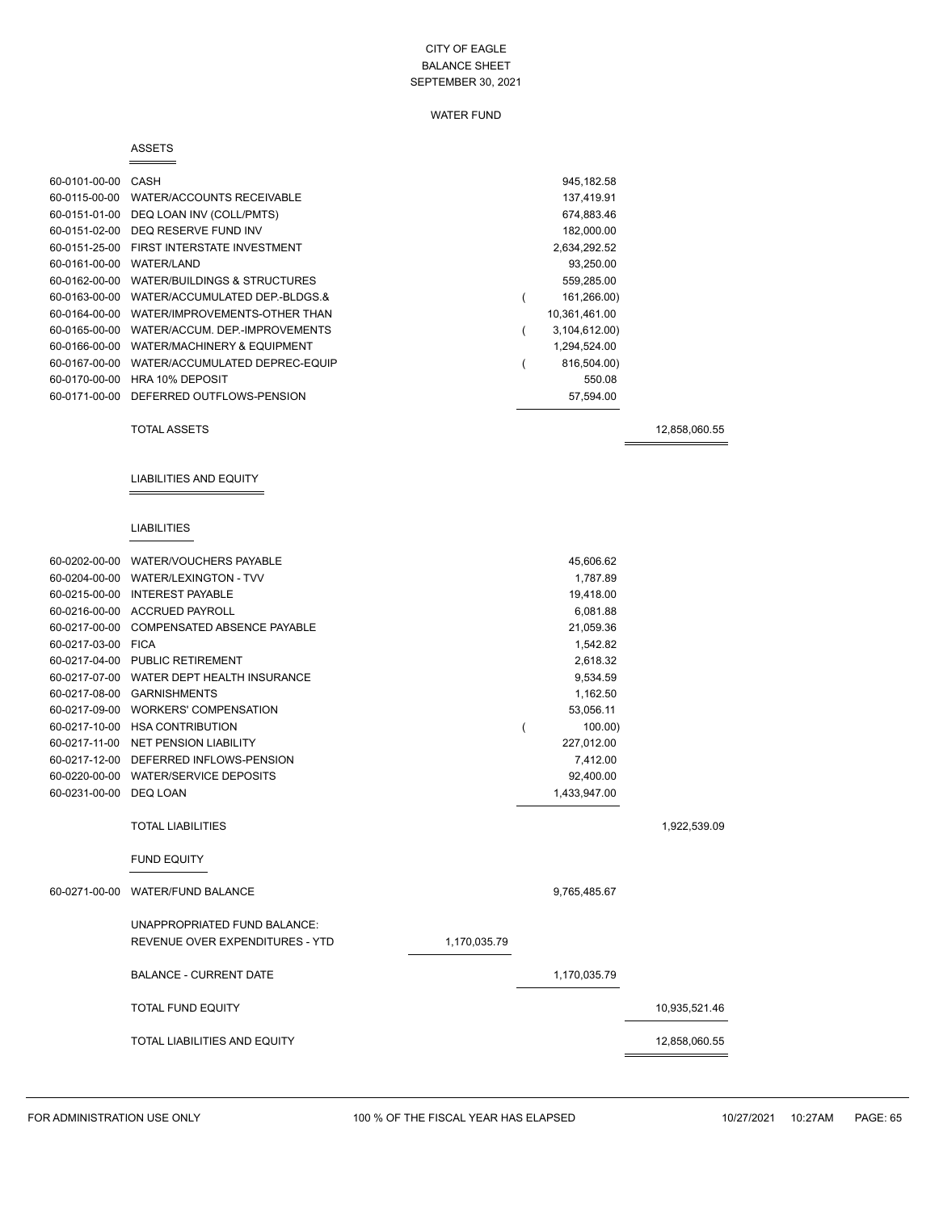# CITY OF EAGLE
## BALANCE SHEET
### SEPTEMBER 30, 2021

WATER FUND

**ASSETS**

| Account | Description | | Amount | Total |
|---|---|---|---|---|
| 60-0101-00-00 | CASH | | 945,182.58 | |
| 60-0115-00-00 | WATER/ACCOUNTS RECEIVABLE | | 137,419.91 | |
| 60-0151-01-00 | DEQ LOAN INV (COLL/PMTS) | | 674,883.46 | |
| 60-0151-02-00 | DEQ RESERVE FUND INV | | 182,000.00 | |
| 60-0151-25-00 | FIRST INTERSTATE INVESTMENT | | 2,634,292.52 | |
| 60-0161-00-00 | WATER/LAND | | 93,250.00 | |
| 60-0162-00-00 | WATER/BUILDINGS & STRUCTURES | | 559,285.00 | |
| 60-0163-00-00 | WATER/ACCUMULATED DEP.-BLDGS.& | | ( 161,266.00) | |
| 60-0164-00-00 | WATER/IMPROVEMENTS-OTHER THAN | | 10,361,461.00 | |
| 60-0165-00-00 | WATER/ACCUM. DEP.-IMPROVEMENTS | | ( 3,104,612.00) | |
| 60-0166-00-00 | WATER/MACHINERY & EQUIPMENT | | 1,294,524.00 | |
| 60-0167-00-00 | WATER/ACCUMULATED DEPREC-EQUIP | | ( 816,504.00) | |
| 60-0170-00-00 | HRA 10% DEPOSIT | | 550.08 | |
| 60-0171-00-00 | DEFERRED OUTFLOWS-PENSION | | 57,594.00 | |
| | TOTAL ASSETS | | | 12,858,060.55 |

**LIABILITIES AND EQUITY**

**LIABILITIES**

| Account | Description | | Amount | Total |
|---|---|---|---|---|
| 60-0202-00-00 | WATER/VOUCHERS PAYABLE | | 45,606.62 | |
| 60-0204-00-00 | WATER/LEXINGTON - TVV | | 1,787.89 | |
| 60-0215-00-00 | INTEREST PAYABLE | | 19,418.00 | |
| 60-0216-00-00 | ACCRUED PAYROLL | | 6,081.88 | |
| 60-0217-00-00 | COMPENSATED ABSENCE PAYABLE | | 21,059.36 | |
| 60-0217-03-00 | FICA | | 1,542.82 | |
| 60-0217-04-00 | PUBLIC RETIREMENT | | 2,618.32 | |
| 60-0217-07-00 | WATER DEPT HEALTH INSURANCE | | 9,534.59 | |
| 60-0217-08-00 | GARNISHMENTS | | 1,162.50 | |
| 60-0217-09-00 | WORKERS' COMPENSATION | | 53,056.11 | |
| 60-0217-10-00 | HSA CONTRIBUTION | | ( 100.00) | |
| 60-0217-11-00 | NET PENSION LIABILITY | | 227,012.00 | |
| 60-0217-12-00 | DEFERRED INFLOWS-PENSION | | 7,412.00 | |
| 60-0220-00-00 | WATER/SERVICE DEPOSITS | | 92,400.00 | |
| 60-0231-00-00 | DEQ LOAN | | 1,433,947.00 | |
| | TOTAL LIABILITIES | | | 1,922,539.09 |

**FUND EQUITY**

| Account | Description | | Amount | Total |
|---|---|---|---|---|
| 60-0271-00-00 | WATER/FUND BALANCE | | 9,765,485.67 | |
| | UNAPPROPRIATED FUND BALANCE: | | | |
| | REVENUE OVER EXPENDITURES - YTD | 1,170,035.79 | | |
| | BALANCE - CURRENT DATE | | 1,170,035.79 | |
| | TOTAL FUND EQUITY | | | 10,935,521.46 |
| | TOTAL LIABILITIES AND EQUITY | | | 12,858,060.55 |

FOR ADMINISTRATION USE ONLY — 100 % OF THE FISCAL YEAR HAS ELAPSED — 10/27/2021 10:27AM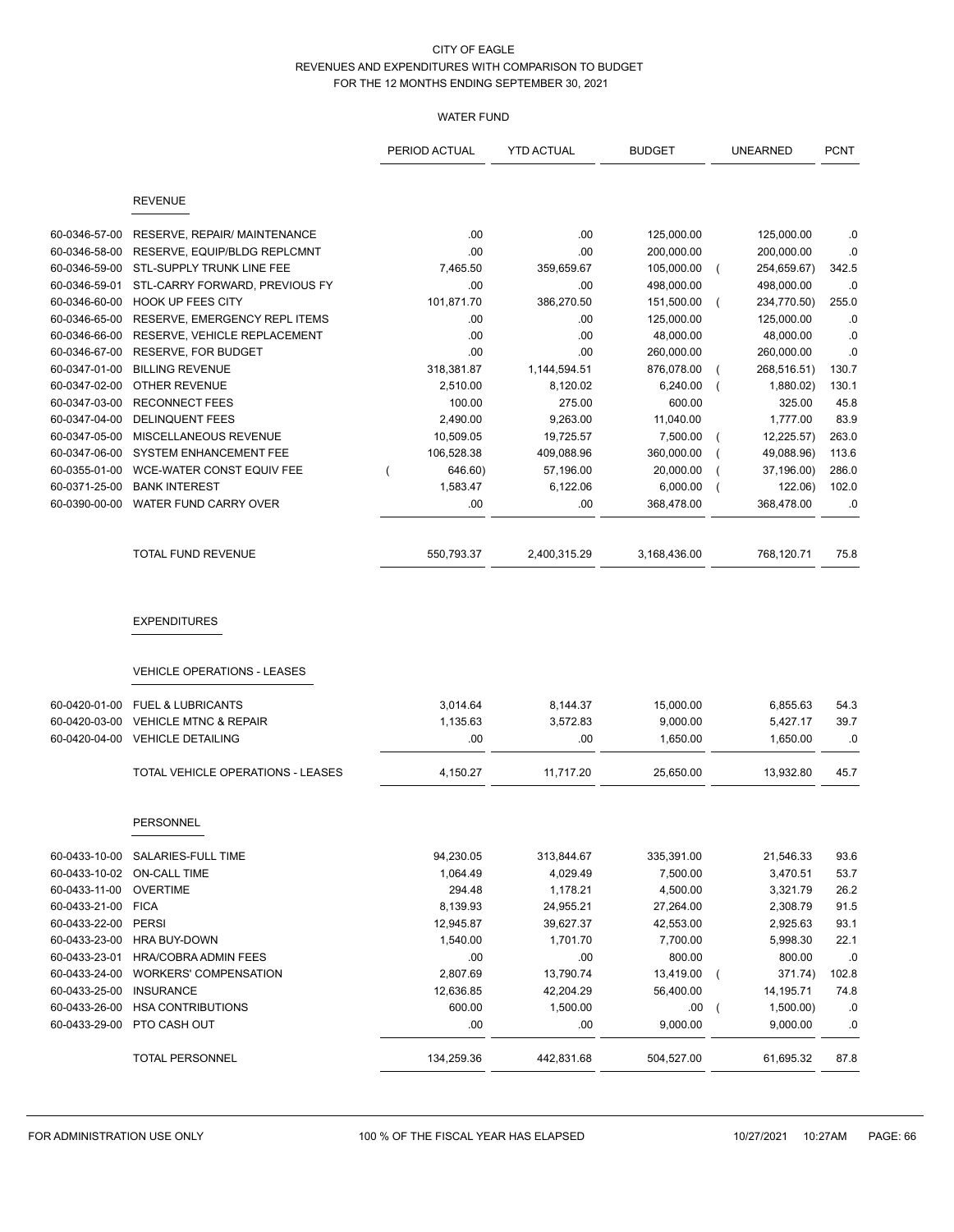CITY OF EAGLE
REVENUES AND EXPENDITURES WITH COMPARISON TO BUDGET
FOR THE 12 MONTHS ENDING SEPTEMBER 30, 2021

WATER FUND

| | | PERIOD ACTUAL | YTD ACTUAL | BUDGET | UNEARNED | PCNT |
|---|---|---|---|---|---|---|
| | **REVENUE** | | | | | |
| 60-0346-57-00 | RESERVE, REPAIR/ MAINTENANCE | .00 | .00 | 125,000.00 | 125,000.00 | .0 |
| 60-0346-58-00 | RESERVE, EQUIP/BLDG REPLCMNT | .00 | .00 | 200,000.00 | 200,000.00 | .0 |
| 60-0346-59-00 | STL-SUPPLY TRUNK LINE FEE | 7,465.50 | 359,659.67 | 105,000.00 | ( 254,659.67) | 342.5 |
| 60-0346-59-01 | STL-CARRY FORWARD, PREVIOUS FY | .00 | .00 | 498,000.00 | 498,000.00 | .0 |
| 60-0346-60-00 | HOOK UP FEES CITY | 101,871.70 | 386,270.50 | 151,500.00 | ( 234,770.50) | 255.0 |
| 60-0346-65-00 | RESERVE, EMERGENCY REPL ITEMS | .00 | .00 | 125,000.00 | 125,000.00 | .0 |
| 60-0346-66-00 | RESERVE, VEHICLE REPLACEMENT | .00 | .00 | 48,000.00 | 48,000.00 | .0 |
| 60-0346-67-00 | RESERVE, FOR BUDGET | .00 | .00 | 260,000.00 | 260,000.00 | .0 |
| 60-0347-01-00 | BILLING REVENUE | 318,381.87 | 1,144,594.51 | 876,078.00 | ( 268,516.51) | 130.7 |
| 60-0347-02-00 | OTHER REVENUE | 2,510.00 | 8,120.02 | 6,240.00 | ( 1,880.02) | 130.1 |
| 60-0347-03-00 | RECONNECT FEES | 100.00 | 275.00 | 600.00 | 325.00 | 45.8 |
| 60-0347-04-00 | DELINQUENT FEES | 2,490.00 | 9,263.00 | 11,040.00 | 1,777.00 | 83.9 |
| 60-0347-05-00 | MISCELLANEOUS REVENUE | 10,509.05 | 19,725.57 | 7,500.00 | ( 12,225.57) | 263.0 |
| 60-0347-06-00 | SYSTEM ENHANCEMENT FEE | 106,528.38 | 409,088.96 | 360,000.00 | ( 49,088.96) | 113.6 |
| 60-0355-01-00 | WCE-WATER CONST EQUIV FEE | ( 646.60) | 57,196.00 | 20,000.00 | ( 37,196.00) | 286.0 |
| 60-0371-25-00 | BANK INTEREST | 1,583.47 | 6,122.06 | 6,000.00 | ( 122.06) | 102.0 |
| 60-0390-00-00 | WATER FUND CARRY OVER | .00 | .00 | 368,478.00 | 368,478.00 | .0 |
| | TOTAL FUND REVENUE | 550,793.37 | 2,400,315.29 | 3,168,436.00 | 768,120.71 | 75.8 |
| | **EXPENDITURES** | | | | | |
| | **VEHICLE OPERATIONS - LEASES** | | | | | |
| 60-0420-01-00 | FUEL & LUBRICANTS | 3,014.64 | 8,144.37 | 15,000.00 | 6,855.63 | 54.3 |
| 60-0420-03-00 | VEHICLE MTNC & REPAIR | 1,135.63 | 3,572.83 | 9,000.00 | 5,427.17 | 39.7 |
| 60-0420-04-00 | VEHICLE DETAILING | .00 | .00 | 1,650.00 | 1,650.00 | .0 |
| | TOTAL VEHICLE OPERATIONS - LEASES | 4,150.27 | 11,717.20 | 25,650.00 | 13,932.80 | 45.7 |
| | **PERSONNEL** | | | | | |
| 60-0433-10-00 | SALARIES-FULL TIME | 94,230.05 | 313,844.67 | 335,391.00 | 21,546.33 | 93.6 |
| 60-0433-10-02 | ON-CALL TIME | 1,064.49 | 4,029.49 | 7,500.00 | 3,470.51 | 53.7 |
| 60-0433-11-00 | OVERTIME | 294.48 | 1,178.21 | 4,500.00 | 3,321.79 | 26.2 |
| 60-0433-21-00 | FICA | 8,139.93 | 24,955.21 | 27,264.00 | 2,308.79 | 91.5 |
| 60-0433-22-00 | PERSI | 12,945.87 | 39,627.37 | 42,553.00 | 2,925.63 | 93.1 |
| 60-0433-23-00 | HRA BUY-DOWN | 1,540.00 | 1,701.70 | 7,700.00 | 5,998.30 | 22.1 |
| 60-0433-23-01 | HRA/COBRA ADMIN FEES | .00 | .00 | 800.00 | 800.00 | .0 |
| 60-0433-24-00 | WORKERS' COMPENSATION | 2,807.69 | 13,790.74 | 13,419.00 | ( 371.74) | 102.8 |
| 60-0433-25-00 | INSURANCE | 12,636.85 | 42,204.29 | 56,400.00 | 14,195.71 | 74.8 |
| 60-0433-26-00 | HSA CONTRIBUTIONS | 600.00 | 1,500.00 | .00 | ( 1,500.00) | .0 |
| 60-0433-29-00 | PTO CASH OUT | .00 | .00 | 9,000.00 | 9,000.00 | .0 |
| | TOTAL PERSONNEL | 134,259.36 | 442,831.68 | 504,527.00 | 61,695.32 | 87.8 |

FOR ADMINISTRATION USE ONLY 100 % OF THE FISCAL YEAR HAS ELAPSED 10/27/2021 10:27AM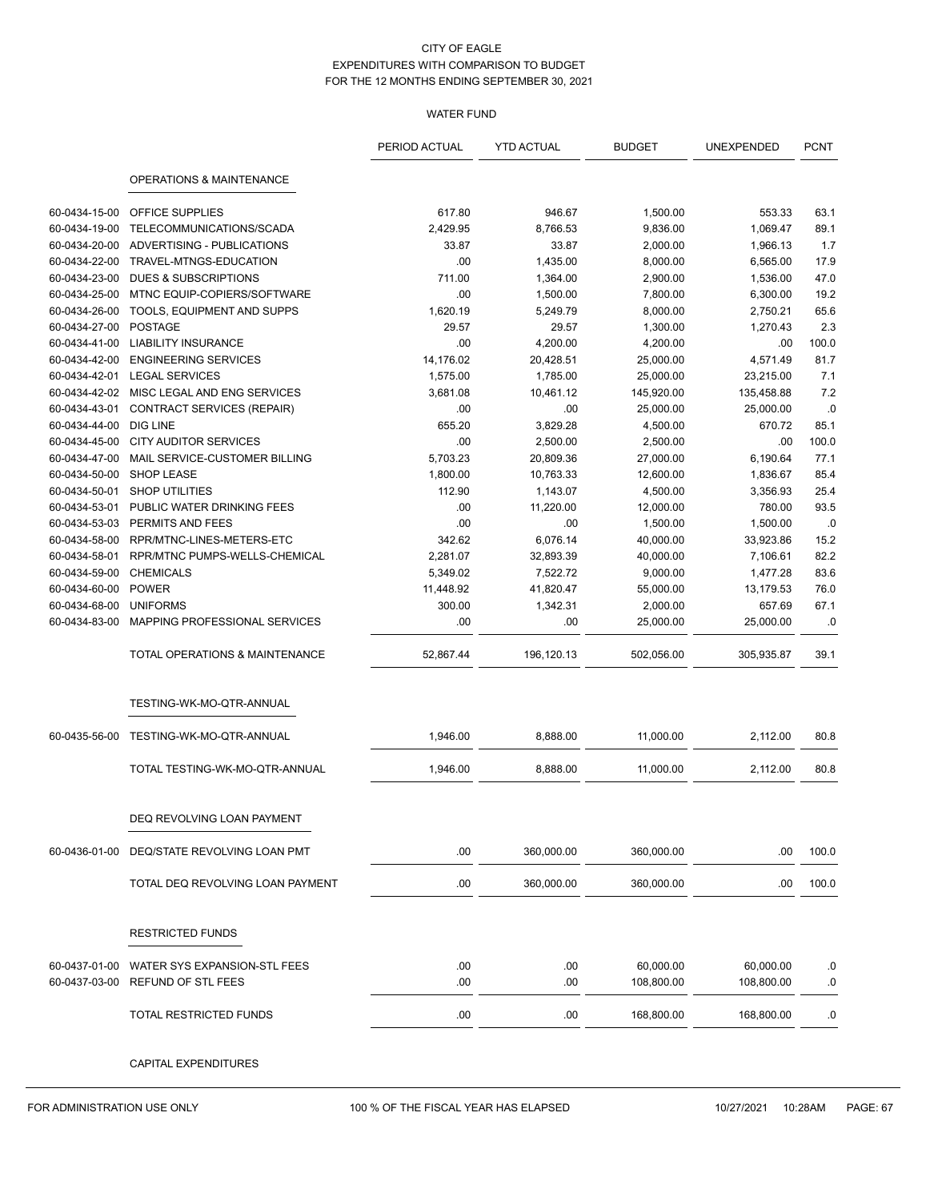CITY OF EAGLE
EXPENDITURES WITH COMPARISON TO BUDGET
FOR THE 12 MONTHS ENDING SEPTEMBER 30, 2021

WATER FUND

| | | PERIOD ACTUAL | YTD ACTUAL | BUDGET | UNEXPENDED | PCNT |
|---|---|---|---|---|---|---|
| | OPERATIONS & MAINTENANCE | | | | | |
| 60-0434-15-00 | OFFICE SUPPLIES | 617.80 | 946.67 | 1,500.00 | 553.33 | 63.1 |
| 60-0434-19-00 | TELECOMMUNICATIONS/SCADA | 2,429.95 | 8,766.53 | 9,836.00 | 1,069.47 | 89.1 |
| 60-0434-20-00 | ADVERTISING - PUBLICATIONS | 33.87 | 33.87 | 2,000.00 | 1,966.13 | 1.7 |
| 60-0434-22-00 | TRAVEL-MTNGS-EDUCATION | .00 | 1,435.00 | 8,000.00 | 6,565.00 | 17.9 |
| 60-0434-23-00 | DUES & SUBSCRIPTIONS | 711.00 | 1,364.00 | 2,900.00 | 1,536.00 | 47.0 |
| 60-0434-25-00 | MTNC EQUIP-COPIERS/SOFTWARE | .00 | 1,500.00 | 7,800.00 | 6,300.00 | 19.2 |
| 60-0434-26-00 | TOOLS, EQUIPMENT AND SUPPS | 1,620.19 | 5,249.79 | 8,000.00 | 2,750.21 | 65.6 |
| 60-0434-27-00 | POSTAGE | 29.57 | 29.57 | 1,300.00 | 1,270.43 | 2.3 |
| 60-0434-41-00 | LIABILITY INSURANCE | .00 | 4,200.00 | 4,200.00 | .00 | 100.0 |
| 60-0434-42-00 | ENGINEERING SERVICES | 14,176.02 | 20,428.51 | 25,000.00 | 4,571.49 | 81.7 |
| 60-0434-42-01 | LEGAL SERVICES | 1,575.00 | 1,785.00 | 25,000.00 | 23,215.00 | 7.1 |
| 60-0434-42-02 | MISC LEGAL AND ENG SERVICES | 3,681.08 | 10,461.12 | 145,920.00 | 135,458.88 | 7.2 |
| 60-0434-43-01 | CONTRACT SERVICES (REPAIR) | .00 | .00 | 25,000.00 | 25,000.00 | .0 |
| 60-0434-44-00 | DIG LINE | 655.20 | 3,829.28 | 4,500.00 | 670.72 | 85.1 |
| 60-0434-45-00 | CITY AUDITOR SERVICES | .00 | 2,500.00 | 2,500.00 | .00 | 100.0 |
| 60-0434-47-00 | MAIL SERVICE-CUSTOMER BILLING | 5,703.23 | 20,809.36 | 27,000.00 | 6,190.64 | 77.1 |
| 60-0434-50-00 | SHOP LEASE | 1,800.00 | 10,763.33 | 12,600.00 | 1,836.67 | 85.4 |
| 60-0434-50-01 | SHOP UTILITIES | 112.90 | 1,143.07 | 4,500.00 | 3,356.93 | 25.4 |
| 60-0434-53-01 | PUBLIC WATER DRINKING FEES | .00 | 11,220.00 | 12,000.00 | 780.00 | 93.5 |
| 60-0434-53-03 | PERMITS AND FEES | .00 | .00 | 1,500.00 | 1,500.00 | .0 |
| 60-0434-58-00 | RPR/MTNC-LINES-METERS-ETC | 342.62 | 6,076.14 | 40,000.00 | 33,923.86 | 15.2 |
| 60-0434-58-01 | RPR/MTNC PUMPS-WELLS-CHEMICAL | 2,281.07 | 32,893.39 | 40,000.00 | 7,106.61 | 82.2 |
| 60-0434-59-00 | CHEMICALS | 5,349.02 | 7,522.72 | 9,000.00 | 1,477.28 | 83.6 |
| 60-0434-60-00 | POWER | 11,448.92 | 41,820.47 | 55,000.00 | 13,179.53 | 76.0 |
| 60-0434-68-00 | UNIFORMS | 300.00 | 1,342.31 | 2,000.00 | 657.69 | 67.1 |
| 60-0434-83-00 | MAPPING PROFESSIONAL SERVICES | .00 | .00 | 25,000.00 | 25,000.00 | .0 |
| | TOTAL OPERATIONS & MAINTENANCE | 52,867.44 | 196,120.13 | 502,056.00 | 305,935.87 | 39.1 |
| | TESTING-WK-MO-QTR-ANNUAL | | | | | |
| 60-0435-56-00 | TESTING-WK-MO-QTR-ANNUAL | 1,946.00 | 8,888.00 | 11,000.00 | 2,112.00 | 80.8 |
| | TOTAL TESTING-WK-MO-QTR-ANNUAL | 1,946.00 | 8,888.00 | 11,000.00 | 2,112.00 | 80.8 |
| | DEQ REVOLVING LOAN PAYMENT | | | | | |
| 60-0436-01-00 | DEQ/STATE REVOLVING LOAN PMT | .00 | 360,000.00 | 360,000.00 | .00 | 100.0 |
| | TOTAL DEQ REVOLVING LOAN PAYMENT | .00 | 360,000.00 | 360,000.00 | .00 | 100.0 |
| | RESTRICTED FUNDS | | | | | |
| 60-0437-01-00 | WATER SYS EXPANSION-STL FEES | .00 | .00 | 60,000.00 | 60,000.00 | .0 |
| 60-0437-03-00 | REFUND OF STL FEES | .00 | .00 | 108,800.00 | 108,800.00 | .0 |
| | TOTAL RESTRICTED FUNDS | .00 | .00 | 168,800.00 | 168,800.00 | .0 |
| | CAPITAL EXPENDITURES | | | | | |

FOR ADMINISTRATION USE ONLY — 100 % OF THE FISCAL YEAR HAS ELAPSED — 10/27/2021 10:28AM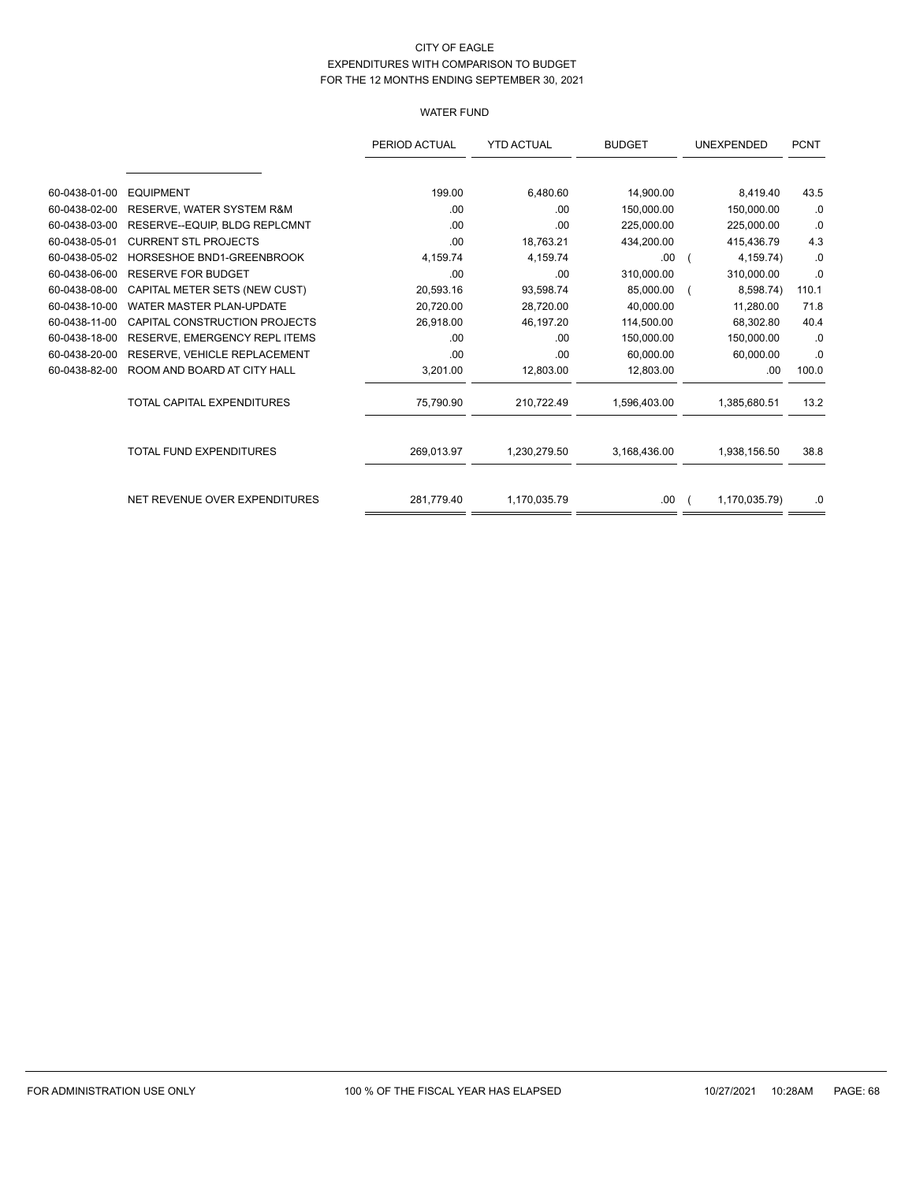CITY OF EAGLE
EXPENDITURES WITH COMPARISON TO BUDGET
FOR THE 12 MONTHS ENDING SEPTEMBER 30, 2021

WATER FUND

| | | PERIOD ACTUAL | YTD ACTUAL | BUDGET | UNEXPENDED | PCNT |
|---|---|---|---|---|---|---|
| 60-0438-01-00 | EQUIPMENT | 199.00 | 6,480.60 | 14,900.00 | 8,419.40 | 43.5 |
| 60-0438-02-00 | RESERVE, WATER SYSTEM R&M | .00 | .00 | 150,000.00 | 150,000.00 | .0 |
| 60-0438-03-00 | RESERVE--EQUIP, BLDG REPLCMNT | .00 | .00 | 225,000.00 | 225,000.00 | .0 |
| 60-0438-05-01 | CURRENT STL PROJECTS | .00 | 18,763.21 | 434,200.00 | 415,436.79 | 4.3 |
| 60-0438-05-02 | HORSESHOE BND1-GREENBROOK | 4,159.74 | 4,159.74 | .00 | ( 4,159.74) | .0 |
| 60-0438-06-00 | RESERVE FOR BUDGET | .00 | .00 | 310,000.00 | 310,000.00 | .0 |
| 60-0438-08-00 | CAPITAL METER SETS (NEW CUST) | 20,593.16 | 93,598.74 | 85,000.00 | ( 8,598.74) | 110.1 |
| 60-0438-10-00 | WATER MASTER PLAN-UPDATE | 20,720.00 | 28,720.00 | 40,000.00 | 11,280.00 | 71.8 |
| 60-0438-11-00 | CAPITAL CONSTRUCTION PROJECTS | 26,918.00 | 46,197.20 | 114,500.00 | 68,302.80 | 40.4 |
| 60-0438-18-00 | RESERVE, EMERGENCY REPL ITEMS | .00 | .00 | 150,000.00 | 150,000.00 | .0 |
| 60-0438-20-00 | RESERVE, VEHICLE REPLACEMENT | .00 | .00 | 60,000.00 | 60,000.00 | .0 |
| 60-0438-82-00 | ROOM AND BOARD AT CITY HALL | 3,201.00 | 12,803.00 | 12,803.00 | .00 | 100.0 |
| | TOTAL CAPITAL EXPENDITURES | 75,790.90 | 210,722.49 | 1,596,403.00 | 1,385,680.51 | 13.2 |
| | TOTAL FUND EXPENDITURES | 269,013.97 | 1,230,279.50 | 3,168,436.00 | 1,938,156.50 | 38.8 |
| | NET REVENUE OVER EXPENDITURES | 281,779.40 | 1,170,035.79 | .00 | ( 1,170,035.79) | .0 |

FOR ADMINISTRATION USE ONLY — 100 % OF THE FISCAL YEAR HAS ELAPSED — 10/27/2021 10:28AM